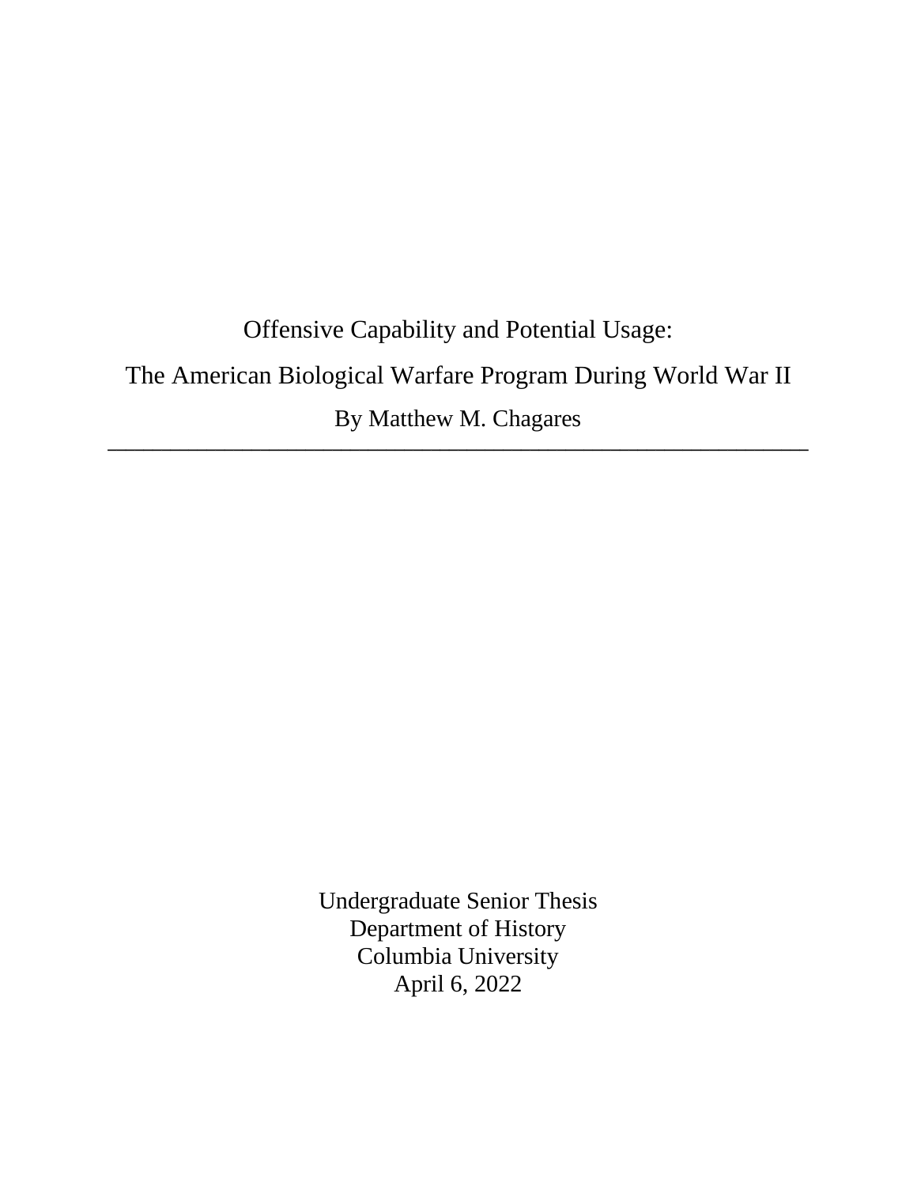# Offensive Capability and Potential Usage:

# The American Biological Warfare Program During World War II

By Matthew M. Chagares

---

Undergraduate Senior Thesis
Department of History
Columbia University
April 6, 2022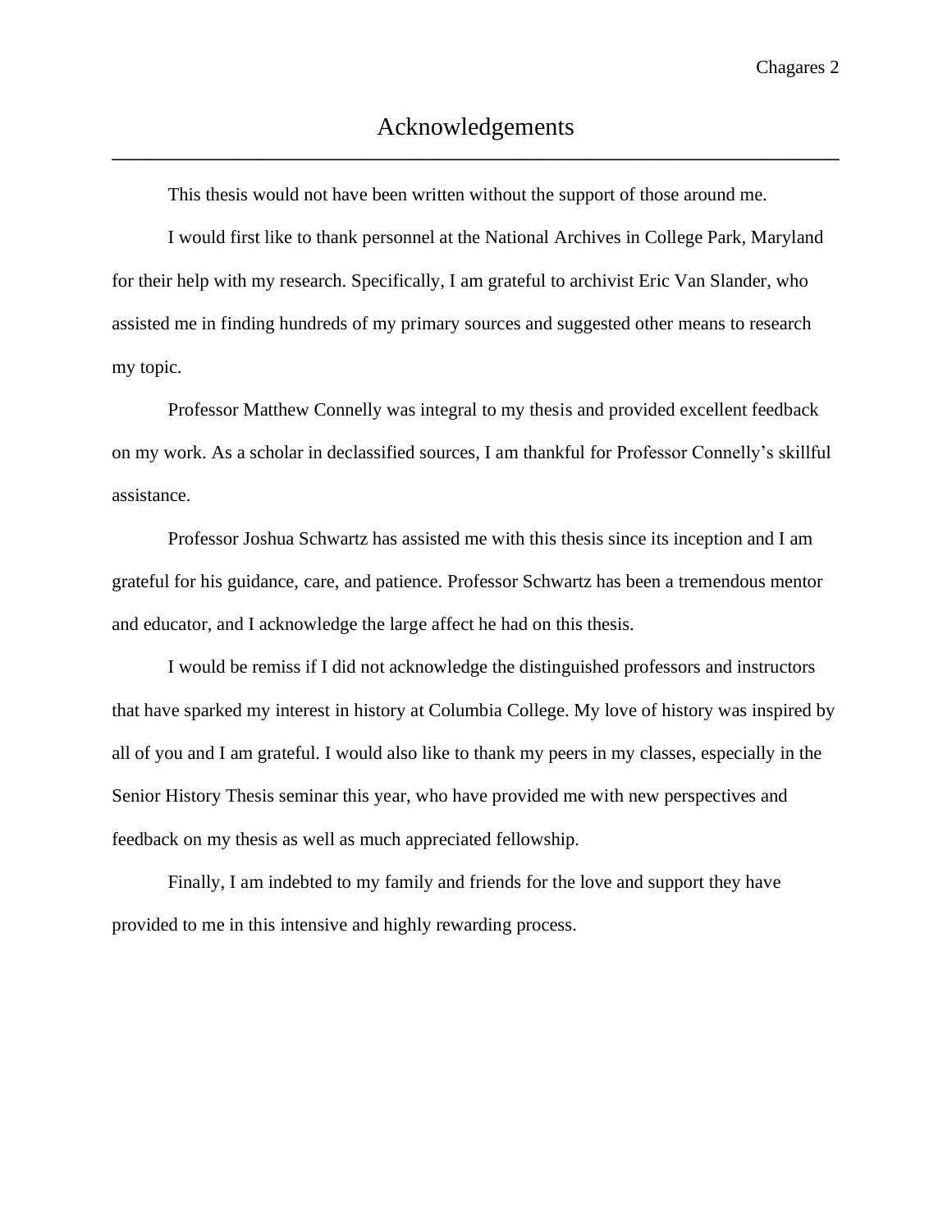# Acknowledgements

This thesis would not have been written without the support of those around me.

I would first like to thank personnel at the National Archives in College Park, Maryland for their help with my research. Specifically, I am grateful to archivist Eric Van Slander, who assisted me in finding hundreds of my primary sources and suggested other means to research my topic.

Professor Matthew Connelly was integral to my thesis and provided excellent feedback on my work. As a scholar in declassified sources, I am thankful for Professor Connelly's skillful assistance.

Professor Joshua Schwartz has assisted me with this thesis since its inception and I am grateful for his guidance, care, and patience. Professor Schwartz has been a tremendous mentor and educator, and I acknowledge the large affect he had on this thesis.

I would be remiss if I did not acknowledge the distinguished professors and instructors that have sparked my interest in history at Columbia College. My love of history was inspired by all of you and I am grateful. I would also like to thank my peers in my classes, especially in the Senior History Thesis seminar this year, who have provided me with new perspectives and feedback on my thesis as well as much appreciated fellowship.

Finally, I am indebted to my family and friends for the love and support they have provided to me in this intensive and highly rewarding process.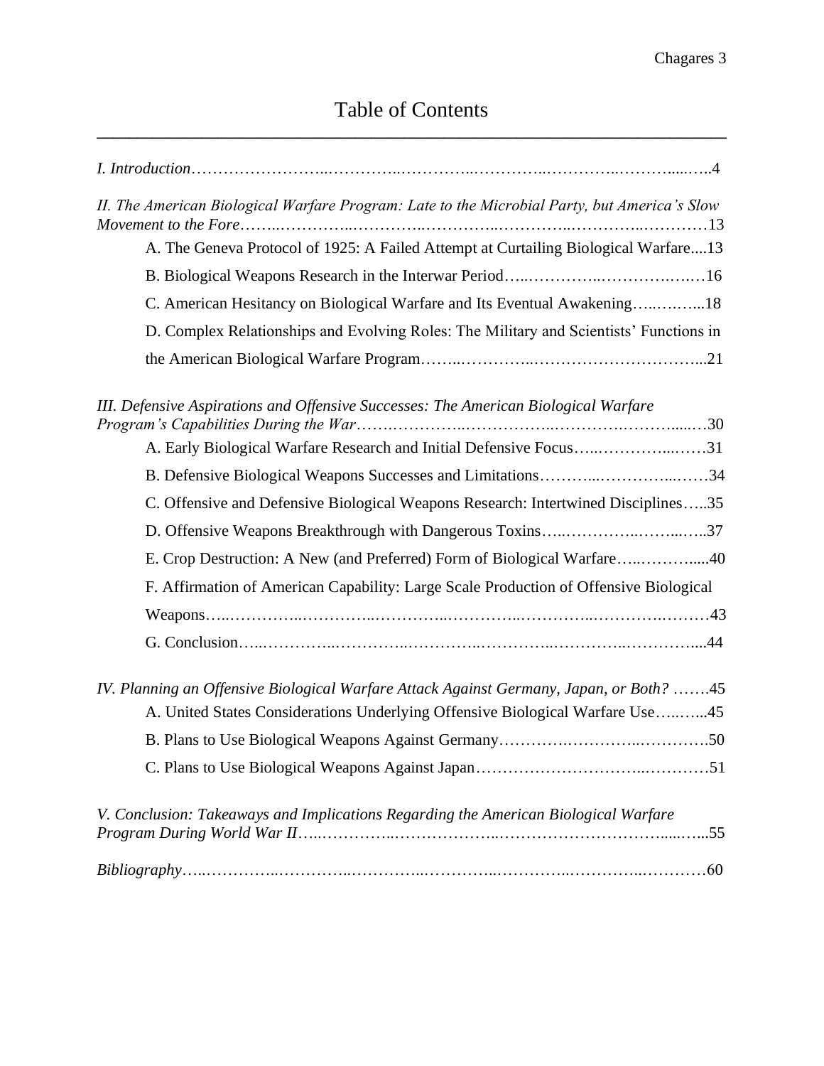# Table of Contents

*I. Introduction*……………………..…………..…………..…………..…………..……….....…..4

*II. The American Biological Warfare Program: Late to the Microbial Party, but America's Slow Movement to the Fore*……..…………..…………..…………..…………..…………..…………13

- A. The Geneva Protocol of 1925: A Failed Attempt at Curtailing Biological Warfare....13
- B. Biological Weapons Research in the Interwar Period…..…………..……………..…16
- C. American Hesitancy on Biological Warfare and Its Eventual Awakening…..…..…...18
- D. Complex Relationships and Evolving Roles: The Military and Scientists' Functions in the American Biological Warfare Program……..…………..…………………………...21

*III. Defensive Aspirations and Offensive Successes: The American Biological Warfare Program's Capabilities During the War*…….…………..……………..…………..………......…30

- A. Early Biological Warfare Research and Initial Defensive Focus…..…………...……31
- B. Defensive Biological Weapons Successes and Limitations………...…………...……34
- C. Offensive and Defensive Biological Weapons Research: Intertwined Disciplines…..35
- D. Offensive Weapons Breakthrough with Dangerous Toxins…..…………..……...…..37
- E. Crop Destruction: A New (and Preferred) Form of Biological Warfare…..……….....40
- F. Affirmation of American Capability: Large Scale Production of Offensive Biological Weapons…..…………..…………..…………..…………..…………..…………..………43
- G. Conclusion…..…………..…………..…………..…………..…………..…………...44

*IV. Planning an Offensive Biological Warfare Attack Against Germany, Japan, or Both?* …….45

- A. United States Considerations Underlying Offensive Biological Warfare Use…..…...45
- B. Plans to Use Biological Weapons Against Germany………….…………..………….50
- C. Plans to Use Biological Weapons Against Japan…………………………..…………51

*V. Conclusion: Takeaways and Implications Regarding the American Biological Warfare Program During World War II*…..…………..………………..…………………………....…..55

*Bibliography*…..…………..…………..…………..…………..…………..…………..…………60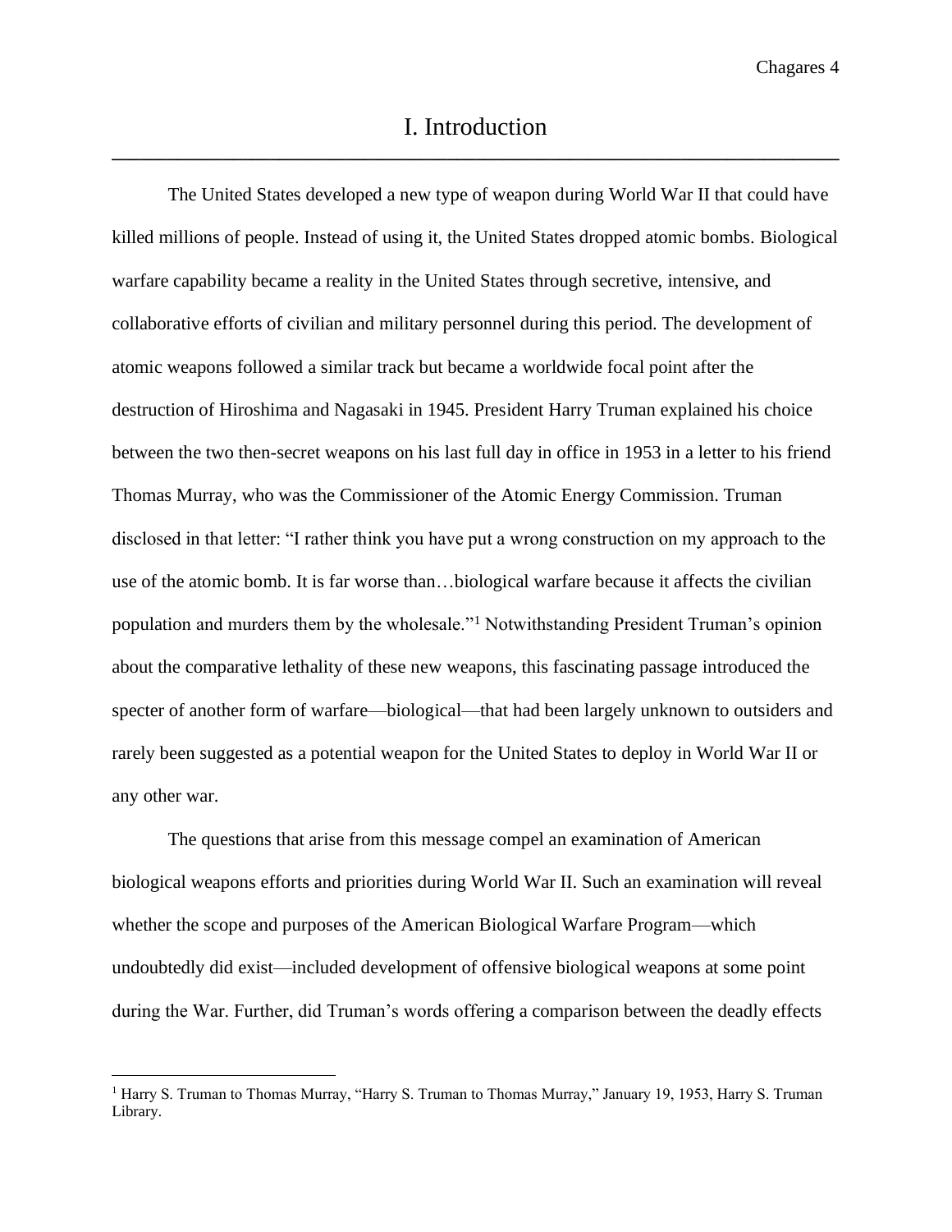# I. Introduction

The United States developed a new type of weapon during World War II that could have killed millions of people. Instead of using it, the United States dropped atomic bombs. Biological warfare capability became a reality in the United States through secretive, intensive, and collaborative efforts of civilian and military personnel during this period. The development of atomic weapons followed a similar track but became a worldwide focal point after the destruction of Hiroshima and Nagasaki in 1945. President Harry Truman explained his choice between the two then-secret weapons on his last full day in office in 1953 in a letter to his friend Thomas Murray, who was the Commissioner of the Atomic Energy Commission. Truman disclosed in that letter: "I rather think you have put a wrong construction on my approach to the use of the atomic bomb. It is far worse than…biological warfare because it affects the civilian population and murders them by the wholesale."[1] Notwithstanding President Truman's opinion about the comparative lethality of these new weapons, this fascinating passage introduced the specter of another form of warfare—biological—that had been largely unknown to outsiders and rarely been suggested as a potential weapon for the United States to deploy in World War II or any other war.

The questions that arise from this message compel an examination of American biological weapons efforts and priorities during World War II. Such an examination will reveal whether the scope and purposes of the American Biological Warfare Program—which undoubtedly did exist—included development of offensive biological weapons at some point during the War. Further, did Truman's words offering a comparison between the deadly effects

[1] Harry S. Truman to Thomas Murray, "Harry S. Truman to Thomas Murray," January 19, 1953, Harry S. Truman Library.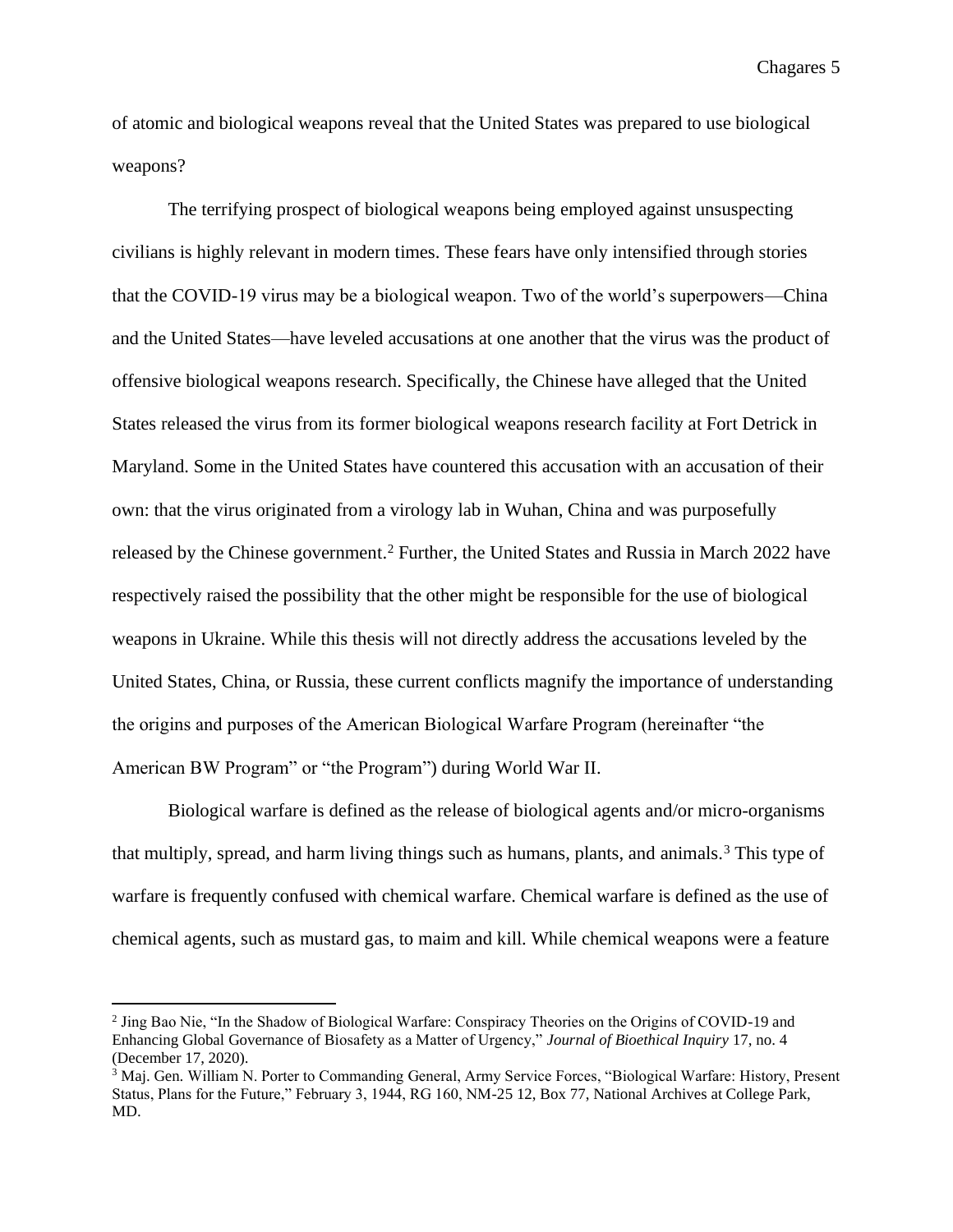of atomic and biological weapons reveal that the United States was prepared to use biological weapons?

The terrifying prospect of biological weapons being employed against unsuspecting civilians is highly relevant in modern times. These fears have only intensified through stories that the COVID-19 virus may be a biological weapon. Two of the world's superpowers—China and the United States—have leveled accusations at one another that the virus was the product of offensive biological weapons research. Specifically, the Chinese have alleged that the United States released the virus from its former biological weapons research facility at Fort Detrick in Maryland. Some in the United States have countered this accusation with an accusation of their own: that the virus originated from a virology lab in Wuhan, China and was purposefully released by the Chinese government.[2] Further, the United States and Russia in March 2022 have respectively raised the possibility that the other might be responsible for the use of biological weapons in Ukraine. While this thesis will not directly address the accusations leveled by the United States, China, or Russia, these current conflicts magnify the importance of understanding the origins and purposes of the American Biological Warfare Program (hereinafter "the American BW Program" or "the Program") during World War II.

Biological warfare is defined as the release of biological agents and/or micro-organisms that multiply, spread, and harm living things such as humans, plants, and animals.[3] This type of warfare is frequently confused with chemical warfare. Chemical warfare is defined as the use of chemical agents, such as mustard gas, to maim and kill. While chemical weapons were a feature

---

[2] Jing Bao Nie, "In the Shadow of Biological Warfare: Conspiracy Theories on the Origins of COVID-19 and Enhancing Global Governance of Biosafety as a Matter of Urgency," *Journal of Bioethical Inquiry* 17, no. 4 (December 17, 2020).

[3] Maj. Gen. William N. Porter to Commanding General, Army Service Forces, "Biological Warfare: History, Present Status, Plans for the Future," February 3, 1944, RG 160, NM-25 12, Box 77, National Archives at College Park, MD.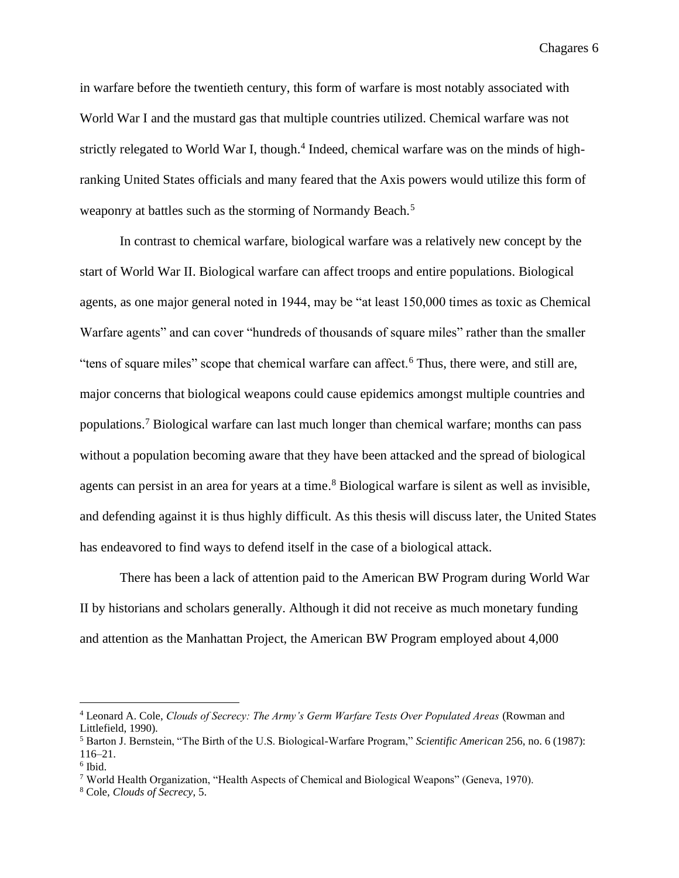in warfare before the twentieth century, this form of warfare is most notably associated with World War I and the mustard gas that multiple countries utilized. Chemical warfare was not strictly relegated to World War I, though.[4] Indeed, chemical warfare was on the minds of high-ranking United States officials and many feared that the Axis powers would utilize this form of weaponry at battles such as the storming of Normandy Beach.[5]

In contrast to chemical warfare, biological warfare was a relatively new concept by the start of World War II. Biological warfare can affect troops and entire populations. Biological agents, as one major general noted in 1944, may be "at least 150,000 times as toxic as Chemical Warfare agents" and can cover "hundreds of thousands of square miles" rather than the smaller "tens of square miles" scope that chemical warfare can affect.[6] Thus, there were, and still are, major concerns that biological weapons could cause epidemics amongst multiple countries and populations.[7] Biological warfare can last much longer than chemical warfare; months can pass without a population becoming aware that they have been attacked and the spread of biological agents can persist in an area for years at a time.[8] Biological warfare is silent as well as invisible, and defending against it is thus highly difficult. As this thesis will discuss later, the United States has endeavored to find ways to defend itself in the case of a biological attack.

There has been a lack of attention paid to the American BW Program during World War II by historians and scholars generally. Although it did not receive as much monetary funding and attention as the Manhattan Project, the American BW Program employed about 4,000

---

[4] Leonard A. Cole, *Clouds of Secrecy: The Army's Germ Warfare Tests Over Populated Areas* (Rowman and Littlefield, 1990).

[5] Barton J. Bernstein, "The Birth of the U.S. Biological-Warfare Program," *Scientific American* 256, no. 6 (1987): 116–21.

[6] Ibid.

[7] World Health Organization, "Health Aspects of Chemical and Biological Weapons" (Geneva, 1970).

[8] Cole, *Clouds of Secrecy*, 5.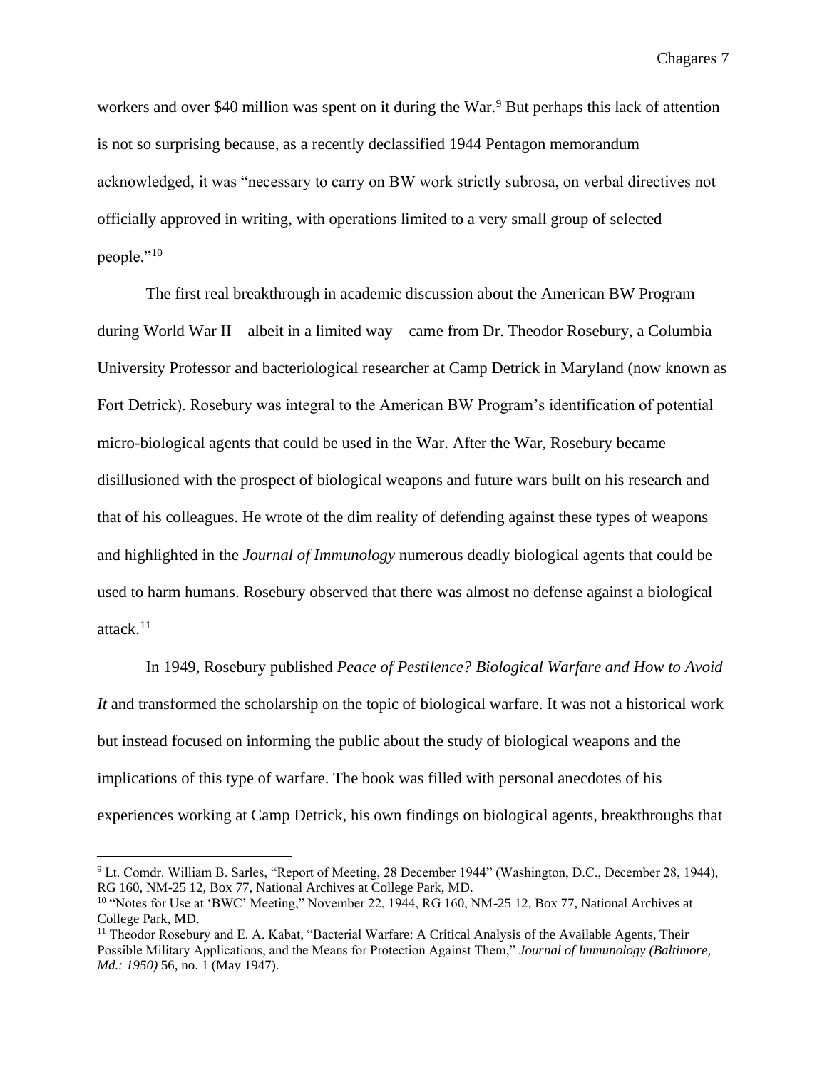workers and over $40 million was spent on it during the War.[9] But perhaps this lack of attention is not so surprising because, as a recently declassified 1944 Pentagon memorandum acknowledged, it was "necessary to carry on BW work strictly subrosa, on verbal directives not officially approved in writing, with operations limited to a very small group of selected people."[10]

The first real breakthrough in academic discussion about the American BW Program during World War II—albeit in a limited way—came from Dr. Theodor Rosebury, a Columbia University Professor and bacteriological researcher at Camp Detrick in Maryland (now known as Fort Detrick). Rosebury was integral to the American BW Program's identification of potential micro-biological agents that could be used in the War. After the War, Rosebury became disillusioned with the prospect of biological weapons and future wars built on his research and that of his colleagues. He wrote of the dim reality of defending against these types of weapons and highlighted in the *Journal of Immunology* numerous deadly biological agents that could be used to harm humans. Rosebury observed that there was almost no defense against a biological attack.[11]

In 1949, Rosebury published *Peace of Pestilence? Biological Warfare and How to Avoid It* and transformed the scholarship on the topic of biological warfare. It was not a historical work but instead focused on informing the public about the study of biological weapons and the implications of this type of warfare. The book was filled with personal anecdotes of his experiences working at Camp Detrick, his own findings on biological agents, breakthroughs that

---

[9] Lt. Comdr. William B. Sarles, "Report of Meeting, 28 December 1944" (Washington, D.C., December 28, 1944), RG 160, NM-25 12, Box 77, National Archives at College Park, MD.

[10] "Notes for Use at 'BWC' Meeting," November 22, 1944, RG 160, NM-25 12, Box 77, National Archives at College Park, MD.

[11] Theodor Rosebury and E. A. Kabat, "Bacterial Warfare: A Critical Analysis of the Available Agents, Their Possible Military Applications, and the Means for Protection Against Them," *Journal of Immunology (Baltimore, Md.: 1950)* 56, no. 1 (May 1947).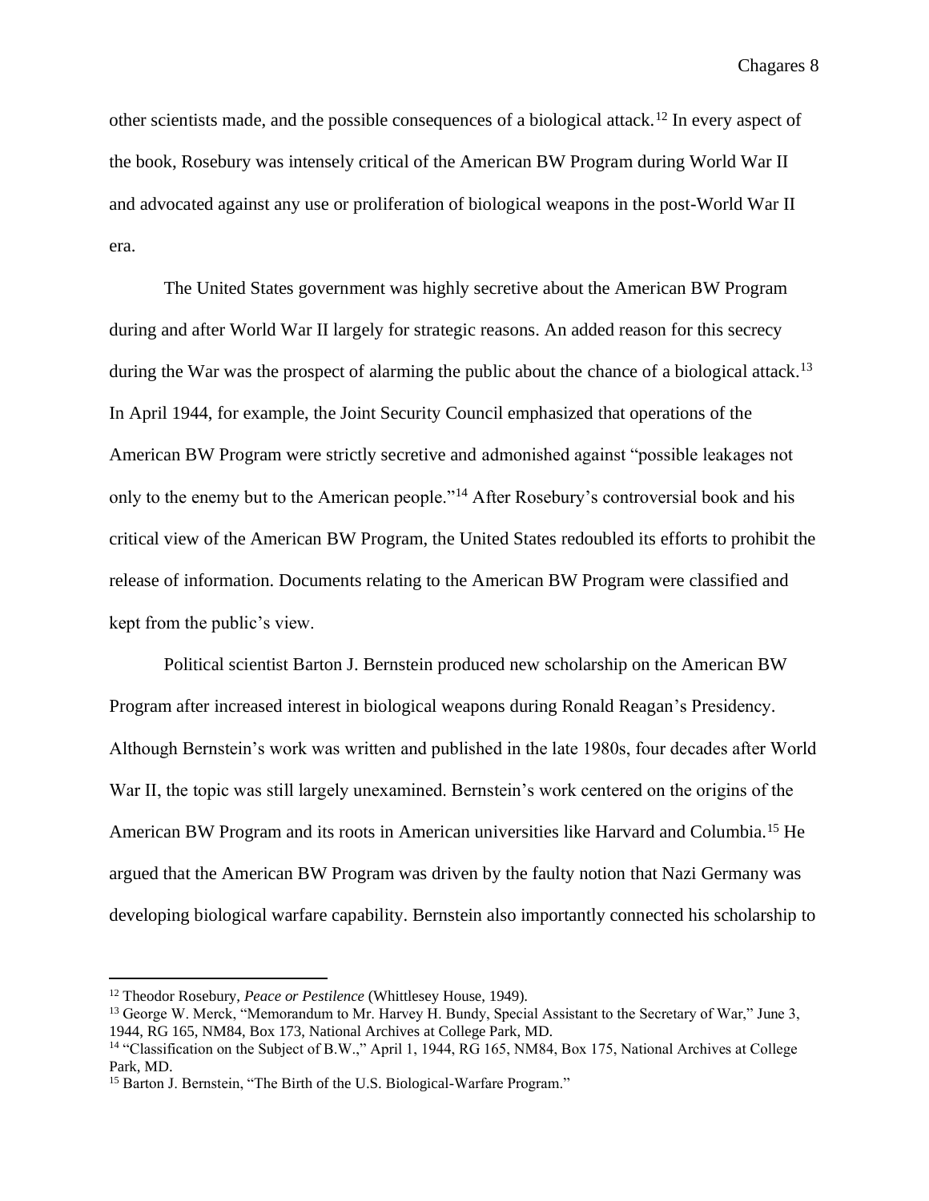other scientists made, and the possible consequences of a biological attack.[12] In every aspect of the book, Rosebury was intensely critical of the American BW Program during World War II and advocated against any use or proliferation of biological weapons in the post-World War II era.

The United States government was highly secretive about the American BW Program during and after World War II largely for strategic reasons. An added reason for this secrecy during the War was the prospect of alarming the public about the chance of a biological attack.[13] In April 1944, for example, the Joint Security Council emphasized that operations of the American BW Program were strictly secretive and admonished against "possible leakages not only to the enemy but to the American people."[14] After Rosebury's controversial book and his critical view of the American BW Program, the United States redoubled its efforts to prohibit the release of information. Documents relating to the American BW Program were classified and kept from the public's view.

Political scientist Barton J. Bernstein produced new scholarship on the American BW Program after increased interest in biological weapons during Ronald Reagan's Presidency. Although Bernstein's work was written and published in the late 1980s, four decades after World War II, the topic was still largely unexamined. Bernstein's work centered on the origins of the American BW Program and its roots in American universities like Harvard and Columbia.[15] He argued that the American BW Program was driven by the faulty notion that Nazi Germany was developing biological warfare capability. Bernstein also importantly connected his scholarship to

---

[12] Theodor Rosebury, *Peace or Pestilence* (Whittlesey House, 1949).

[13] George W. Merck, "Memorandum to Mr. Harvey H. Bundy, Special Assistant to the Secretary of War," June 3, 1944, RG 165, NM84, Box 173, National Archives at College Park, MD.

[14] "Classification on the Subject of B.W.," April 1, 1944, RG 165, NM84, Box 175, National Archives at College Park, MD.

[15] Barton J. Bernstein, "The Birth of the U.S. Biological-Warfare Program."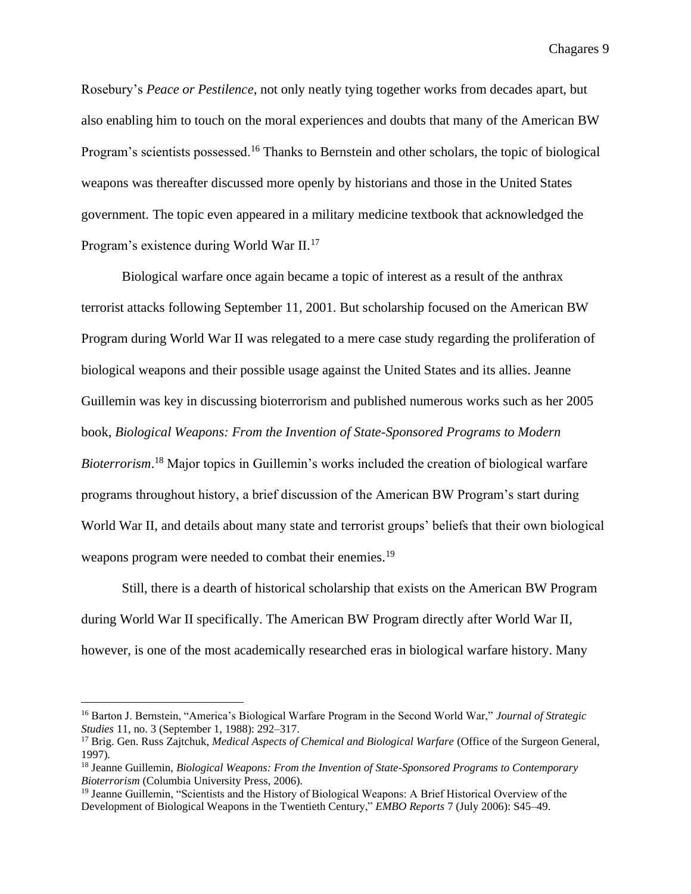Rosebury's *Peace or Pestilence*, not only neatly tying together works from decades apart, but also enabling him to touch on the moral experiences and doubts that many of the American BW Program's scientists possessed.[16] Thanks to Bernstein and other scholars, the topic of biological weapons was thereafter discussed more openly by historians and those in the United States government. The topic even appeared in a military medicine textbook that acknowledged the Program's existence during World War II.[17]

Biological warfare once again became a topic of interest as a result of the anthrax terrorist attacks following September 11, 2001. But scholarship focused on the American BW Program during World War II was relegated to a mere case study regarding the proliferation of biological weapons and their possible usage against the United States and its allies. Jeanne Guillemin was key in discussing bioterrorism and published numerous works such as her 2005 book, *Biological Weapons: From the Invention of State-Sponsored Programs to Modern Bioterrorism*.[18] Major topics in Guillemin's works included the creation of biological warfare programs throughout history, a brief discussion of the American BW Program's start during World War II, and details about many state and terrorist groups' beliefs that their own biological weapons program were needed to combat their enemies.[19]

Still, there is a dearth of historical scholarship that exists on the American BW Program during World War II specifically. The American BW Program directly after World War II, however, is one of the most academically researched eras in biological warfare history. Many

---

[16] Barton J. Bernstein, "America's Biological Warfare Program in the Second World War," *Journal of Strategic Studies* 11, no. 3 (September 1, 1988): 292–317.

[17] Brig. Gen. Russ Zajtchuk, *Medical Aspects of Chemical and Biological Warfare* (Office of the Surgeon General, 1997).

[18] Jeanne Guillemin, *Biological Weapons: From the Invention of State-Sponsored Programs to Contemporary Bioterrorism* (Columbia University Press, 2006).

[19] Jeanne Guillemin, "Scientists and the History of Biological Weapons: A Brief Historical Overview of the Development of Biological Weapons in the Twentieth Century," *EMBO Reports* 7 (July 2006): S45–49.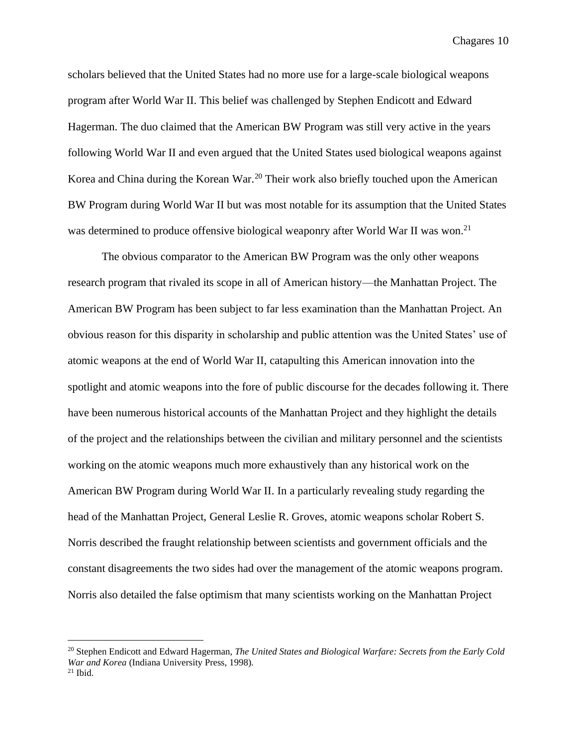scholars believed that the United States had no more use for a large-scale biological weapons program after World War II. This belief was challenged by Stephen Endicott and Edward Hagerman. The duo claimed that the American BW Program was still very active in the years following World War II and even argued that the United States used biological weapons against Korea and China during the Korean War.[20] Their work also briefly touched upon the American BW Program during World War II but was most notable for its assumption that the United States was determined to produce offensive biological weaponry after World War II was won.[21]

The obvious comparator to the American BW Program was the only other weapons research program that rivaled its scope in all of American history—the Manhattan Project. The American BW Program has been subject to far less examination than the Manhattan Project. An obvious reason for this disparity in scholarship and public attention was the United States' use of atomic weapons at the end of World War II, catapulting this American innovation into the spotlight and atomic weapons into the fore of public discourse for the decades following it. There have been numerous historical accounts of the Manhattan Project and they highlight the details of the project and the relationships between the civilian and military personnel and the scientists working on the atomic weapons much more exhaustively than any historical work on the American BW Program during World War II. In a particularly revealing study regarding the head of the Manhattan Project, General Leslie R. Groves, atomic weapons scholar Robert S. Norris described the fraught relationship between scientists and government officials and the constant disagreements the two sides had over the management of the atomic weapons program. Norris also detailed the false optimism that many scientists working on the Manhattan Project

---

[20] Stephen Endicott and Edward Hagerman, *The United States and Biological Warfare: Secrets from the Early Cold War and Korea* (Indiana University Press, 1998).

[21] Ibid.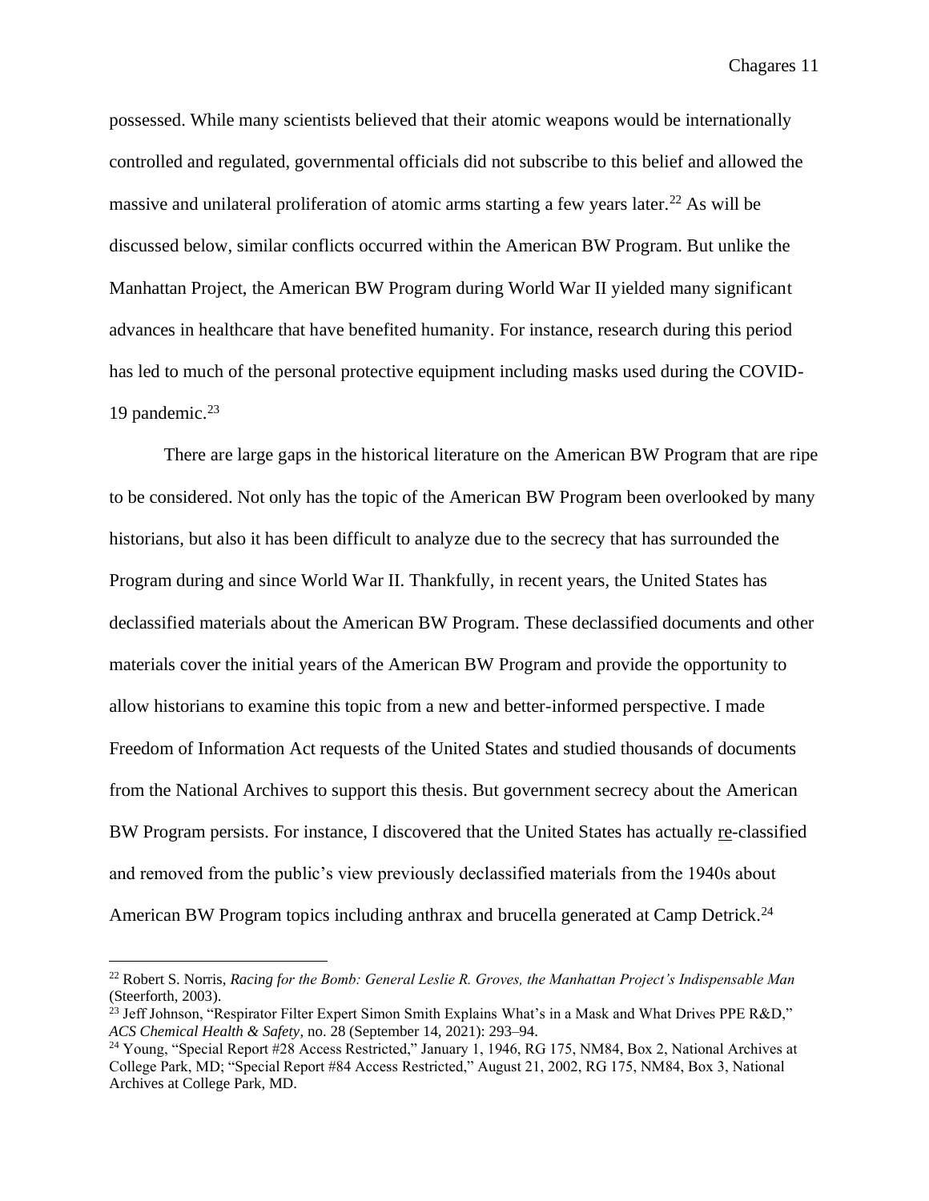possessed. While many scientists believed that their atomic weapons would be internationally controlled and regulated, governmental officials did not subscribe to this belief and allowed the massive and unilateral proliferation of atomic arms starting a few years later.[22] As will be discussed below, similar conflicts occurred within the American BW Program. But unlike the Manhattan Project, the American BW Program during World War II yielded many significant advances in healthcare that have benefited humanity. For instance, research during this period has led to much of the personal protective equipment including masks used during the COVID-19 pandemic.[23]

There are large gaps in the historical literature on the American BW Program that are ripe to be considered. Not only has the topic of the American BW Program been overlooked by many historians, but also it has been difficult to analyze due to the secrecy that has surrounded the Program during and since World War II. Thankfully, in recent years, the United States has declassified materials about the American BW Program. These declassified documents and other materials cover the initial years of the American BW Program and provide the opportunity to allow historians to examine this topic from a new and better-informed perspective. I made Freedom of Information Act requests of the United States and studied thousands of documents from the National Archives to support this thesis. But government secrecy about the American BW Program persists. For instance, I discovered that the United States has actually re-classified and removed from the public's view previously declassified materials from the 1940s about American BW Program topics including anthrax and brucella generated at Camp Detrick.[24]

---

[22] Robert S. Norris, *Racing for the Bomb: General Leslie R. Groves, the Manhattan Project's Indispensable Man* (Steerforth, 2003).

[23] Jeff Johnson, "Respirator Filter Expert Simon Smith Explains What's in a Mask and What Drives PPE R&D," *ACS Chemical Health & Safety*, no. 28 (September 14, 2021): 293–94.

[24] Young, "Special Report #28 Access Restricted," January 1, 1946, RG 175, NM84, Box 2, National Archives at College Park, MD; "Special Report #84 Access Restricted," August 21, 2002, RG 175, NM84, Box 3, National Archives at College Park, MD.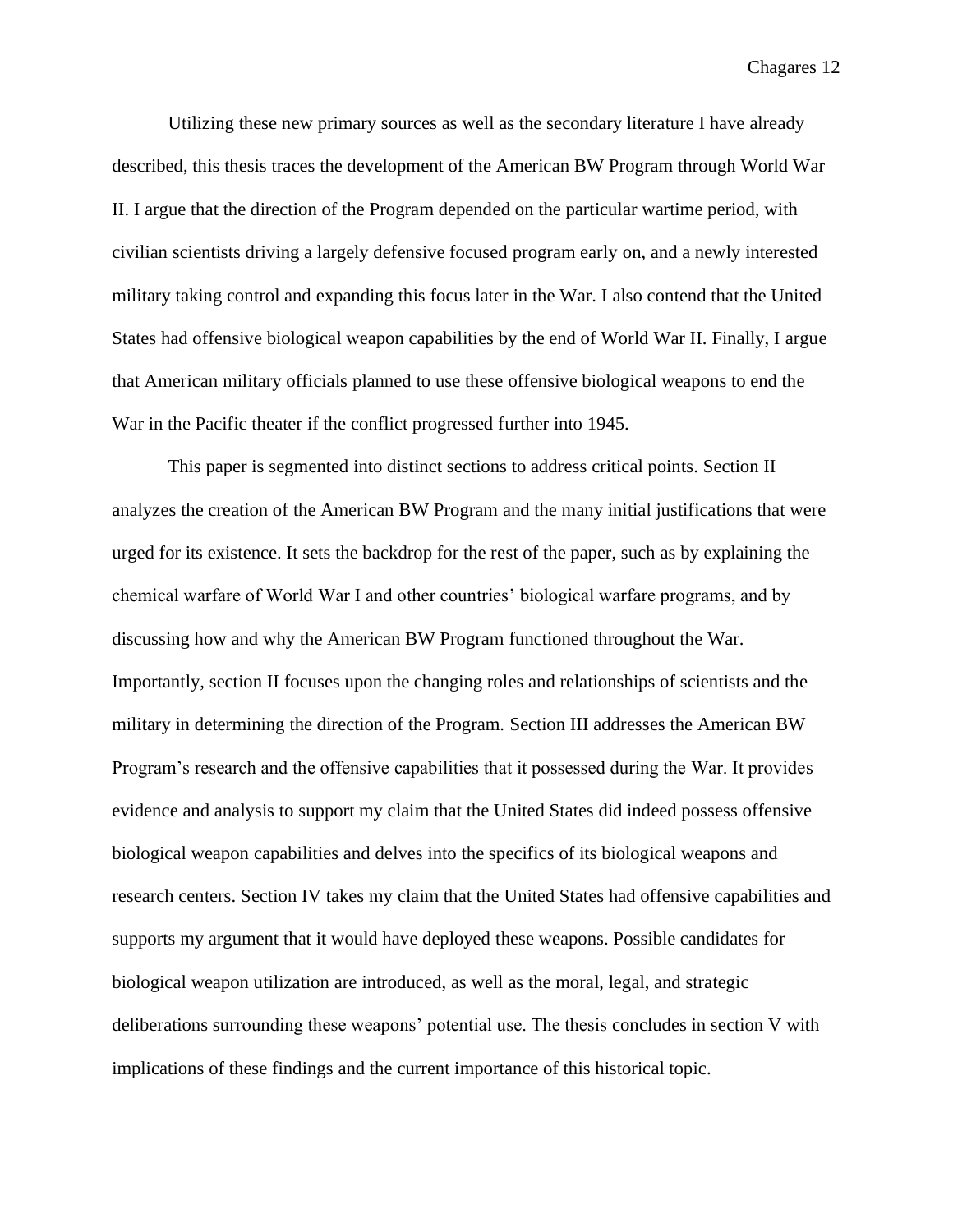Utilizing these new primary sources as well as the secondary literature I have already described, this thesis traces the development of the American BW Program through World War II. I argue that the direction of the Program depended on the particular wartime period, with civilian scientists driving a largely defensive focused program early on, and a newly interested military taking control and expanding this focus later in the War. I also contend that the United States had offensive biological weapon capabilities by the end of World War II. Finally, I argue that American military officials planned to use these offensive biological weapons to end the War in the Pacific theater if the conflict progressed further into 1945.

This paper is segmented into distinct sections to address critical points. Section II analyzes the creation of the American BW Program and the many initial justifications that were urged for its existence. It sets the backdrop for the rest of the paper, such as by explaining the chemical warfare of World War I and other countries' biological warfare programs, and by discussing how and why the American BW Program functioned throughout the War. Importantly, section II focuses upon the changing roles and relationships of scientists and the military in determining the direction of the Program. Section III addresses the American BW Program's research and the offensive capabilities that it possessed during the War. It provides evidence and analysis to support my claim that the United States did indeed possess offensive biological weapon capabilities and delves into the specifics of its biological weapons and research centers. Section IV takes my claim that the United States had offensive capabilities and supports my argument that it would have deployed these weapons. Possible candidates for biological weapon utilization are introduced, as well as the moral, legal, and strategic deliberations surrounding these weapons' potential use. The thesis concludes in section V with implications of these findings and the current importance of this historical topic.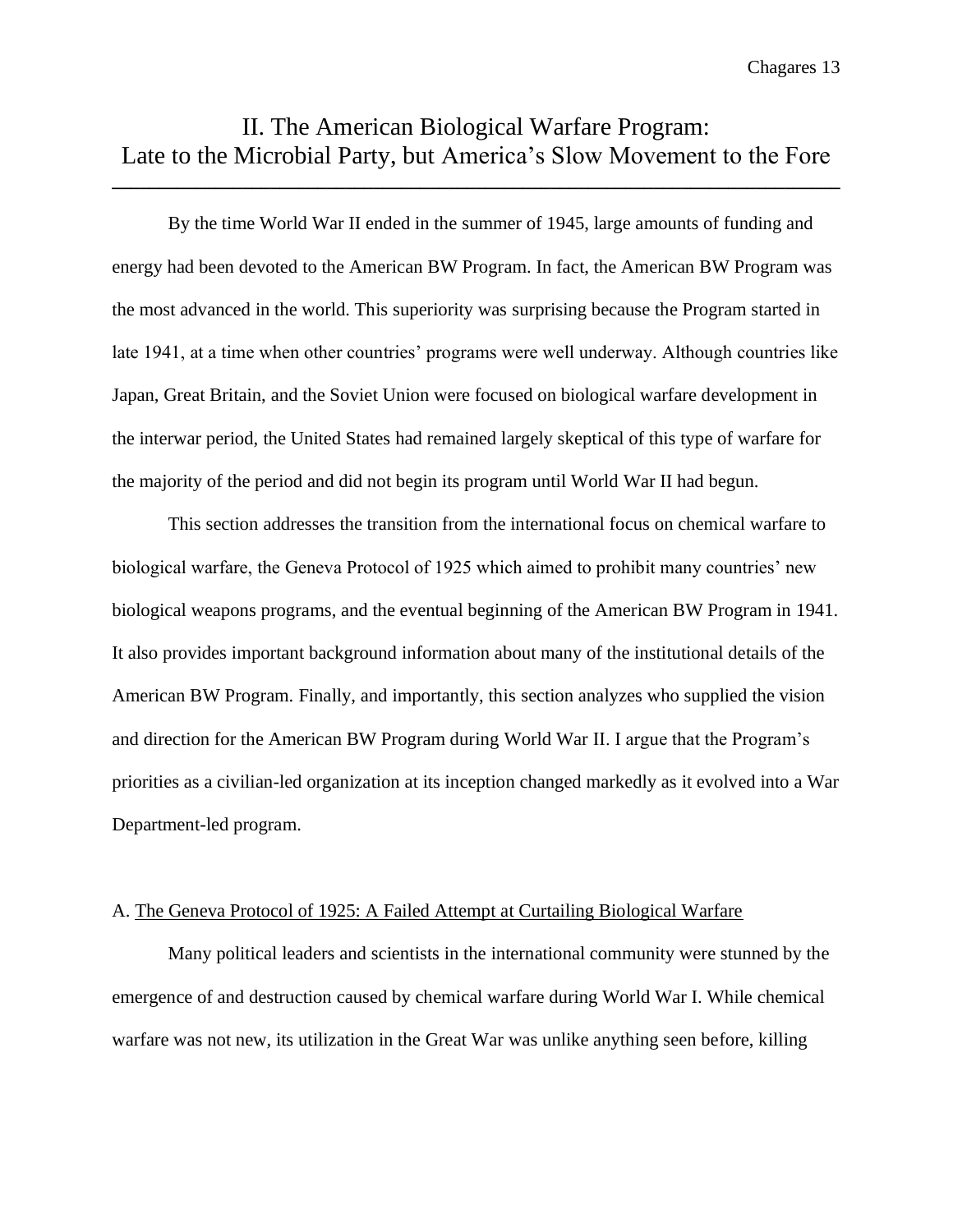# II. The American Biological Warfare Program: Late to the Microbial Party, but America's Slow Movement to the Fore

By the time World War II ended in the summer of 1945, large amounts of funding and energy had been devoted to the American BW Program. In fact, the American BW Program was the most advanced in the world. This superiority was surprising because the Program started in late 1941, at a time when other countries' programs were well underway. Although countries like Japan, Great Britain, and the Soviet Union were focused on biological warfare development in the interwar period, the United States had remained largely skeptical of this type of warfare for the majority of the period and did not begin its program until World War II had begun.

This section addresses the transition from the international focus on chemical warfare to biological warfare, the Geneva Protocol of 1925 which aimed to prohibit many countries' new biological weapons programs, and the eventual beginning of the American BW Program in 1941. It also provides important background information about many of the institutional details of the American BW Program. Finally, and importantly, this section analyzes who supplied the vision and direction for the American BW Program during World War II. I argue that the Program's priorities as a civilian-led organization at its inception changed markedly as it evolved into a War Department-led program.

## A. The Geneva Protocol of 1925: A Failed Attempt at Curtailing Biological Warfare

Many political leaders and scientists in the international community were stunned by the emergence of and destruction caused by chemical warfare during World War I. While chemical warfare was not new, its utilization in the Great War was unlike anything seen before, killing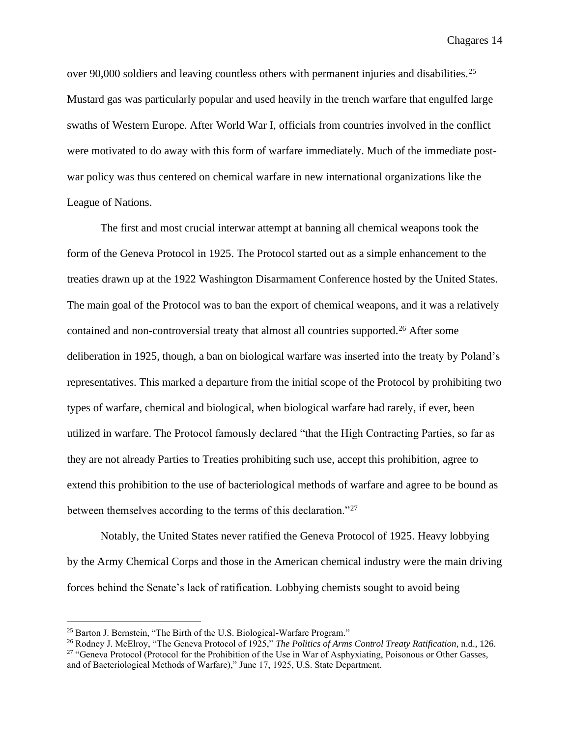over 90,000 soldiers and leaving countless others with permanent injuries and disabilities.[25] Mustard gas was particularly popular and used heavily in the trench warfare that engulfed large swaths of Western Europe. After World War I, officials from countries involved in the conflict were motivated to do away with this form of warfare immediately. Much of the immediate post-war policy was thus centered on chemical warfare in new international organizations like the League of Nations.

The first and most crucial interwar attempt at banning all chemical weapons took the form of the Geneva Protocol in 1925. The Protocol started out as a simple enhancement to the treaties drawn up at the 1922 Washington Disarmament Conference hosted by the United States. The main goal of the Protocol was to ban the export of chemical weapons, and it was a relatively contained and non-controversial treaty that almost all countries supported.[26] After some deliberation in 1925, though, a ban on biological warfare was inserted into the treaty by Poland's representatives. This marked a departure from the initial scope of the Protocol by prohibiting two types of warfare, chemical and biological, when biological warfare had rarely, if ever, been utilized in warfare. The Protocol famously declared "that the High Contracting Parties, so far as they are not already Parties to Treaties prohibiting such use, accept this prohibition, agree to extend this prohibition to the use of bacteriological methods of warfare and agree to be bound as between themselves according to the terms of this declaration."[27]

Notably, the United States never ratified the Geneva Protocol of 1925. Heavy lobbying by the Army Chemical Corps and those in the American chemical industry were the main driving forces behind the Senate's lack of ratification. Lobbying chemists sought to avoid being

---

[25] Barton J. Bernstein, "The Birth of the U.S. Biological-Warfare Program."

[26] Rodney J. McElroy, "The Geneva Protocol of 1925," *The Politics of Arms Control Treaty Ratification*, n.d., 126.

[27] "Geneva Protocol (Protocol for the Prohibition of the Use in War of Asphyxiating, Poisonous or Other Gasses, and of Bacteriological Methods of Warfare)," June 17, 1925, U.S. State Department.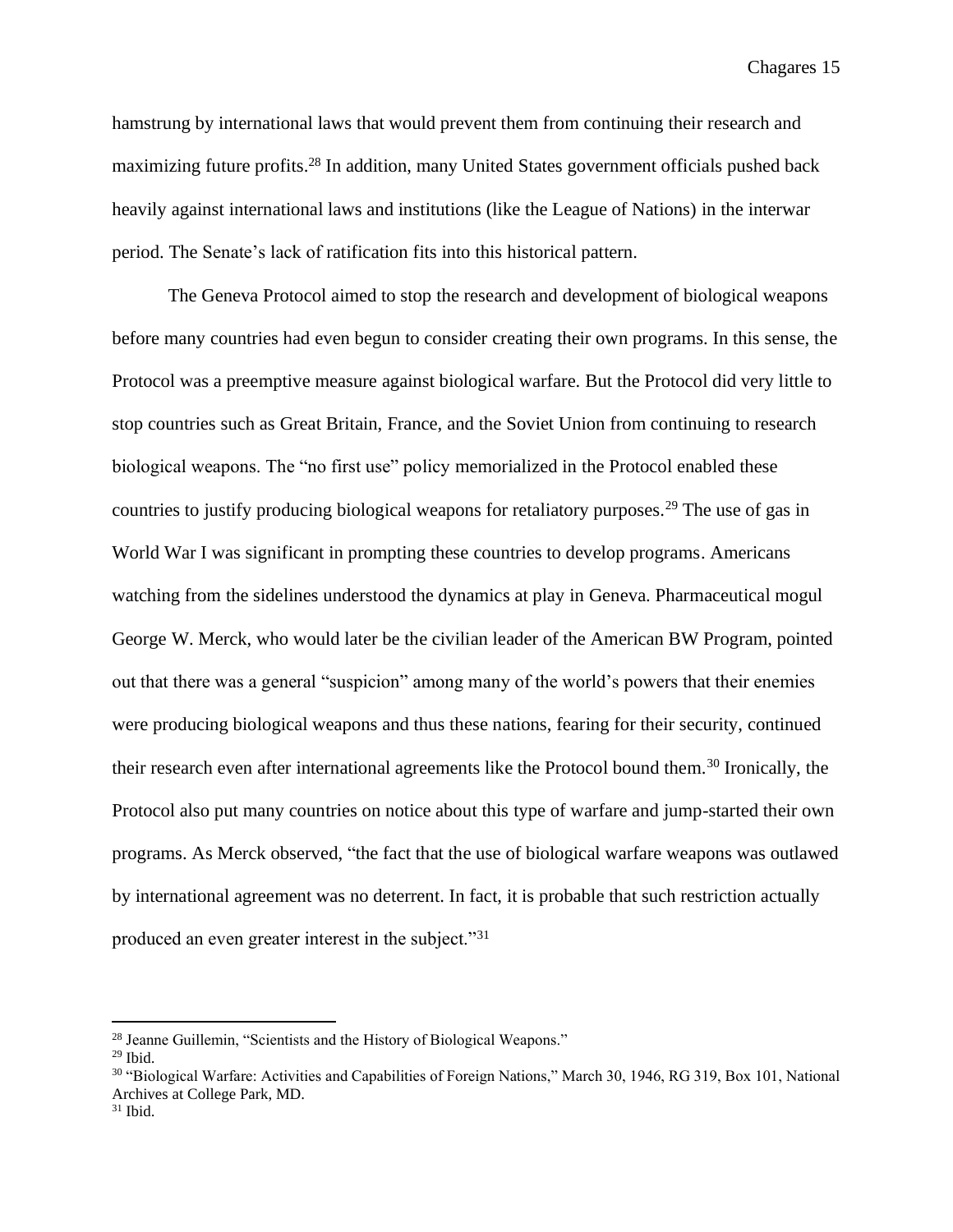hamstrung by international laws that would prevent them from continuing their research and maximizing future profits.[28] In addition, many United States government officials pushed back heavily against international laws and institutions (like the League of Nations) in the interwar period. The Senate's lack of ratification fits into this historical pattern.

The Geneva Protocol aimed to stop the research and development of biological weapons before many countries had even begun to consider creating their own programs. In this sense, the Protocol was a preemptive measure against biological warfare. But the Protocol did very little to stop countries such as Great Britain, France, and the Soviet Union from continuing to research biological weapons. The "no first use" policy memorialized in the Protocol enabled these countries to justify producing biological weapons for retaliatory purposes.[29] The use of gas in World War I was significant in prompting these countries to develop programs. Americans watching from the sidelines understood the dynamics at play in Geneva. Pharmaceutical mogul George W. Merck, who would later be the civilian leader of the American BW Program, pointed out that there was a general "suspicion" among many of the world's powers that their enemies were producing biological weapons and thus these nations, fearing for their security, continued their research even after international agreements like the Protocol bound them.[30] Ironically, the Protocol also put many countries on notice about this type of warfare and jump-started their own programs. As Merck observed, "the fact that the use of biological warfare weapons was outlawed by international agreement was no deterrent. In fact, it is probable that such restriction actually produced an even greater interest in the subject."[31]

---

[28] Jeanne Guillemin, "Scientists and the History of Biological Weapons."
[29] Ibid.
[30] "Biological Warfare: Activities and Capabilities of Foreign Nations," March 30, 1946, RG 319, Box 101, National Archives at College Park, MD.
[31] Ibid.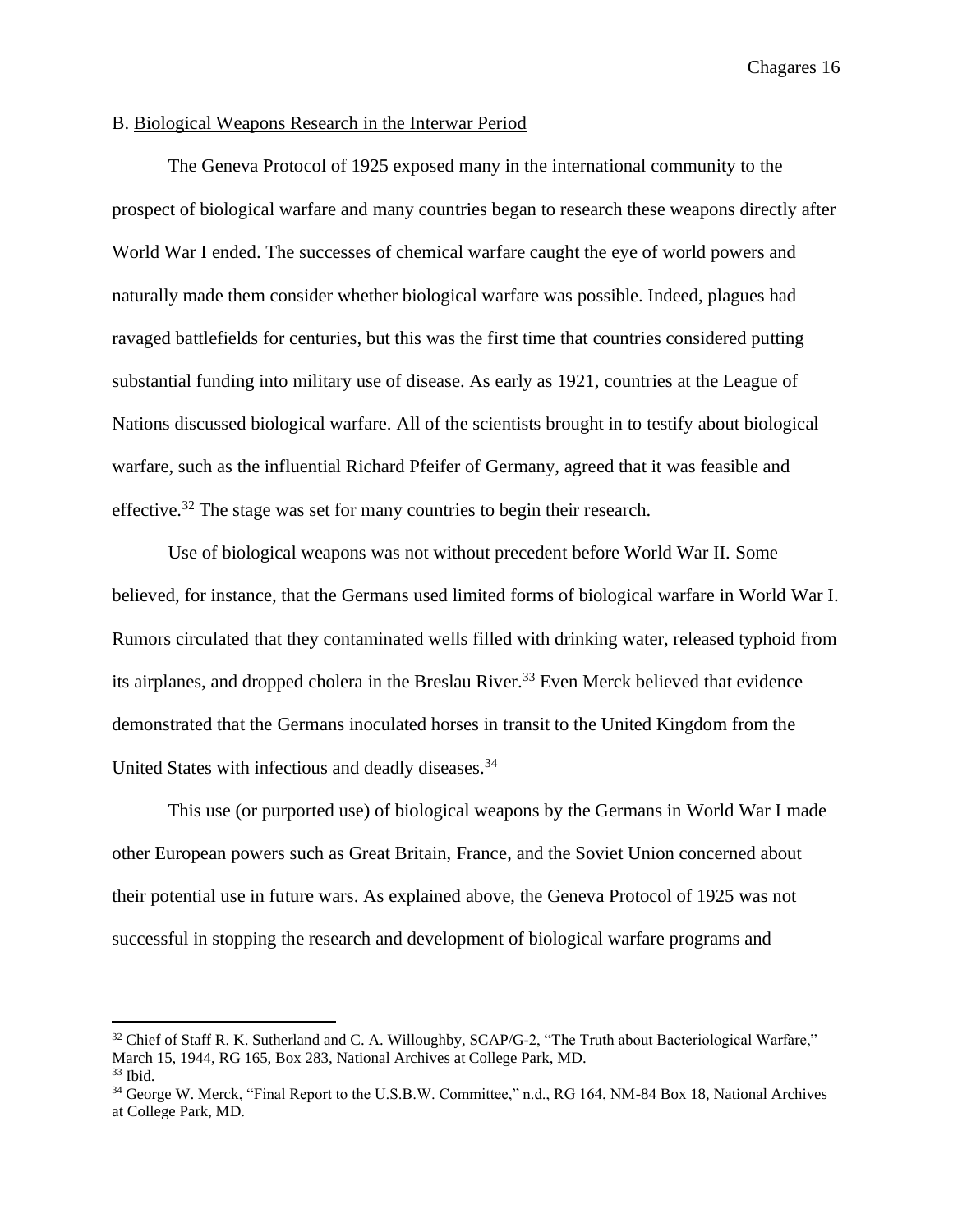## B. Biological Weapons Research in the Interwar Period

The Geneva Protocol of 1925 exposed many in the international community to the prospect of biological warfare and many countries began to research these weapons directly after World War I ended. The successes of chemical warfare caught the eye of world powers and naturally made them consider whether biological warfare was possible. Indeed, plagues had ravaged battlefields for centuries, but this was the first time that countries considered putting substantial funding into military use of disease. As early as 1921, countries at the League of Nations discussed biological warfare. All of the scientists brought in to testify about biological warfare, such as the influential Richard Pfeifer of Germany, agreed that it was feasible and effective.[32] The stage was set for many countries to begin their research.

Use of biological weapons was not without precedent before World War II. Some believed, for instance, that the Germans used limited forms of biological warfare in World War I. Rumors circulated that they contaminated wells filled with drinking water, released typhoid from its airplanes, and dropped cholera in the Breslau River.[33] Even Merck believed that evidence demonstrated that the Germans inoculated horses in transit to the United Kingdom from the United States with infectious and deadly diseases.[34]

This use (or purported use) of biological weapons by the Germans in World War I made other European powers such as Great Britain, France, and the Soviet Union concerned about their potential use in future wars. As explained above, the Geneva Protocol of 1925 was not successful in stopping the research and development of biological warfare programs and

---

[32] Chief of Staff R. K. Sutherland and C. A. Willoughby, SCAP/G-2, "The Truth about Bacteriological Warfare," March 15, 1944, RG 165, Box 283, National Archives at College Park, MD.

[33] Ibid.

[34] George W. Merck, "Final Report to the U.S.B.W. Committee," n.d., RG 164, NM-84 Box 18, National Archives at College Park, MD.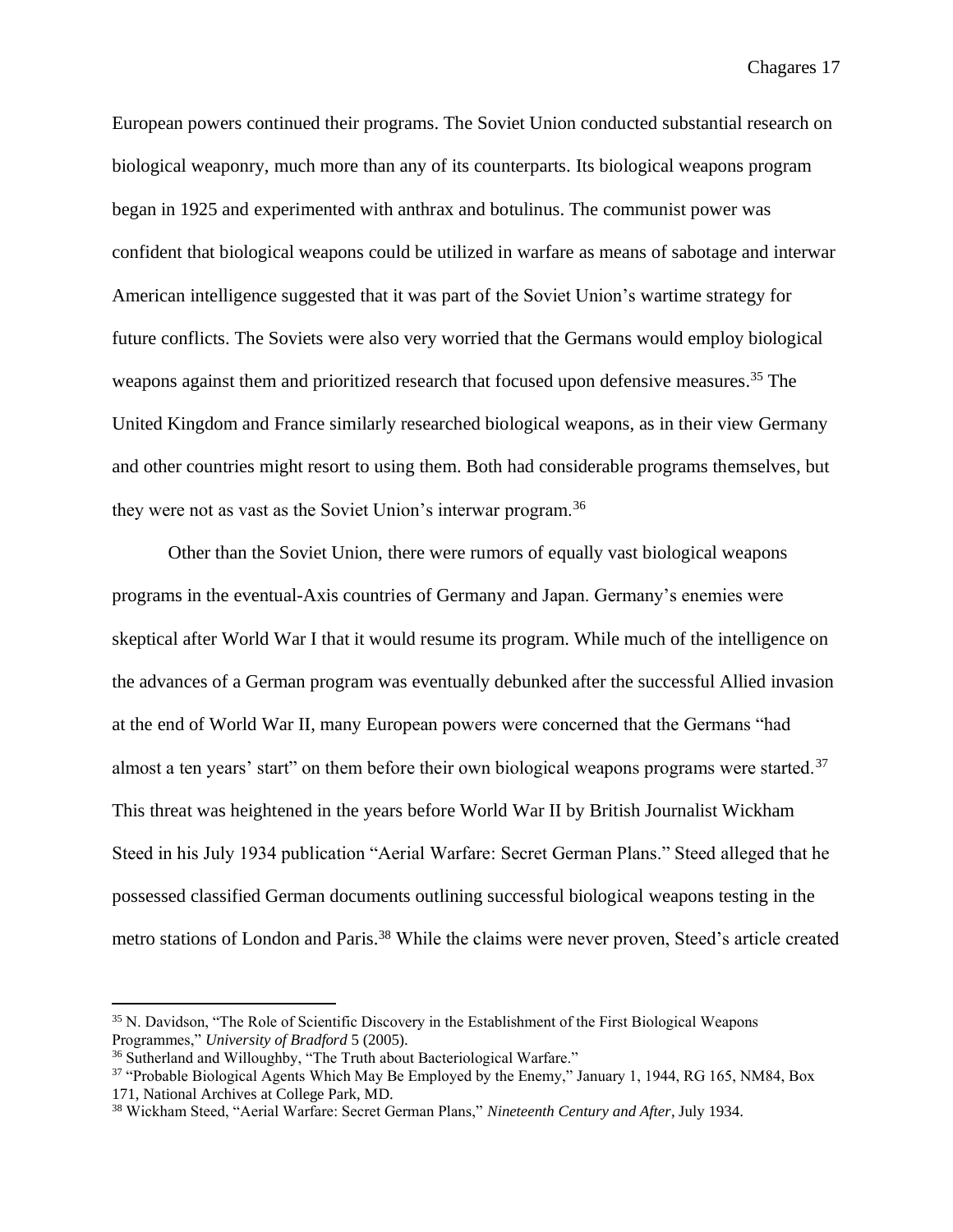European powers continued their programs. The Soviet Union conducted substantial research on biological weaponry, much more than any of its counterparts. Its biological weapons program began in 1925 and experimented with anthrax and botulinus. The communist power was confident that biological weapons could be utilized in warfare as means of sabotage and interwar American intelligence suggested that it was part of the Soviet Union's wartime strategy for future conflicts. The Soviets were also very worried that the Germans would employ biological weapons against them and prioritized research that focused upon defensive measures.[35] The United Kingdom and France similarly researched biological weapons, as in their view Germany and other countries might resort to using them. Both had considerable programs themselves, but they were not as vast as the Soviet Union's interwar program.[36]

Other than the Soviet Union, there were rumors of equally vast biological weapons programs in the eventual-Axis countries of Germany and Japan. Germany's enemies were skeptical after World War I that it would resume its program. While much of the intelligence on the advances of a German program was eventually debunked after the successful Allied invasion at the end of World War II, many European powers were concerned that the Germans "had almost a ten years' start" on them before their own biological weapons programs were started.[37] This threat was heightened in the years before World War II by British Journalist Wickham Steed in his July 1934 publication "Aerial Warfare: Secret German Plans." Steed alleged that he possessed classified German documents outlining successful biological weapons testing in the metro stations of London and Paris.[38] While the claims were never proven, Steed's article created

---

[35] N. Davidson, "The Role of Scientific Discovery in the Establishment of the First Biological Weapons Programmes," *University of Bradford* 5 (2005).

[36] Sutherland and Willoughby, "The Truth about Bacteriological Warfare."

[37] "Probable Biological Agents Which May Be Employed by the Enemy," January 1, 1944, RG 165, NM84, Box 171, National Archives at College Park, MD.

[38] Wickham Steed, "Aerial Warfare: Secret German Plans," *Nineteenth Century and After*, July 1934.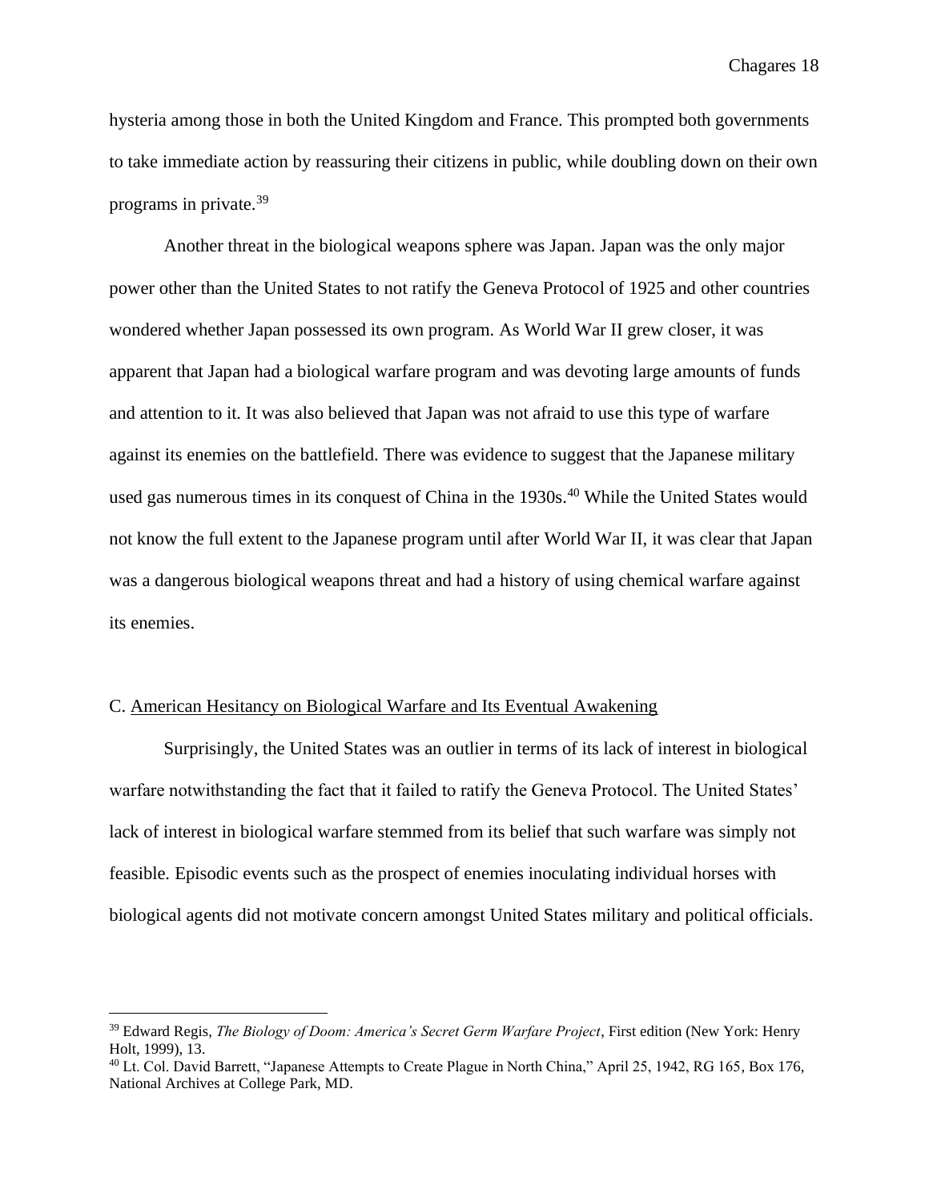hysteria among those in both the United Kingdom and France. This prompted both governments to take immediate action by reassuring their citizens in public, while doubling down on their own programs in private.[39]

Another threat in the biological weapons sphere was Japan. Japan was the only major power other than the United States to not ratify the Geneva Protocol of 1925 and other countries wondered whether Japan possessed its own program. As World War II grew closer, it was apparent that Japan had a biological warfare program and was devoting large amounts of funds and attention to it. It was also believed that Japan was not afraid to use this type of warfare against its enemies on the battlefield. There was evidence to suggest that the Japanese military used gas numerous times in its conquest of China in the 1930s.[40] While the United States would not know the full extent to the Japanese program until after World War II, it was clear that Japan was a dangerous biological weapons threat and had a history of using chemical warfare against its enemies.

### C. American Hesitancy on Biological Warfare and Its Eventual Awakening

Surprisingly, the United States was an outlier in terms of its lack of interest in biological warfare notwithstanding the fact that it failed to ratify the Geneva Protocol. The United States' lack of interest in biological warfare stemmed from its belief that such warfare was simply not feasible. Episodic events such as the prospect of enemies inoculating individual horses with biological agents did not motivate concern amongst United States military and political officials.

---

[39] Edward Regis, *The Biology of Doom: America's Secret Germ Warfare Project*, First edition (New York: Henry Holt, 1999), 13.

[40] Lt. Col. David Barrett, "Japanese Attempts to Create Plague in North China," April 25, 1942, RG 165, Box 176, National Archives at College Park, MD.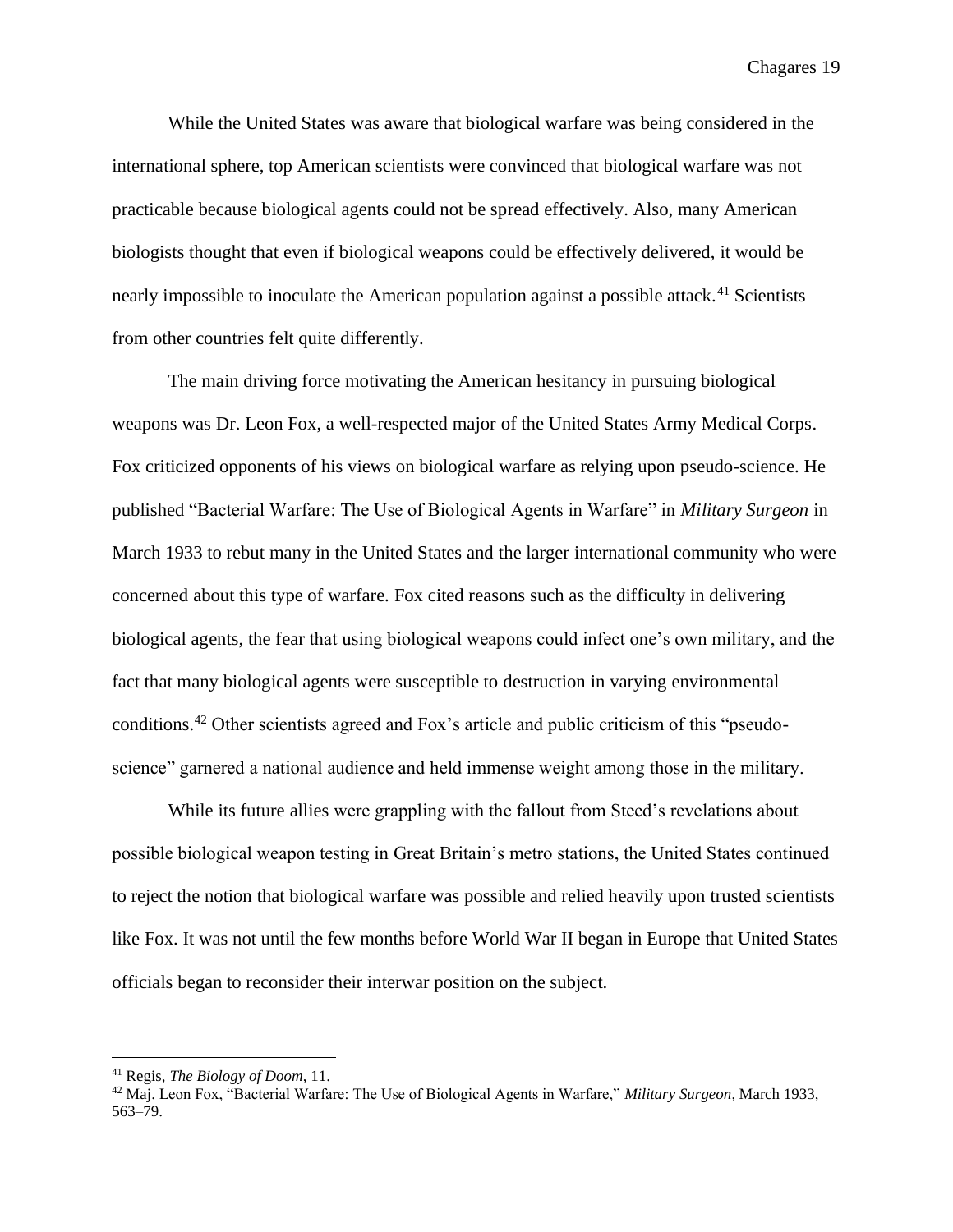While the United States was aware that biological warfare was being considered in the international sphere, top American scientists were convinced that biological warfare was not practicable because biological agents could not be spread effectively. Also, many American biologists thought that even if biological weapons could be effectively delivered, it would be nearly impossible to inoculate the American population against a possible attack.[41] Scientists from other countries felt quite differently.

The main driving force motivating the American hesitancy in pursuing biological weapons was Dr. Leon Fox, a well-respected major of the United States Army Medical Corps. Fox criticized opponents of his views on biological warfare as relying upon pseudo-science. He published "Bacterial Warfare: The Use of Biological Agents in Warfare" in *Military Surgeon* in March 1933 to rebut many in the United States and the larger international community who were concerned about this type of warfare. Fox cited reasons such as the difficulty in delivering biological agents, the fear that using biological weapons could infect one's own military, and the fact that many biological agents were susceptible to destruction in varying environmental conditions.[42] Other scientists agreed and Fox's article and public criticism of this "pseudo-science" garnered a national audience and held immense weight among those in the military.

While its future allies were grappling with the fallout from Steed's revelations about possible biological weapon testing in Great Britain's metro stations, the United States continued to reject the notion that biological warfare was possible and relied heavily upon trusted scientists like Fox. It was not until the few months before World War II began in Europe that United States officials began to reconsider their interwar position on the subject.

---

[41] Regis, *The Biology of Doom*, 11.

[42] Maj. Leon Fox, "Bacterial Warfare: The Use of Biological Agents in Warfare," *Military Surgeon*, March 1933, 563–79.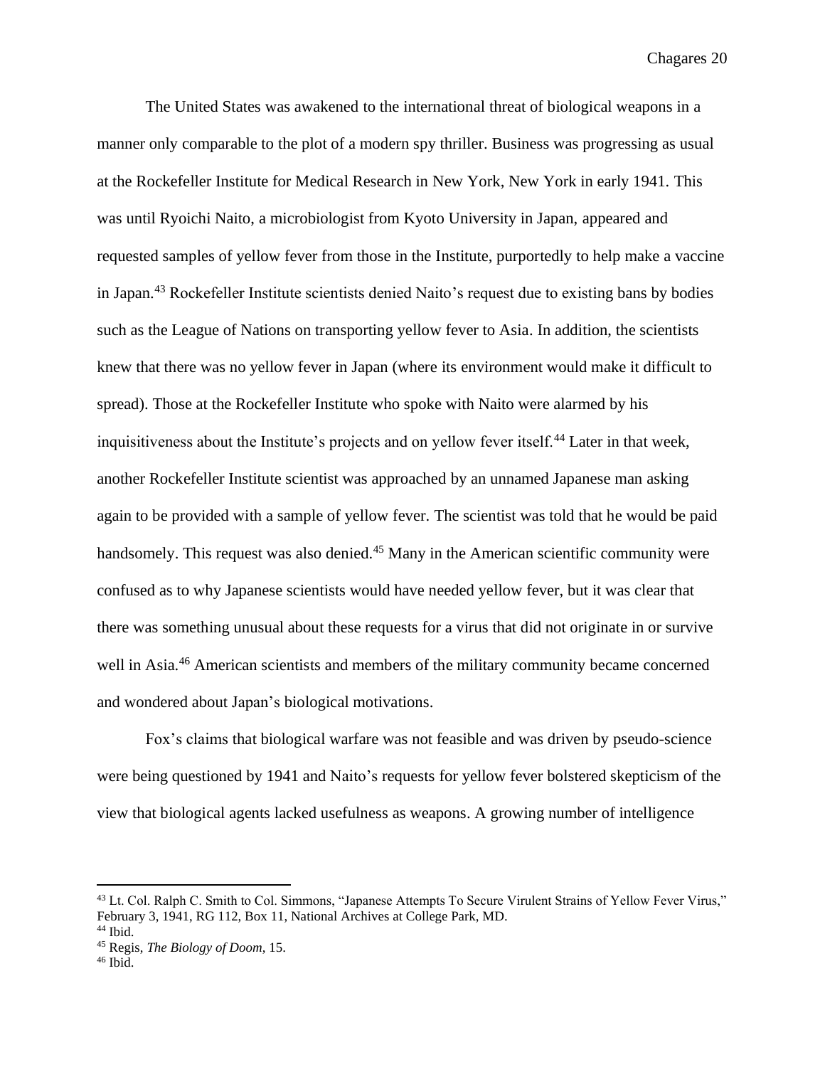The United States was awakened to the international threat of biological weapons in a manner only comparable to the plot of a modern spy thriller. Business was progressing as usual at the Rockefeller Institute for Medical Research in New York, New York in early 1941. This was until Ryoichi Naito, a microbiologist from Kyoto University in Japan, appeared and requested samples of yellow fever from those in the Institute, purportedly to help make a vaccine in Japan.[43] Rockefeller Institute scientists denied Naito's request due to existing bans by bodies such as the League of Nations on transporting yellow fever to Asia. In addition, the scientists knew that there was no yellow fever in Japan (where its environment would make it difficult to spread). Those at the Rockefeller Institute who spoke with Naito were alarmed by his inquisitiveness about the Institute's projects and on yellow fever itself.[44] Later in that week, another Rockefeller Institute scientist was approached by an unnamed Japanese man asking again to be provided with a sample of yellow fever. The scientist was told that he would be paid handsomely. This request was also denied.[45] Many in the American scientific community were confused as to why Japanese scientists would have needed yellow fever, but it was clear that there was something unusual about these requests for a virus that did not originate in or survive well in Asia.[46] American scientists and members of the military community became concerned and wondered about Japan's biological motivations.

Fox's claims that biological warfare was not feasible and was driven by pseudo-science were being questioned by 1941 and Naito's requests for yellow fever bolstered skepticism of the view that biological agents lacked usefulness as weapons. A growing number of intelligence

---

[43] Lt. Col. Ralph C. Smith to Col. Simmons, "Japanese Attempts To Secure Virulent Strains of Yellow Fever Virus," February 3, 1941, RG 112, Box 11, National Archives at College Park, MD.

[44] Ibid.

[45] Regis, *The Biology of Doom*, 15.

[46] Ibid.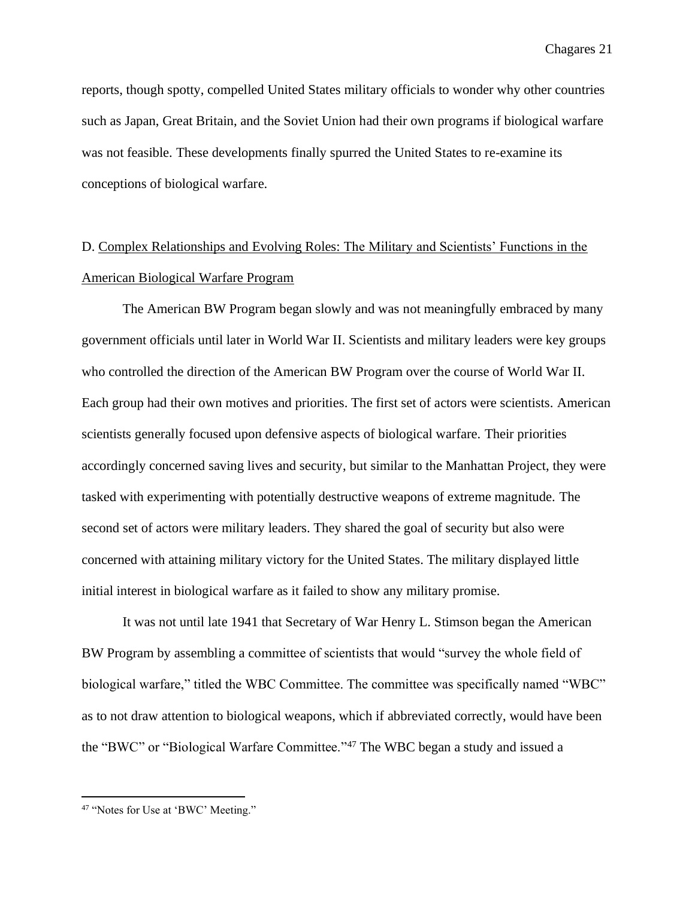reports, though spotty, compelled United States military officials to wonder why other countries such as Japan, Great Britain, and the Soviet Union had their own programs if biological warfare was not feasible. These developments finally spurred the United States to re-examine its conceptions of biological warfare.

### D. Complex Relationships and Evolving Roles: The Military and Scientists' Functions in the American Biological Warfare Program

The American BW Program began slowly and was not meaningfully embraced by many government officials until later in World War II. Scientists and military leaders were key groups who controlled the direction of the American BW Program over the course of World War II. Each group had their own motives and priorities. The first set of actors were scientists. American scientists generally focused upon defensive aspects of biological warfare. Their priorities accordingly concerned saving lives and security, but similar to the Manhattan Project, they were tasked with experimenting with potentially destructive weapons of extreme magnitude. The second set of actors were military leaders. They shared the goal of security but also were concerned with attaining military victory for the United States. The military displayed little initial interest in biological warfare as it failed to show any military promise.

It was not until late 1941 that Secretary of War Henry L. Stimson began the American BW Program by assembling a committee of scientists that would "survey the whole field of biological warfare," titled the WBC Committee. The committee was specifically named "WBC" as to not draw attention to biological weapons, which if abbreviated correctly, would have been the "BWC" or "Biological Warfare Committee."[47] The WBC began a study and issued a

[47] "Notes for Use at 'BWC' Meeting."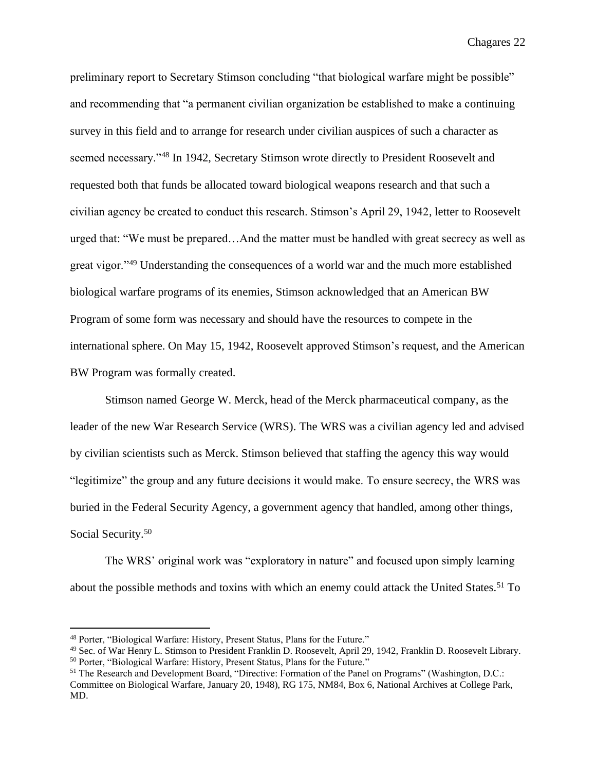preliminary report to Secretary Stimson concluding "that biological warfare might be possible" and recommending that "a permanent civilian organization be established to make a continuing survey in this field and to arrange for research under civilian auspices of such a character as seemed necessary."[48] In 1942, Secretary Stimson wrote directly to President Roosevelt and requested both that funds be allocated toward biological weapons research and that such a civilian agency be created to conduct this research. Stimson's April 29, 1942, letter to Roosevelt urged that: "We must be prepared…And the matter must be handled with great secrecy as well as great vigor."[49] Understanding the consequences of a world war and the much more established biological warfare programs of its enemies, Stimson acknowledged that an American BW Program of some form was necessary and should have the resources to compete in the international sphere. On May 15, 1942, Roosevelt approved Stimson's request, and the American BW Program was formally created.

Stimson named George W. Merck, head of the Merck pharmaceutical company, as the leader of the new War Research Service (WRS). The WRS was a civilian agency led and advised by civilian scientists such as Merck. Stimson believed that staffing the agency this way would "legitimize" the group and any future decisions it would make. To ensure secrecy, the WRS was buried in the Federal Security Agency, a government agency that handled, among other things, Social Security.[50]

The WRS' original work was "exploratory in nature" and focused upon simply learning about the possible methods and toxins with which an enemy could attack the United States.[51] To

---

[48] Porter, "Biological Warfare: History, Present Status, Plans for the Future."

[49] Sec. of War Henry L. Stimson to President Franklin D. Roosevelt, April 29, 1942, Franklin D. Roosevelt Library.

[50] Porter, "Biological Warfare: History, Present Status, Plans for the Future."

[51] The Research and Development Board, "Directive: Formation of the Panel on Programs" (Washington, D.C.: Committee on Biological Warfare, January 20, 1948), RG 175, NM84, Box 6, National Archives at College Park, MD.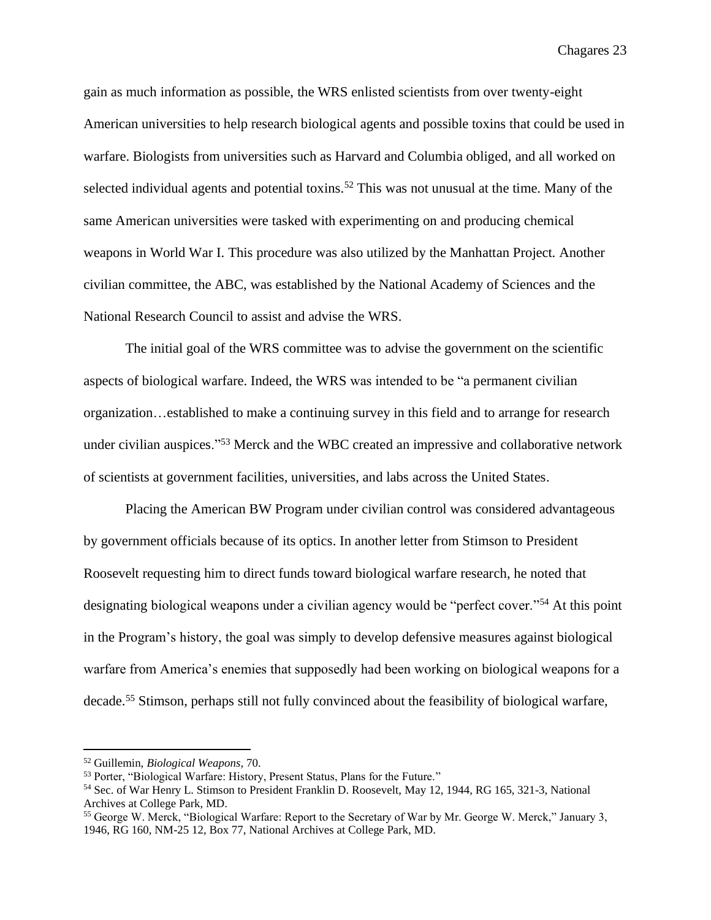gain as much information as possible, the WRS enlisted scientists from over twenty-eight American universities to help research biological agents and possible toxins that could be used in warfare. Biologists from universities such as Harvard and Columbia obliged, and all worked on selected individual agents and potential toxins.[52] This was not unusual at the time. Many of the same American universities were tasked with experimenting on and producing chemical weapons in World War I. This procedure was also utilized by the Manhattan Project. Another civilian committee, the ABC, was established by the National Academy of Sciences and the National Research Council to assist and advise the WRS.

The initial goal of the WRS committee was to advise the government on the scientific aspects of biological warfare. Indeed, the WRS was intended to be "a permanent civilian organization…established to make a continuing survey in this field and to arrange for research under civilian auspices."[53] Merck and the WBC created an impressive and collaborative network of scientists at government facilities, universities, and labs across the United States.

Placing the American BW Program under civilian control was considered advantageous by government officials because of its optics. In another letter from Stimson to President Roosevelt requesting him to direct funds toward biological warfare research, he noted that designating biological weapons under a civilian agency would be "perfect cover."[54] At this point in the Program's history, the goal was simply to develop defensive measures against biological warfare from America's enemies that supposedly had been working on biological weapons for a decade.[55] Stimson, perhaps still not fully convinced about the feasibility of biological warfare,

---

[52] Guillemin, *Biological Weapons,* 70.

[53] Porter, "Biological Warfare: History, Present Status, Plans for the Future."

[54] Sec. of War Henry L. Stimson to President Franklin D. Roosevelt, May 12, 1944, RG 165, 321-3, National Archives at College Park, MD.

[55] George W. Merck, "Biological Warfare: Report to the Secretary of War by Mr. George W. Merck," January 3, 1946, RG 160, NM-25 12, Box 77, National Archives at College Park, MD.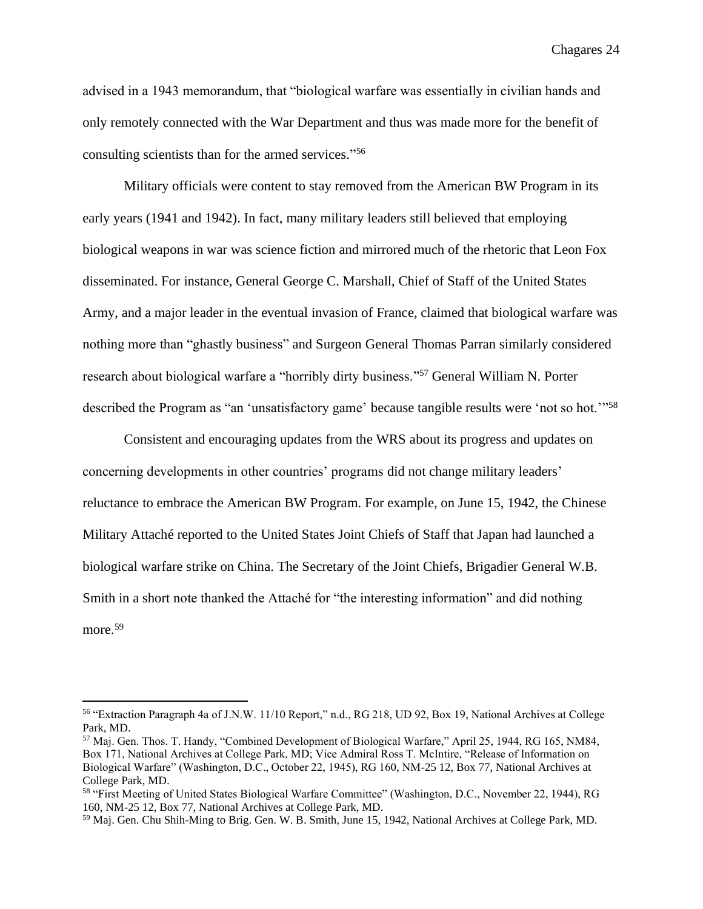advised in a 1943 memorandum, that "biological warfare was essentially in civilian hands and only remotely connected with the War Department and thus was made more for the benefit of consulting scientists than for the armed services."[56]

Military officials were content to stay removed from the American BW Program in its early years (1941 and 1942). In fact, many military leaders still believed that employing biological weapons in war was science fiction and mirrored much of the rhetoric that Leon Fox disseminated. For instance, General George C. Marshall, Chief of Staff of the United States Army, and a major leader in the eventual invasion of France, claimed that biological warfare was nothing more than "ghastly business" and Surgeon General Thomas Parran similarly considered research about biological warfare a "horribly dirty business."[57] General William N. Porter described the Program as "an 'unsatisfactory game' because tangible results were 'not so hot.'"[58]

Consistent and encouraging updates from the WRS about its progress and updates on concerning developments in other countries' programs did not change military leaders' reluctance to embrace the American BW Program. For example, on June 15, 1942, the Chinese Military Attaché reported to the United States Joint Chiefs of Staff that Japan had launched a biological warfare strike on China. The Secretary of the Joint Chiefs, Brigadier General W.B. Smith in a short note thanked the Attaché for "the interesting information" and did nothing more.[59]

---

[56] "Extraction Paragraph 4a of J.N.W. 11/10 Report," n.d., RG 218, UD 92, Box 19, National Archives at College Park, MD.

[57] Maj. Gen. Thos. T. Handy, "Combined Development of Biological Warfare," April 25, 1944, RG 165, NM84, Box 171, National Archives at College Park, MD; Vice Admiral Ross T. McIntire, "Release of Information on Biological Warfare" (Washington, D.C., October 22, 1945), RG 160, NM-25 12, Box 77, National Archives at College Park, MD.

[58] "First Meeting of United States Biological Warfare Committee" (Washington, D.C., November 22, 1944), RG 160, NM-25 12, Box 77, National Archives at College Park, MD.

[59] Maj. Gen. Chu Shih-Ming to Brig. Gen. W. B. Smith, June 15, 1942, National Archives at College Park, MD.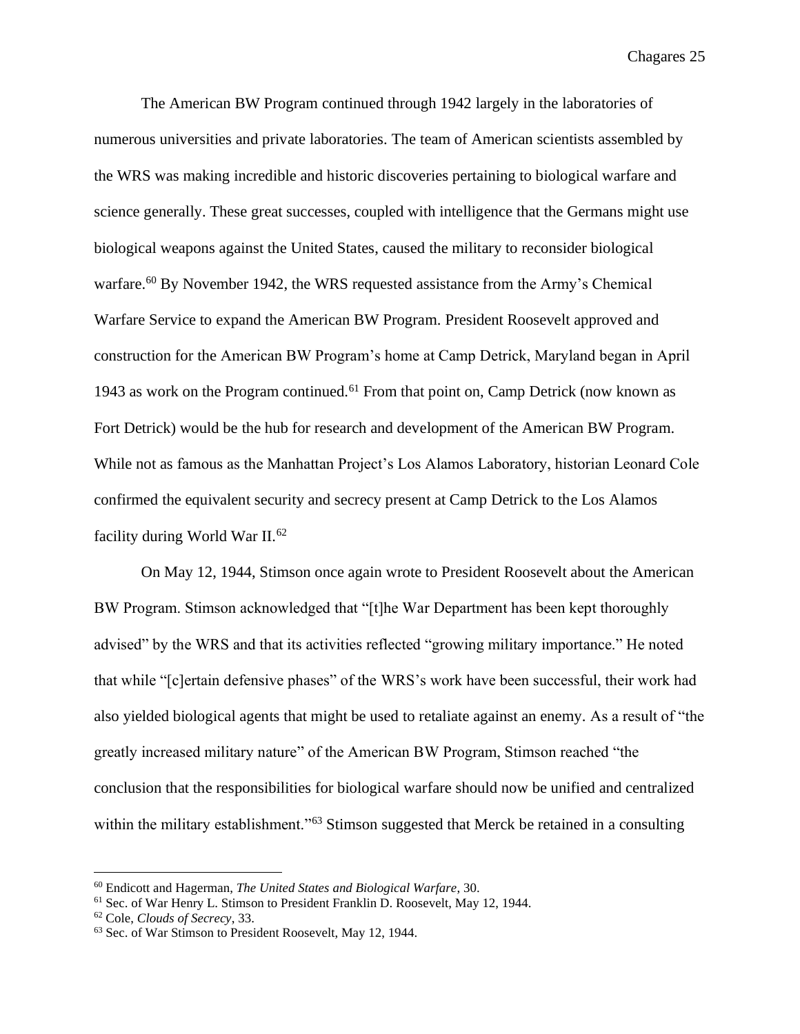The American BW Program continued through 1942 largely in the laboratories of numerous universities and private laboratories. The team of American scientists assembled by the WRS was making incredible and historic discoveries pertaining to biological warfare and science generally. These great successes, coupled with intelligence that the Germans might use biological weapons against the United States, caused the military to reconsider biological warfare.[60] By November 1942, the WRS requested assistance from the Army's Chemical Warfare Service to expand the American BW Program. President Roosevelt approved and construction for the American BW Program's home at Camp Detrick, Maryland began in April 1943 as work on the Program continued.[61] From that point on, Camp Detrick (now known as Fort Detrick) would be the hub for research and development of the American BW Program. While not as famous as the Manhattan Project's Los Alamos Laboratory, historian Leonard Cole confirmed the equivalent security and secrecy present at Camp Detrick to the Los Alamos facility during World War II.[62]

On May 12, 1944, Stimson once again wrote to President Roosevelt about the American BW Program. Stimson acknowledged that "[t]he War Department has been kept thoroughly advised" by the WRS and that its activities reflected "growing military importance." He noted that while "[c]ertain defensive phases" of the WRS's work have been successful, their work had also yielded biological agents that might be used to retaliate against an enemy. As a result of "the greatly increased military nature" of the American BW Program, Stimson reached "the conclusion that the responsibilities for biological warfare should now be unified and centralized within the military establishment."[63] Stimson suggested that Merck be retained in a consulting

---

[60] Endicott and Hagerman, *The United States and Biological Warfare*, 30.

[61] Sec. of War Henry L. Stimson to President Franklin D. Roosevelt, May 12, 1944.

[62] Cole, *Clouds of Secrecy*, 33.

[63] Sec. of War Stimson to President Roosevelt, May 12, 1944.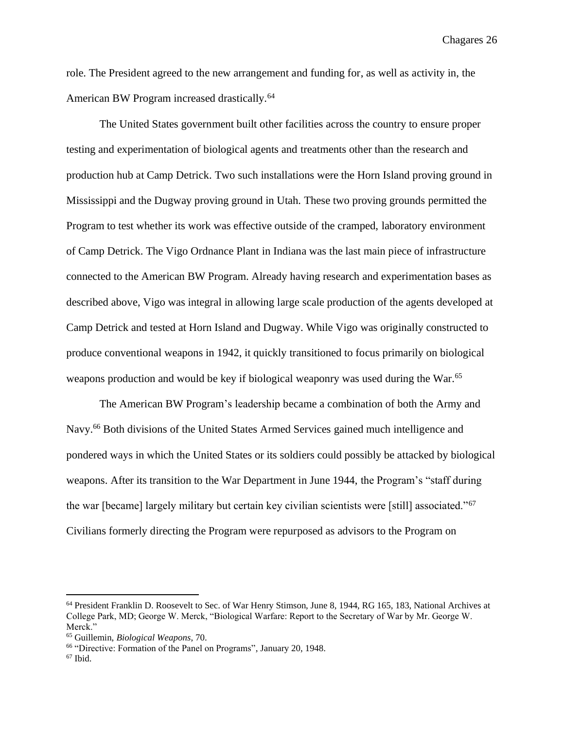role. The President agreed to the new arrangement and funding for, as well as activity in, the American BW Program increased drastically.[64]

The United States government built other facilities across the country to ensure proper testing and experimentation of biological agents and treatments other than the research and production hub at Camp Detrick. Two such installations were the Horn Island proving ground in Mississippi and the Dugway proving ground in Utah. These two proving grounds permitted the Program to test whether its work was effective outside of the cramped, laboratory environment of Camp Detrick. The Vigo Ordnance Plant in Indiana was the last main piece of infrastructure connected to the American BW Program. Already having research and experimentation bases as described above, Vigo was integral in allowing large scale production of the agents developed at Camp Detrick and tested at Horn Island and Dugway. While Vigo was originally constructed to produce conventional weapons in 1942, it quickly transitioned to focus primarily on biological weapons production and would be key if biological weaponry was used during the War.[65]

The American BW Program's leadership became a combination of both the Army and Navy.[66] Both divisions of the United States Armed Services gained much intelligence and pondered ways in which the United States or its soldiers could possibly be attacked by biological weapons. After its transition to the War Department in June 1944, the Program's "staff during the war [became] largely military but certain key civilian scientists were [still] associated."[67] Civilians formerly directing the Program were repurposed as advisors to the Program on

---

[64] President Franklin D. Roosevelt to Sec. of War Henry Stimson, June 8, 1944, RG 165, 183, National Archives at College Park, MD; George W. Merck, "Biological Warfare: Report to the Secretary of War by Mr. George W. Merck."

[65] Guillemin, *Biological Weapons*, 70.

[66] "Directive: Formation of the Panel on Programs", January 20, 1948.

[67] Ibid.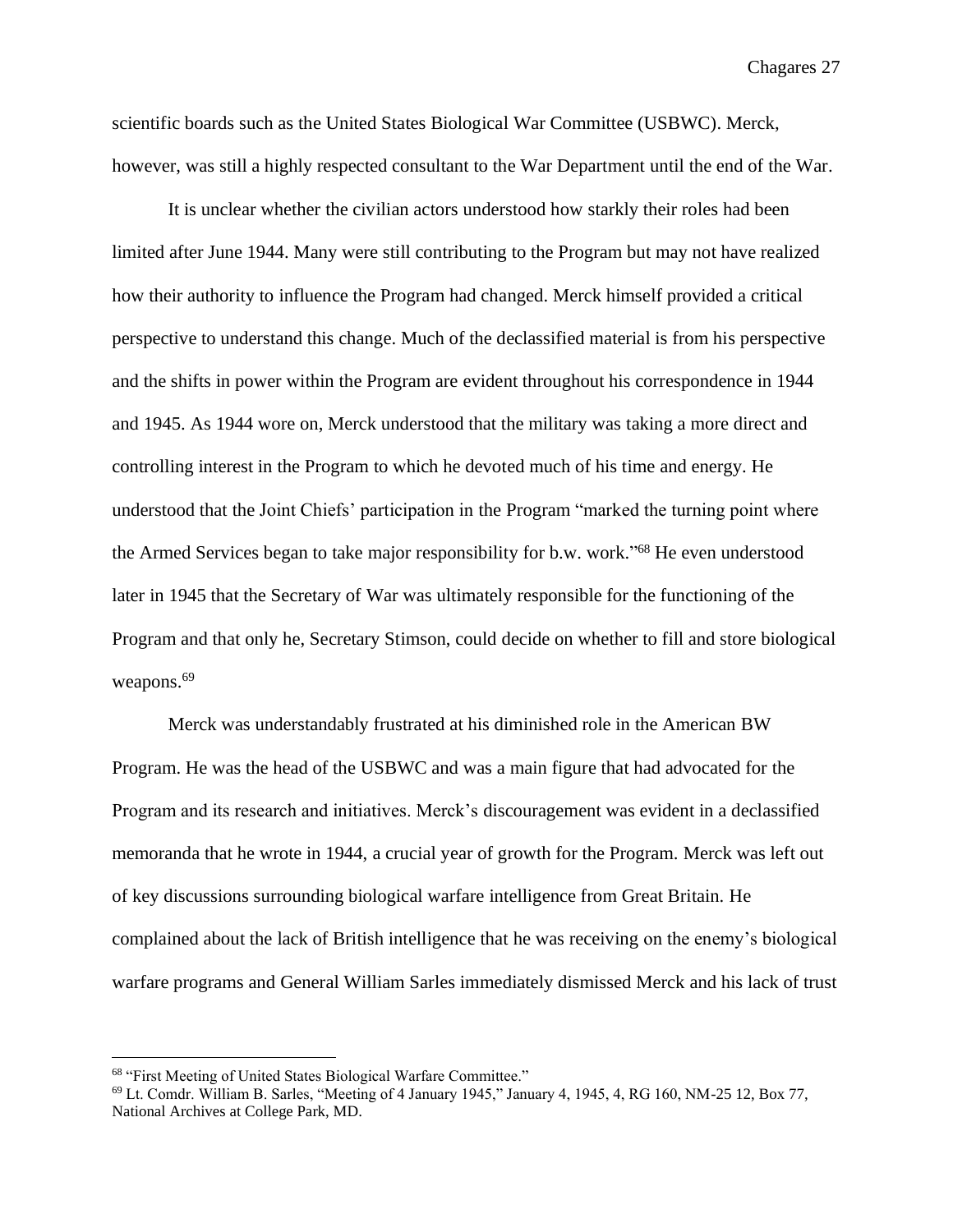scientific boards such as the United States Biological War Committee (USBWC). Merck, however, was still a highly respected consultant to the War Department until the end of the War.

It is unclear whether the civilian actors understood how starkly their roles had been limited after June 1944. Many were still contributing to the Program but may not have realized how their authority to influence the Program had changed. Merck himself provided a critical perspective to understand this change. Much of the declassified material is from his perspective and the shifts in power within the Program are evident throughout his correspondence in 1944 and 1945. As 1944 wore on, Merck understood that the military was taking a more direct and controlling interest in the Program to which he devoted much of his time and energy. He understood that the Joint Chiefs' participation in the Program "marked the turning point where the Armed Services began to take major responsibility for b.w. work."[68] He even understood later in 1945 that the Secretary of War was ultimately responsible for the functioning of the Program and that only he, Secretary Stimson, could decide on whether to fill and store biological weapons.[69]

Merck was understandably frustrated at his diminished role in the American BW Program. He was the head of the USBWC and was a main figure that had advocated for the Program and its research and initiatives. Merck's discouragement was evident in a declassified memoranda that he wrote in 1944, a crucial year of growth for the Program. Merck was left out of key discussions surrounding biological warfare intelligence from Great Britain. He complained about the lack of British intelligence that he was receiving on the enemy's biological warfare programs and General William Sarles immediately dismissed Merck and his lack of trust

---

[68] "First Meeting of United States Biological Warfare Committee."

[69] Lt. Comdr. William B. Sarles, "Meeting of 4 January 1945," January 4, 1945, 4, RG 160, NM-25 12, Box 77, National Archives at College Park, MD.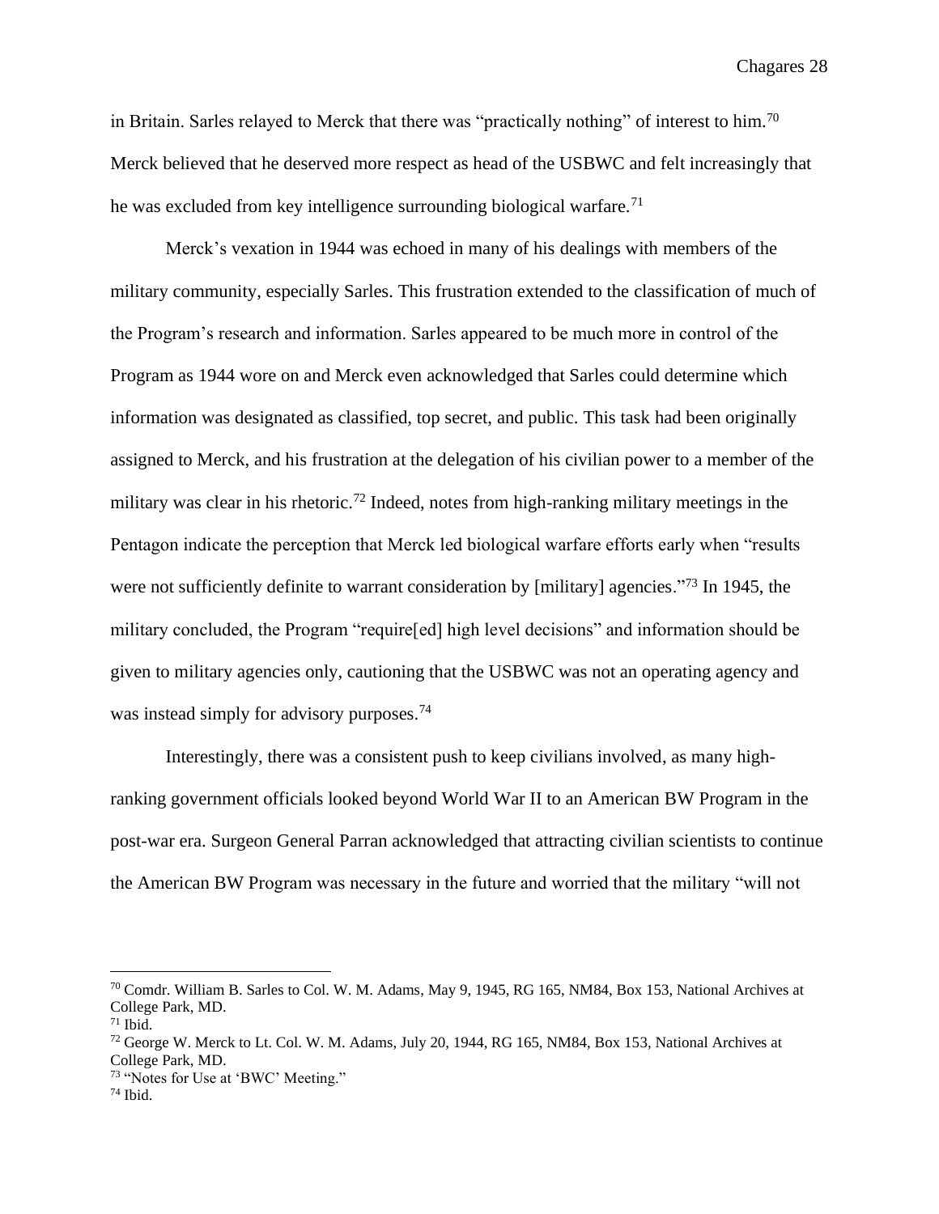in Britain. Sarles relayed to Merck that there was "practically nothing" of interest to him.[70] Merck believed that he deserved more respect as head of the USBWC and felt increasingly that he was excluded from key intelligence surrounding biological warfare.[71]

Merck's vexation in 1944 was echoed in many of his dealings with members of the military community, especially Sarles. This frustration extended to the classification of much of the Program's research and information. Sarles appeared to be much more in control of the Program as 1944 wore on and Merck even acknowledged that Sarles could determine which information was designated as classified, top secret, and public. This task had been originally assigned to Merck, and his frustration at the delegation of his civilian power to a member of the military was clear in his rhetoric.[72] Indeed, notes from high-ranking military meetings in the Pentagon indicate the perception that Merck led biological warfare efforts early when "results were not sufficiently definite to warrant consideration by [military] agencies."[73] In 1945, the military concluded, the Program "require[ed] high level decisions" and information should be given to military agencies only, cautioning that the USBWC was not an operating agency and was instead simply for advisory purposes.[74]

Interestingly, there was a consistent push to keep civilians involved, as many high-ranking government officials looked beyond World War II to an American BW Program in the post-war era. Surgeon General Parran acknowledged that attracting civilian scientists to continue the American BW Program was necessary in the future and worried that the military "will not

---

[70] Comdr. William B. Sarles to Col. W. M. Adams, May 9, 1945, RG 165, NM84, Box 153, National Archives at College Park, MD.

[71] Ibid.

[72] George W. Merck to Lt. Col. W. M. Adams, July 20, 1944, RG 165, NM84, Box 153, National Archives at College Park, MD.

[73] "Notes for Use at 'BWC' Meeting."

[74] Ibid.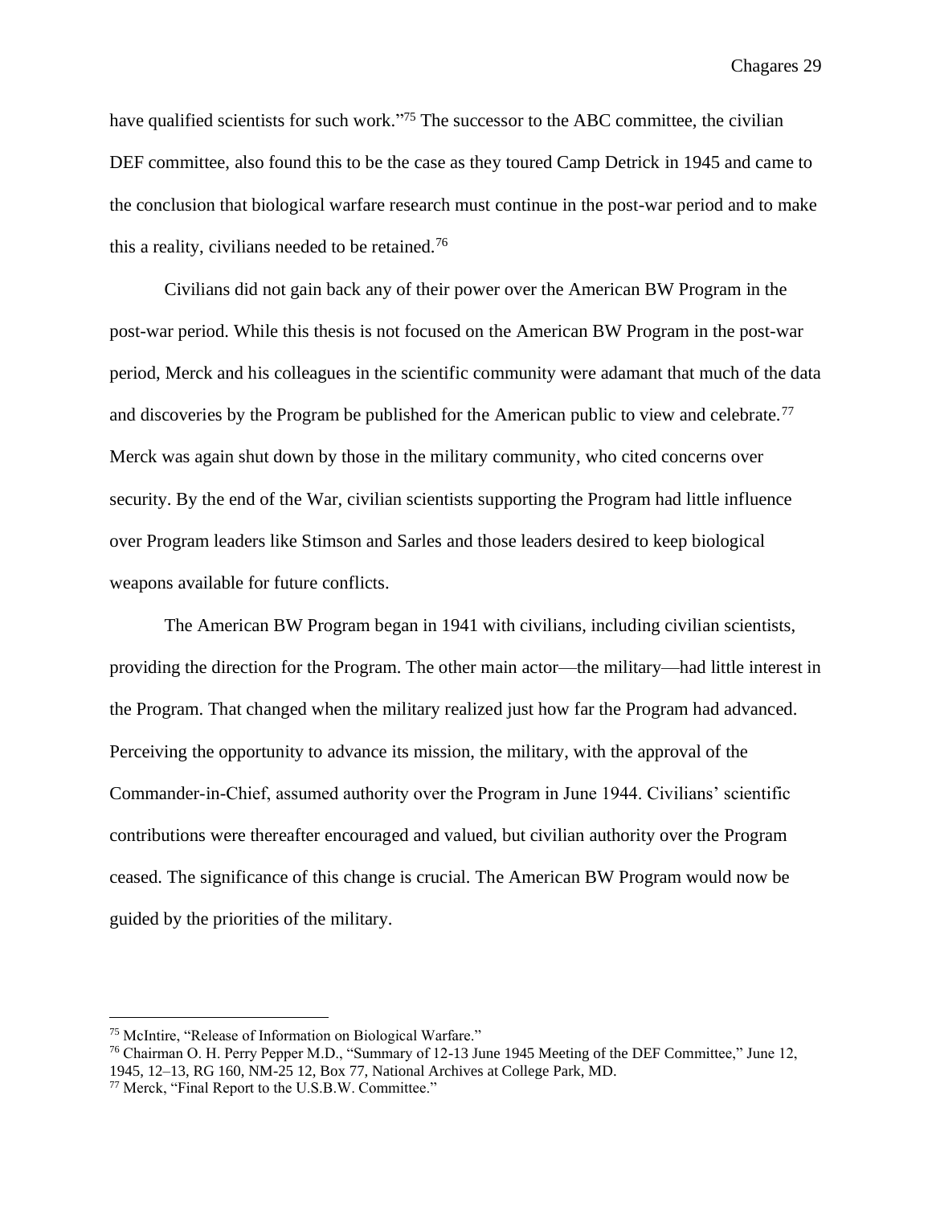have qualified scientists for such work."[75] The successor to the ABC committee, the civilian DEF committee, also found this to be the case as they toured Camp Detrick in 1945 and came to the conclusion that biological warfare research must continue in the post-war period and to make this a reality, civilians needed to be retained.[76]

Civilians did not gain back any of their power over the American BW Program in the post-war period. While this thesis is not focused on the American BW Program in the post-war period, Merck and his colleagues in the scientific community were adamant that much of the data and discoveries by the Program be published for the American public to view and celebrate.[77] Merck was again shut down by those in the military community, who cited concerns over security. By the end of the War, civilian scientists supporting the Program had little influence over Program leaders like Stimson and Sarles and those leaders desired to keep biological weapons available for future conflicts.

The American BW Program began in 1941 with civilians, including civilian scientists, providing the direction for the Program. The other main actor—the military—had little interest in the Program. That changed when the military realized just how far the Program had advanced. Perceiving the opportunity to advance its mission, the military, with the approval of the Commander-in-Chief, assumed authority over the Program in June 1944. Civilians' scientific contributions were thereafter encouraged and valued, but civilian authority over the Program ceased. The significance of this change is crucial. The American BW Program would now be guided by the priorities of the military.

---

[75] McIntire, "Release of Information on Biological Warfare."

[76] Chairman O. H. Perry Pepper M.D., "Summary of 12-13 June 1945 Meeting of the DEF Committee," June 12, 1945, 12–13, RG 160, NM-25 12, Box 77, National Archives at College Park, MD.

[77] Merck, "Final Report to the U.S.B.W. Committee."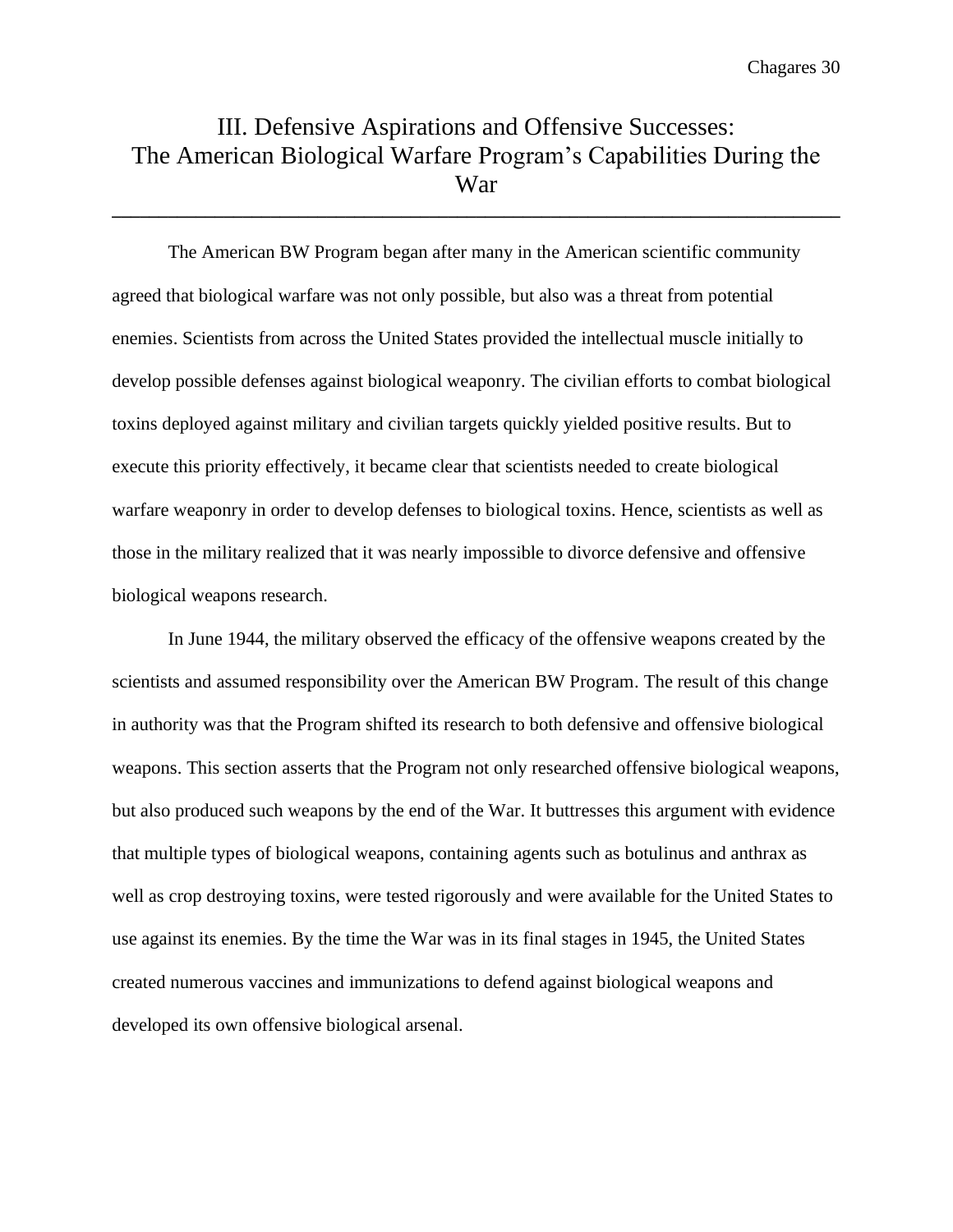# III. Defensive Aspirations and Offensive Successes: The American Biological Warfare Program's Capabilities During the War

The American BW Program began after many in the American scientific community agreed that biological warfare was not only possible, but also was a threat from potential enemies. Scientists from across the United States provided the intellectual muscle initially to develop possible defenses against biological weaponry. The civilian efforts to combat biological toxins deployed against military and civilian targets quickly yielded positive results. But to execute this priority effectively, it became clear that scientists needed to create biological warfare weaponry in order to develop defenses to biological toxins. Hence, scientists as well as those in the military realized that it was nearly impossible to divorce defensive and offensive biological weapons research.

In June 1944, the military observed the efficacy of the offensive weapons created by the scientists and assumed responsibility over the American BW Program. The result of this change in authority was that the Program shifted its research to both defensive and offensive biological weapons. This section asserts that the Program not only researched offensive biological weapons, but also produced such weapons by the end of the War. It buttresses this argument with evidence that multiple types of biological weapons, containing agents such as botulinus and anthrax as well as crop destroying toxins, were tested rigorously and were available for the United States to use against its enemies. By the time the War was in its final stages in 1945, the United States created numerous vaccines and immunizations to defend against biological weapons and developed its own offensive biological arsenal.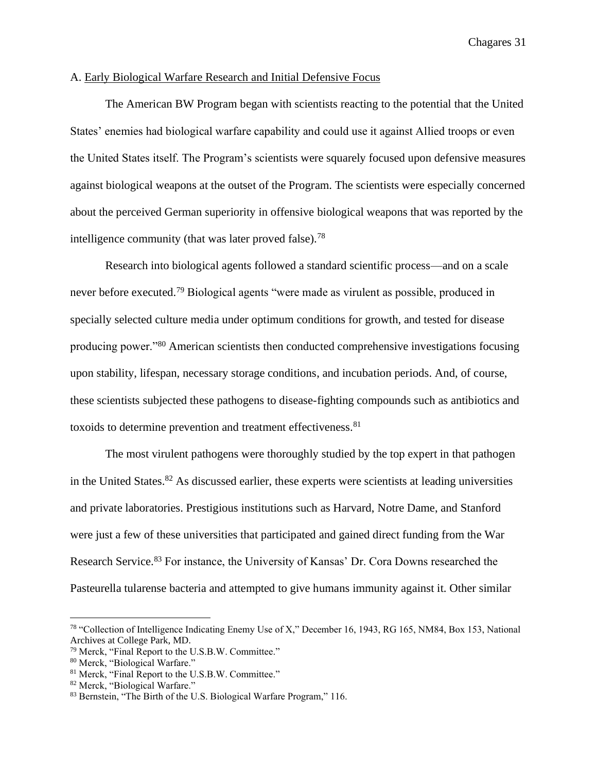A. Early Biological Warfare Research and Initial Defensive Focus

The American BW Program began with scientists reacting to the potential that the United States' enemies had biological warfare capability and could use it against Allied troops or even the United States itself. The Program's scientists were squarely focused upon defensive measures against biological weapons at the outset of the Program. The scientists were especially concerned about the perceived German superiority in offensive biological weapons that was reported by the intelligence community (that was later proved false).[78]

Research into biological agents followed a standard scientific process—and on a scale never before executed.[79] Biological agents "were made as virulent as possible, produced in specially selected culture media under optimum conditions for growth, and tested for disease producing power."[80] American scientists then conducted comprehensive investigations focusing upon stability, lifespan, necessary storage conditions, and incubation periods. And, of course, these scientists subjected these pathogens to disease-fighting compounds such as antibiotics and toxoids to determine prevention and treatment effectiveness.[81]

The most virulent pathogens were thoroughly studied by the top expert in that pathogen in the United States.[82] As discussed earlier, these experts were scientists at leading universities and private laboratories. Prestigious institutions such as Harvard, Notre Dame, and Stanford were just a few of these universities that participated and gained direct funding from the War Research Service.[83] For instance, the University of Kansas' Dr. Cora Downs researched the Pasteurella tularense bacteria and attempted to give humans immunity against it. Other similar

---

[78] "Collection of Intelligence Indicating Enemy Use of X," December 16, 1943, RG 165, NM84, Box 153, National Archives at College Park, MD.

[79] Merck, "Final Report to the U.S.B.W. Committee."

[80] Merck, "Biological Warfare."

[81] Merck, "Final Report to the U.S.B.W. Committee."

[82] Merck, "Biological Warfare."

[83] Bernstein, "The Birth of the U.S. Biological Warfare Program," 116.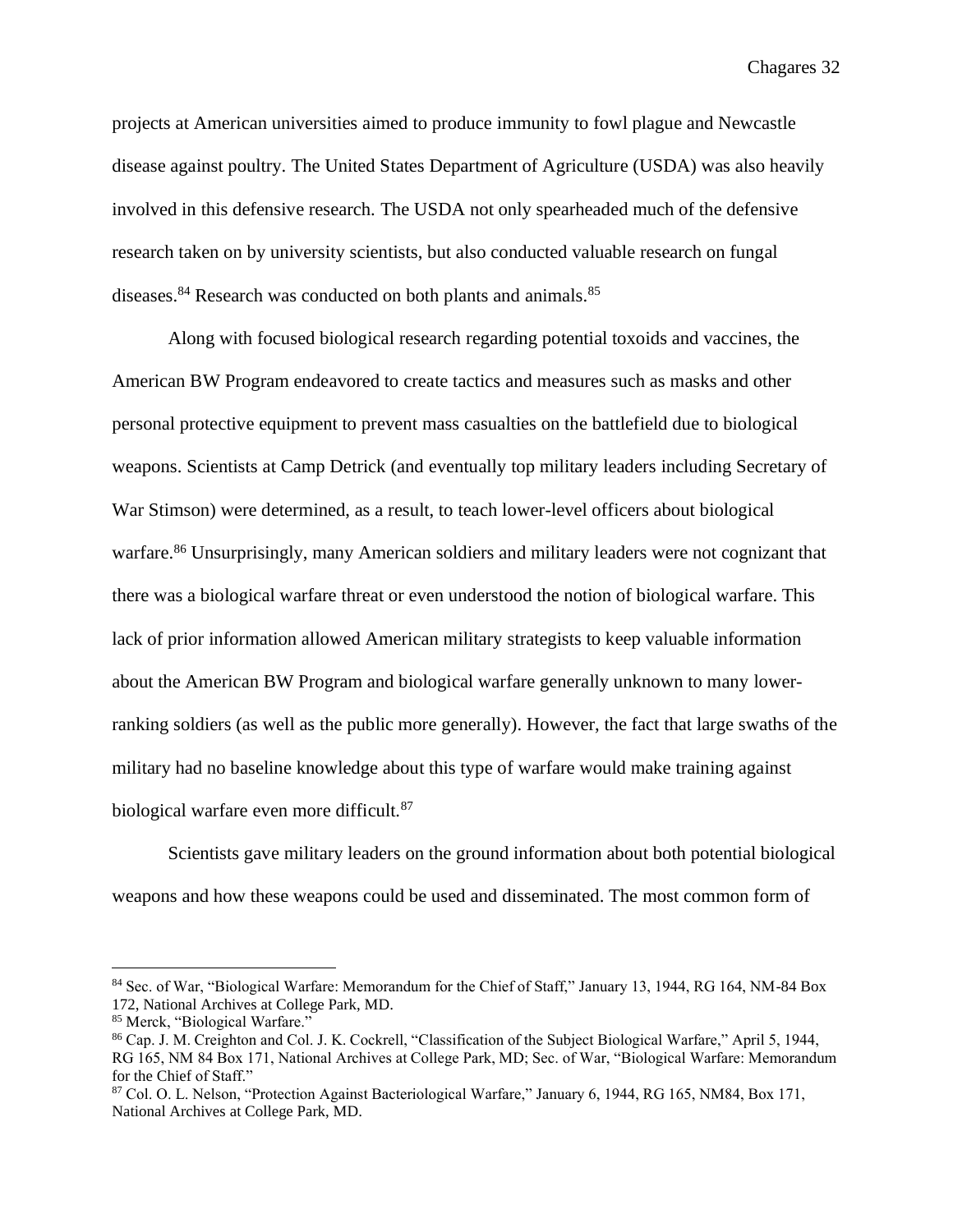projects at American universities aimed to produce immunity to fowl plague and Newcastle disease against poultry. The United States Department of Agriculture (USDA) was also heavily involved in this defensive research. The USDA not only spearheaded much of the defensive research taken on by university scientists, but also conducted valuable research on fungal diseases.[84] Research was conducted on both plants and animals.[85]

Along with focused biological research regarding potential toxoids and vaccines, the American BW Program endeavored to create tactics and measures such as masks and other personal protective equipment to prevent mass casualties on the battlefield due to biological weapons. Scientists at Camp Detrick (and eventually top military leaders including Secretary of War Stimson) were determined, as a result, to teach lower-level officers about biological warfare.[86] Unsurprisingly, many American soldiers and military leaders were not cognizant that there was a biological warfare threat or even understood the notion of biological warfare. This lack of prior information allowed American military strategists to keep valuable information about the American BW Program and biological warfare generally unknown to many lower-ranking soldiers (as well as the public more generally). However, the fact that large swaths of the military had no baseline knowledge about this type of warfare would make training against biological warfare even more difficult.[87]

Scientists gave military leaders on the ground information about both potential biological weapons and how these weapons could be used and disseminated. The most common form of

---

[84] Sec. of War, "Biological Warfare: Memorandum for the Chief of Staff," January 13, 1944, RG 164, NM-84 Box 172, National Archives at College Park, MD.

[85] Merck, "Biological Warfare."

[86] Cap. J. M. Creighton and Col. J. K. Cockrell, "Classification of the Subject Biological Warfare," April 5, 1944, RG 165, NM 84 Box 171, National Archives at College Park, MD; Sec. of War, "Biological Warfare: Memorandum for the Chief of Staff."

[87] Col. O. L. Nelson, "Protection Against Bacteriological Warfare," January 6, 1944, RG 165, NM84, Box 171, National Archives at College Park, MD.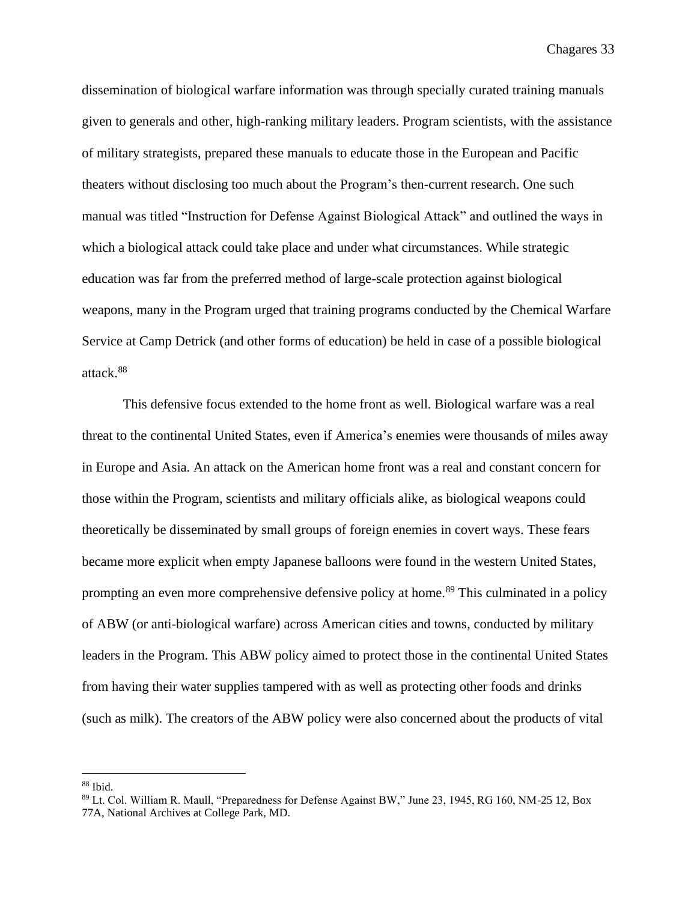dissemination of biological warfare information was through specially curated training manuals given to generals and other, high-ranking military leaders. Program scientists, with the assistance of military strategists, prepared these manuals to educate those in the European and Pacific theaters without disclosing too much about the Program's then-current research. One such manual was titled "Instruction for Defense Against Biological Attack" and outlined the ways in which a biological attack could take place and under what circumstances. While strategic education was far from the preferred method of large-scale protection against biological weapons, many in the Program urged that training programs conducted by the Chemical Warfare Service at Camp Detrick (and other forms of education) be held in case of a possible biological attack.[88]

This defensive focus extended to the home front as well. Biological warfare was a real threat to the continental United States, even if America's enemies were thousands of miles away in Europe and Asia. An attack on the American home front was a real and constant concern for those within the Program, scientists and military officials alike, as biological weapons could theoretically be disseminated by small groups of foreign enemies in covert ways. These fears became more explicit when empty Japanese balloons were found in the western United States, prompting an even more comprehensive defensive policy at home.[89] This culminated in a policy of ABW (or anti-biological warfare) across American cities and towns, conducted by military leaders in the Program. This ABW policy aimed to protect those in the continental United States from having their water supplies tampered with as well as protecting other foods and drinks (such as milk). The creators of the ABW policy were also concerned about the products of vital

---

[88] Ibid.

[89] Lt. Col. William R. Maull, "Preparedness for Defense Against BW," June 23, 1945, RG 160, NM-25 12, Box 77A, National Archives at College Park, MD.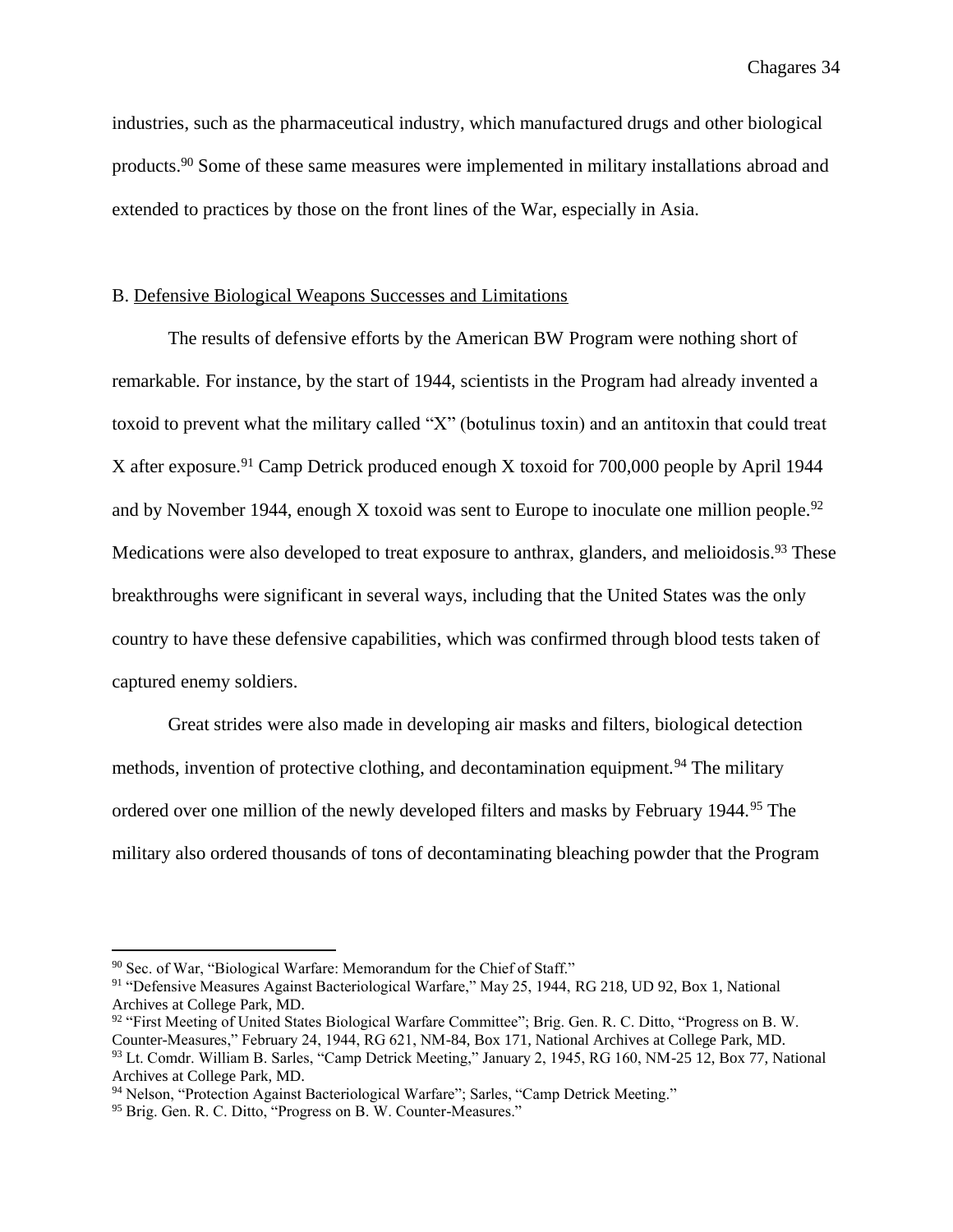industries, such as the pharmaceutical industry, which manufactured drugs and other biological products.[90] Some of these same measures were implemented in military installations abroad and extended to practices by those on the front lines of the War, especially in Asia.

### B. Defensive Biological Weapons Successes and Limitations

The results of defensive efforts by the American BW Program were nothing short of remarkable. For instance, by the start of 1944, scientists in the Program had already invented a toxoid to prevent what the military called "X" (botulinus toxin) and an antitoxin that could treat X after exposure.[91] Camp Detrick produced enough X toxoid for 700,000 people by April 1944 and by November 1944, enough X toxoid was sent to Europe to inoculate one million people.[92] Medications were also developed to treat exposure to anthrax, glanders, and melioidosis.[93] These breakthroughs were significant in several ways, including that the United States was the only country to have these defensive capabilities, which was confirmed through blood tests taken of captured enemy soldiers.

Great strides were also made in developing air masks and filters, biological detection methods, invention of protective clothing, and decontamination equipment.[94] The military ordered over one million of the newly developed filters and masks by February 1944.[95] The military also ordered thousands of tons of decontaminating bleaching powder that the Program

---

[90] Sec. of War, "Biological Warfare: Memorandum for the Chief of Staff."

[91] "Defensive Measures Against Bacteriological Warfare," May 25, 1944, RG 218, UD 92, Box 1, National Archives at College Park, MD.

[92] "First Meeting of United States Biological Warfare Committee"; Brig. Gen. R. C. Ditto, "Progress on B. W. Counter-Measures," February 24, 1944, RG 621, NM-84, Box 171, National Archives at College Park, MD.

[93] Lt. Comdr. William B. Sarles, "Camp Detrick Meeting," January 2, 1945, RG 160, NM-25 12, Box 77, National Archives at College Park, MD.

[94] Nelson, "Protection Against Bacteriological Warfare"; Sarles, "Camp Detrick Meeting."

[95] Brig. Gen. R. C. Ditto, "Progress on B. W. Counter-Measures."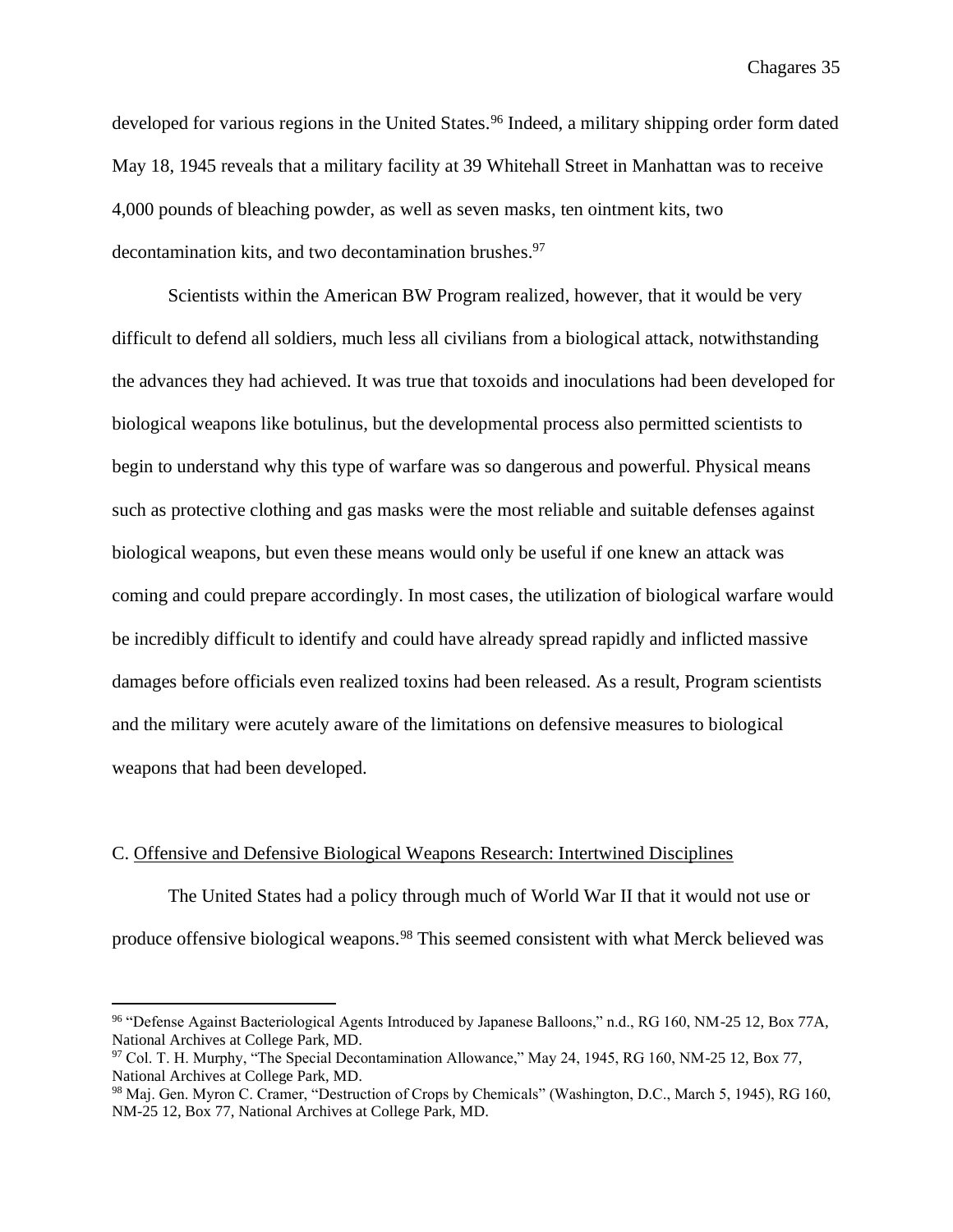developed for various regions in the United States.[96] Indeed, a military shipping order form dated May 18, 1945 reveals that a military facility at 39 Whitehall Street in Manhattan was to receive 4,000 pounds of bleaching powder, as well as seven masks, ten ointment kits, two decontamination kits, and two decontamination brushes.[97]

Scientists within the American BW Program realized, however, that it would be very difficult to defend all soldiers, much less all civilians from a biological attack, notwithstanding the advances they had achieved. It was true that toxoids and inoculations had been developed for biological weapons like botulinus, but the developmental process also permitted scientists to begin to understand why this type of warfare was so dangerous and powerful. Physical means such as protective clothing and gas masks were the most reliable and suitable defenses against biological weapons, but even these means would only be useful if one knew an attack was coming and could prepare accordingly. In most cases, the utilization of biological warfare would be incredibly difficult to identify and could have already spread rapidly and inflicted massive damages before officials even realized toxins had been released. As a result, Program scientists and the military were acutely aware of the limitations on defensive measures to biological weapons that had been developed.

### C. Offensive and Defensive Biological Weapons Research: Intertwined Disciplines

The United States had a policy through much of World War II that it would not use or produce offensive biological weapons.[98] This seemed consistent with what Merck believed was

---

[96] "Defense Against Bacteriological Agents Introduced by Japanese Balloons," n.d., RG 160, NM-25 12, Box 77A, National Archives at College Park, MD.

[97] Col. T. H. Murphy, "The Special Decontamination Allowance," May 24, 1945, RG 160, NM-25 12, Box 77, National Archives at College Park, MD.

[98] Maj. Gen. Myron C. Cramer, "Destruction of Crops by Chemicals" (Washington, D.C., March 5, 1945), RG 160, NM-25 12, Box 77, National Archives at College Park, MD.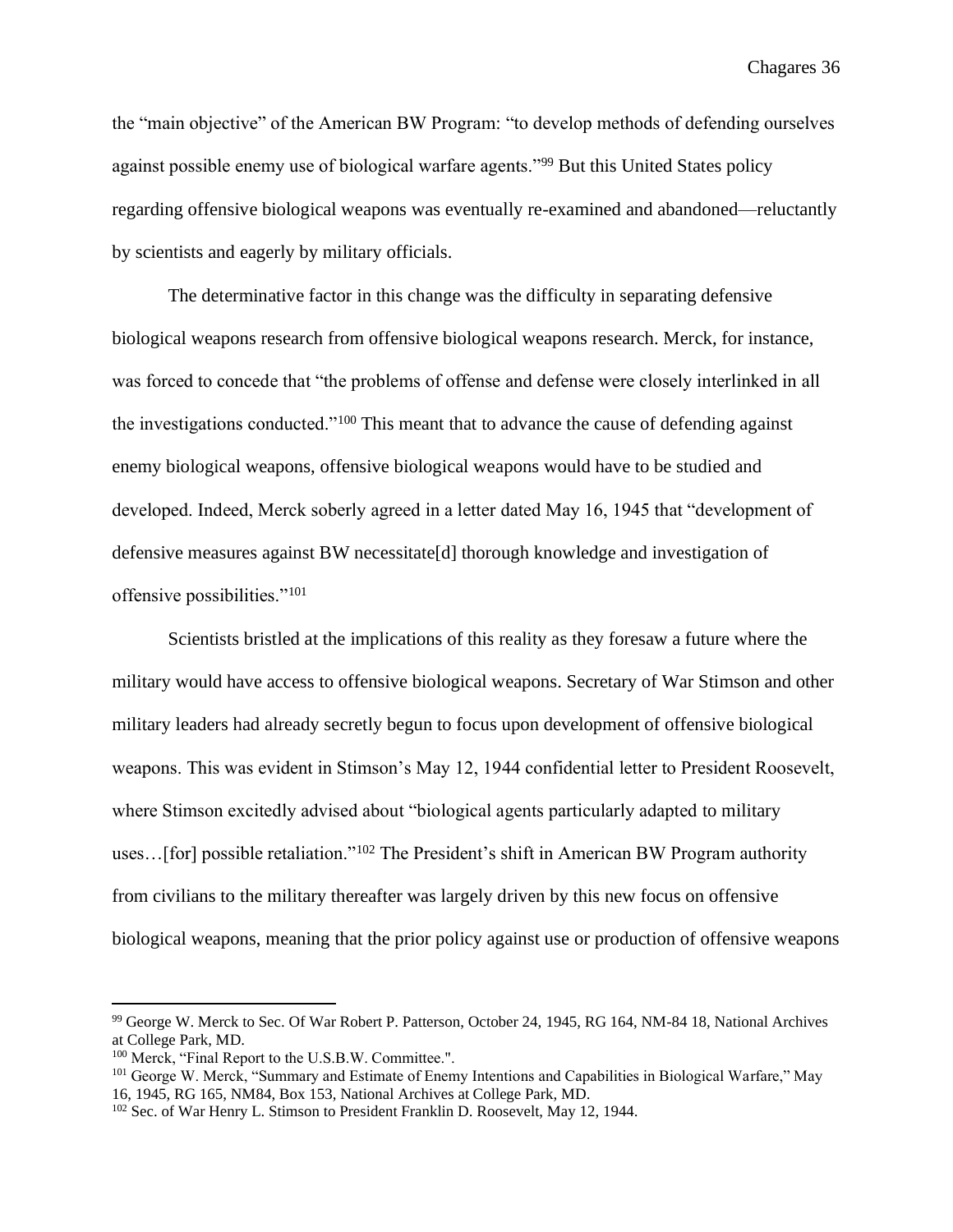the "main objective" of the American BW Program: "to develop methods of defending ourselves against possible enemy use of biological warfare agents."[99] But this United States policy regarding offensive biological weapons was eventually re-examined and abandoned—reluctantly by scientists and eagerly by military officials.

The determinative factor in this change was the difficulty in separating defensive biological weapons research from offensive biological weapons research. Merck, for instance, was forced to concede that "the problems of offense and defense were closely interlinked in all the investigations conducted."[100] This meant that to advance the cause of defending against enemy biological weapons, offensive biological weapons would have to be studied and developed. Indeed, Merck soberly agreed in a letter dated May 16, 1945 that "development of defensive measures against BW necessitate[d] thorough knowledge and investigation of offensive possibilities."[101]

Scientists bristled at the implications of this reality as they foresaw a future where the military would have access to offensive biological weapons. Secretary of War Stimson and other military leaders had already secretly begun to focus upon development of offensive biological weapons. This was evident in Stimson's May 12, 1944 confidential letter to President Roosevelt, where Stimson excitedly advised about "biological agents particularly adapted to military uses…[for] possible retaliation."[102] The President's shift in American BW Program authority from civilians to the military thereafter was largely driven by this new focus on offensive biological weapons, meaning that the prior policy against use or production of offensive weapons

---

[99] George W. Merck to Sec. Of War Robert P. Patterson, October 24, 1945, RG 164, NM-84 18, National Archives at College Park, MD.

[100] Merck, "Final Report to the U.S.B.W. Committee.".

[101] George W. Merck, "Summary and Estimate of Enemy Intentions and Capabilities in Biological Warfare," May 16, 1945, RG 165, NM84, Box 153, National Archives at College Park, MD.

[102] Sec. of War Henry L. Stimson to President Franklin D. Roosevelt, May 12, 1944.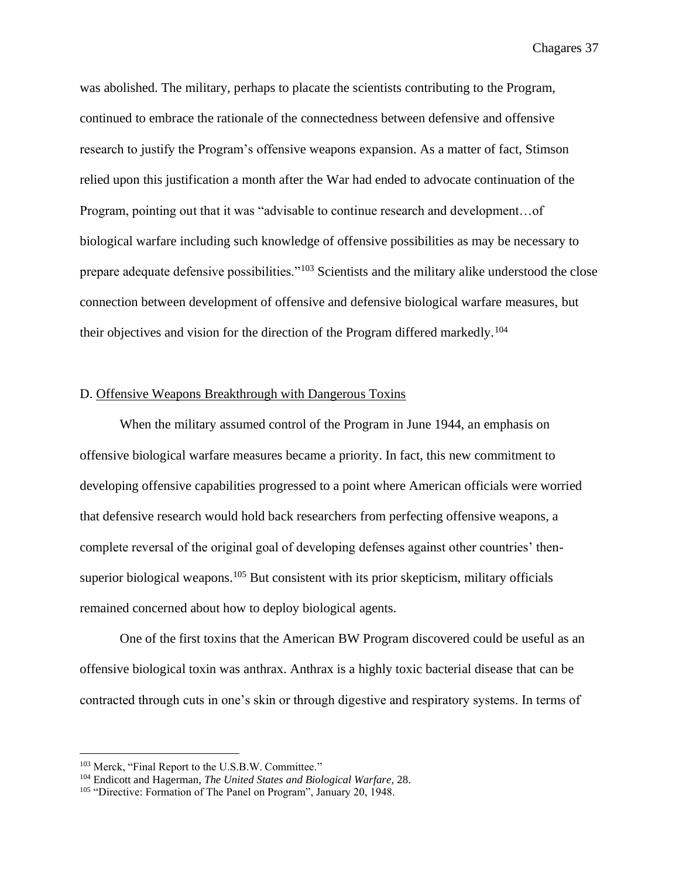was abolished. The military, perhaps to placate the scientists contributing to the Program, continued to embrace the rationale of the connectedness between defensive and offensive research to justify the Program's offensive weapons expansion. As a matter of fact, Stimson relied upon this justification a month after the War had ended to advocate continuation of the Program, pointing out that it was "advisable to continue research and development…of biological warfare including such knowledge of offensive possibilities as may be necessary to prepare adequate defensive possibilities."[103] Scientists and the military alike understood the close connection between development of offensive and defensive biological warfare measures, but their objectives and vision for the direction of the Program differed markedly.[104]

D. Offensive Weapons Breakthrough with Dangerous Toxins

When the military assumed control of the Program in June 1944, an emphasis on offensive biological warfare measures became a priority. In fact, this new commitment to developing offensive capabilities progressed to a point where American officials were worried that defensive research would hold back researchers from perfecting offensive weapons, a complete reversal of the original goal of developing defenses against other countries' then-superior biological weapons.[105] But consistent with its prior skepticism, military officials remained concerned about how to deploy biological agents.

One of the first toxins that the American BW Program discovered could be useful as an offensive biological toxin was anthrax. Anthrax is a highly toxic bacterial disease that can be contracted through cuts in one's skin or through digestive and respiratory systems. In terms of

[103] Merck, "Final Report to the U.S.B.W. Committee."

[104] Endicott and Hagerman, *The United States and Biological Warfare*, 28.

[105] "Directive: Formation of The Panel on Program", January 20, 1948.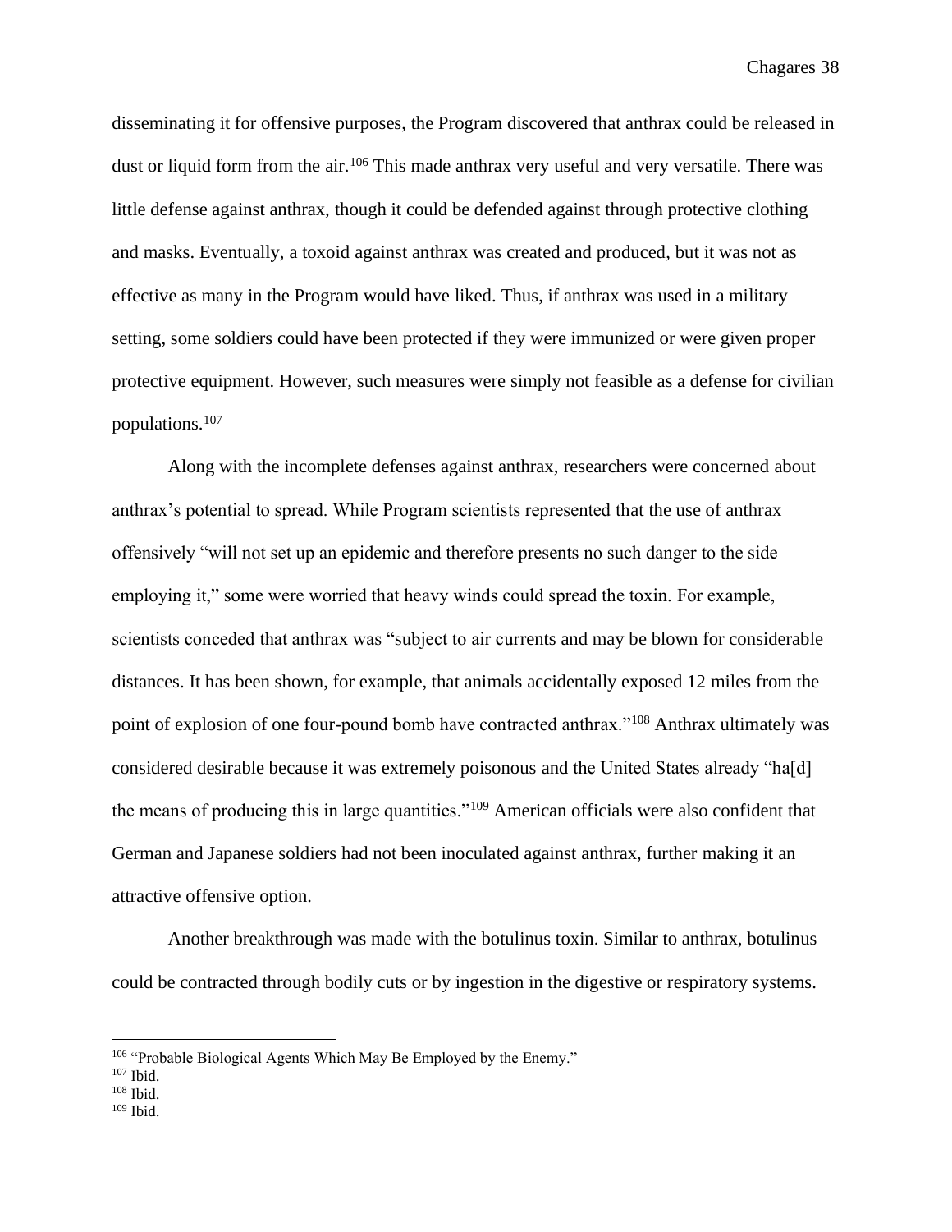disseminating it for offensive purposes, the Program discovered that anthrax could be released in dust or liquid form from the air.[106] This made anthrax very useful and very versatile. There was little defense against anthrax, though it could be defended against through protective clothing and masks. Eventually, a toxoid against anthrax was created and produced, but it was not as effective as many in the Program would have liked. Thus, if anthrax was used in a military setting, some soldiers could have been protected if they were immunized or were given proper protective equipment. However, such measures were simply not feasible as a defense for civilian populations.[107]

Along with the incomplete defenses against anthrax, researchers were concerned about anthrax's potential to spread. While Program scientists represented that the use of anthrax offensively "will not set up an epidemic and therefore presents no such danger to the side employing it," some were worried that heavy winds could spread the toxin. For example, scientists conceded that anthrax was "subject to air currents and may be blown for considerable distances. It has been shown, for example, that animals accidentally exposed 12 miles from the point of explosion of one four-pound bomb have contracted anthrax."[108] Anthrax ultimately was considered desirable because it was extremely poisonous and the United States already "ha[d] the means of producing this in large quantities."[109] American officials were also confident that German and Japanese soldiers had not been inoculated against anthrax, further making it an attractive offensive option.

Another breakthrough was made with the botulinus toxin. Similar to anthrax, botulinus could be contracted through bodily cuts or by ingestion in the digestive or respiratory systems.

---

[106] "Probable Biological Agents Which May Be Employed by the Enemy."
[107] Ibid.
[108] Ibid.
[109] Ibid.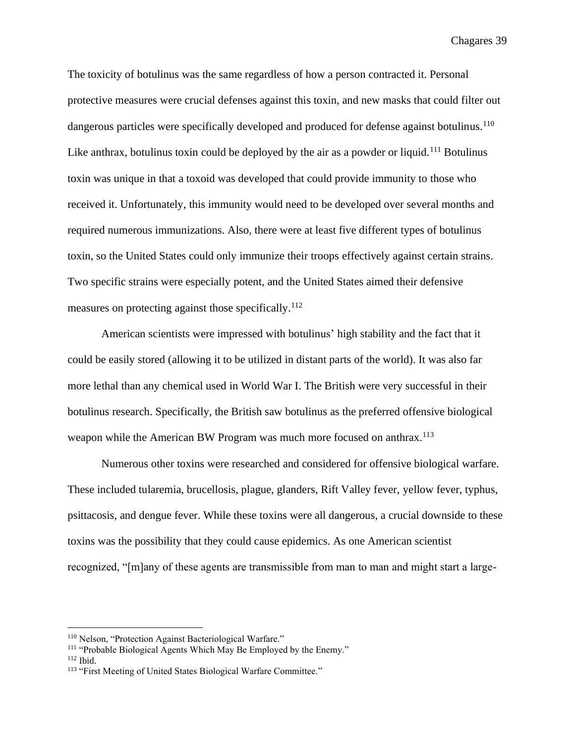The toxicity of botulinus was the same regardless of how a person contracted it. Personal protective measures were crucial defenses against this toxin, and new masks that could filter out dangerous particles were specifically developed and produced for defense against botulinus.[110] Like anthrax, botulinus toxin could be deployed by the air as a powder or liquid.[111] Botulinus toxin was unique in that a toxoid was developed that could provide immunity to those who received it. Unfortunately, this immunity would need to be developed over several months and required numerous immunizations. Also, there were at least five different types of botulinus toxin, so the United States could only immunize their troops effectively against certain strains. Two specific strains were especially potent, and the United States aimed their defensive measures on protecting against those specifically.[112]

American scientists were impressed with botulinus' high stability and the fact that it could be easily stored (allowing it to be utilized in distant parts of the world). It was also far more lethal than any chemical used in World War I. The British were very successful in their botulinus research. Specifically, the British saw botulinus as the preferred offensive biological weapon while the American BW Program was much more focused on anthrax.[113]

Numerous other toxins were researched and considered for offensive biological warfare. These included tularemia, brucellosis, plague, glanders, Rift Valley fever, yellow fever, typhus, psittacosis, and dengue fever. While these toxins were all dangerous, a crucial downside to these toxins was the possibility that they could cause epidemics. As one American scientist recognized, "[m]any of these agents are transmissible from man to man and might start a large-

---

[110] Nelson, "Protection Against Bacteriological Warfare."

[111] "Probable Biological Agents Which May Be Employed by the Enemy."

[112] Ibid.

[113] "First Meeting of United States Biological Warfare Committee."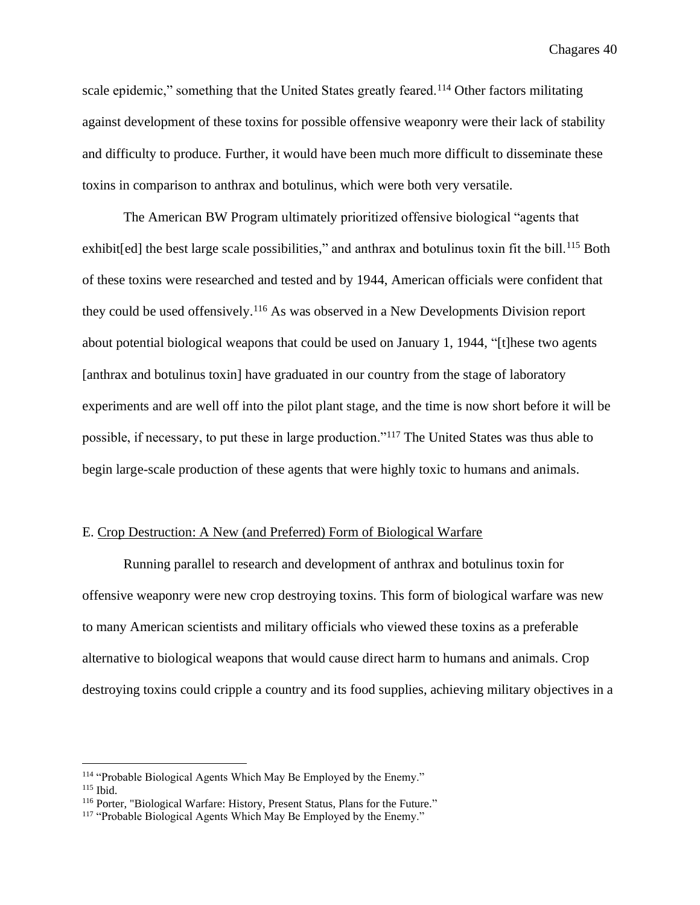scale epidemic," something that the United States greatly feared.[114] Other factors militating against development of these toxins for possible offensive weaponry were their lack of stability and difficulty to produce. Further, it would have been much more difficult to disseminate these toxins in comparison to anthrax and botulinus, which were both very versatile.

The American BW Program ultimately prioritized offensive biological "agents that exhibit[ed] the best large scale possibilities," and anthrax and botulinus toxin fit the bill.[115] Both of these toxins were researched and tested and by 1944, American officials were confident that they could be used offensively.[116] As was observed in a New Developments Division report about potential biological weapons that could be used on January 1, 1944, "[t]hese two agents [anthrax and botulinus toxin] have graduated in our country from the stage of laboratory experiments and are well off into the pilot plant stage, and the time is now short before it will be possible, if necessary, to put these in large production."[117] The United States was thus able to begin large-scale production of these agents that were highly toxic to humans and animals.

### E. Crop Destruction: A New (and Preferred) Form of Biological Warfare

Running parallel to research and development of anthrax and botulinus toxin for offensive weaponry were new crop destroying toxins. This form of biological warfare was new to many American scientists and military officials who viewed these toxins as a preferable alternative to biological weapons that would cause direct harm to humans and animals. Crop destroying toxins could cripple a country and its food supplies, achieving military objectives in a

---

[114] "Probable Biological Agents Which May Be Employed by the Enemy."

[115] Ibid.

[116] Porter, "Biological Warfare: History, Present Status, Plans for the Future."

[117] "Probable Biological Agents Which May Be Employed by the Enemy."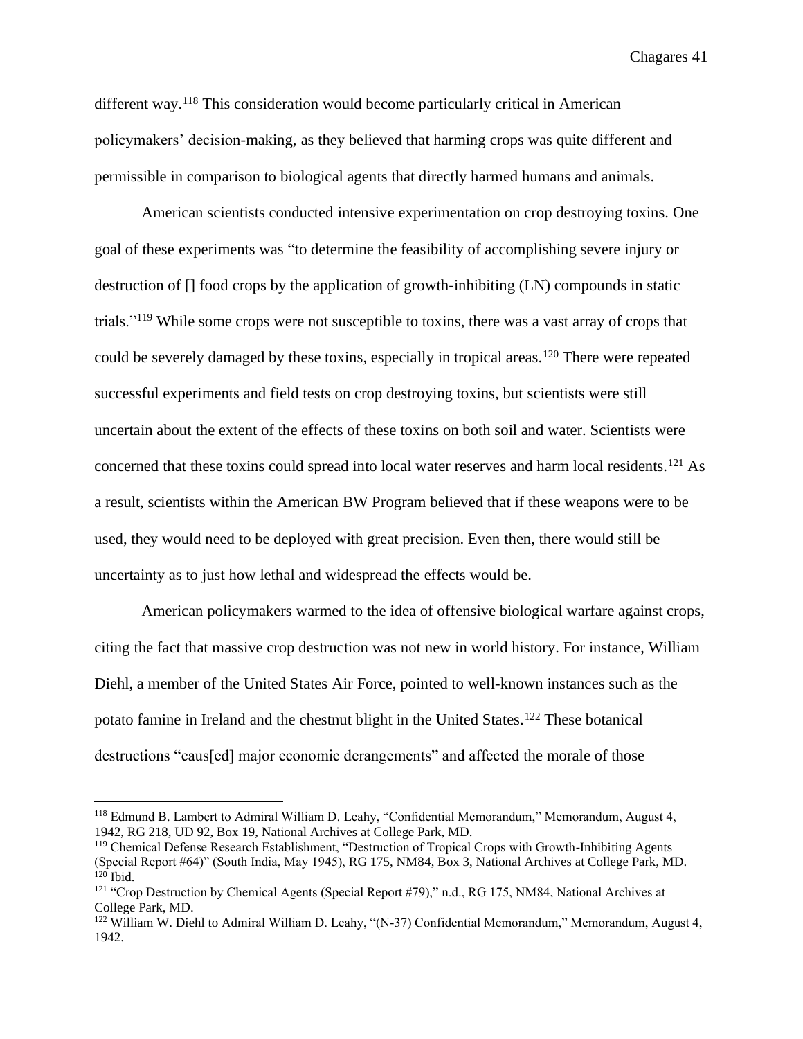different way.[118] This consideration would become particularly critical in American policymakers' decision-making, as they believed that harming crops was quite different and permissible in comparison to biological agents that directly harmed humans and animals.

American scientists conducted intensive experimentation on crop destroying toxins. One goal of these experiments was "to determine the feasibility of accomplishing severe injury or destruction of [] food crops by the application of growth-inhibiting (LN) compounds in static trials."[119] While some crops were not susceptible to toxins, there was a vast array of crops that could be severely damaged by these toxins, especially in tropical areas.[120] There were repeated successful experiments and field tests on crop destroying toxins, but scientists were still uncertain about the extent of the effects of these toxins on both soil and water. Scientists were concerned that these toxins could spread into local water reserves and harm local residents.[121] As a result, scientists within the American BW Program believed that if these weapons were to be used, they would need to be deployed with great precision. Even then, there would still be uncertainty as to just how lethal and widespread the effects would be.

American policymakers warmed to the idea of offensive biological warfare against crops, citing the fact that massive crop destruction was not new in world history. For instance, William Diehl, a member of the United States Air Force, pointed to well-known instances such as the potato famine in Ireland and the chestnut blight in the United States.[122] These botanical destructions "caus[ed] major economic derangements" and affected the morale of those

---

[118] Edmund B. Lambert to Admiral William D. Leahy, "Confidential Memorandum," Memorandum, August 4, 1942, RG 218, UD 92, Box 19, National Archives at College Park, MD.

[119] Chemical Defense Research Establishment, "Destruction of Tropical Crops with Growth-Inhibiting Agents (Special Report #64)" (South India, May 1945), RG 175, NM84, Box 3, National Archives at College Park, MD.

[120] Ibid.

[121] "Crop Destruction by Chemical Agents (Special Report #79)," n.d., RG 175, NM84, National Archives at College Park, MD.

[122] William W. Diehl to Admiral William D. Leahy, "(N-37) Confidential Memorandum," Memorandum, August 4, 1942.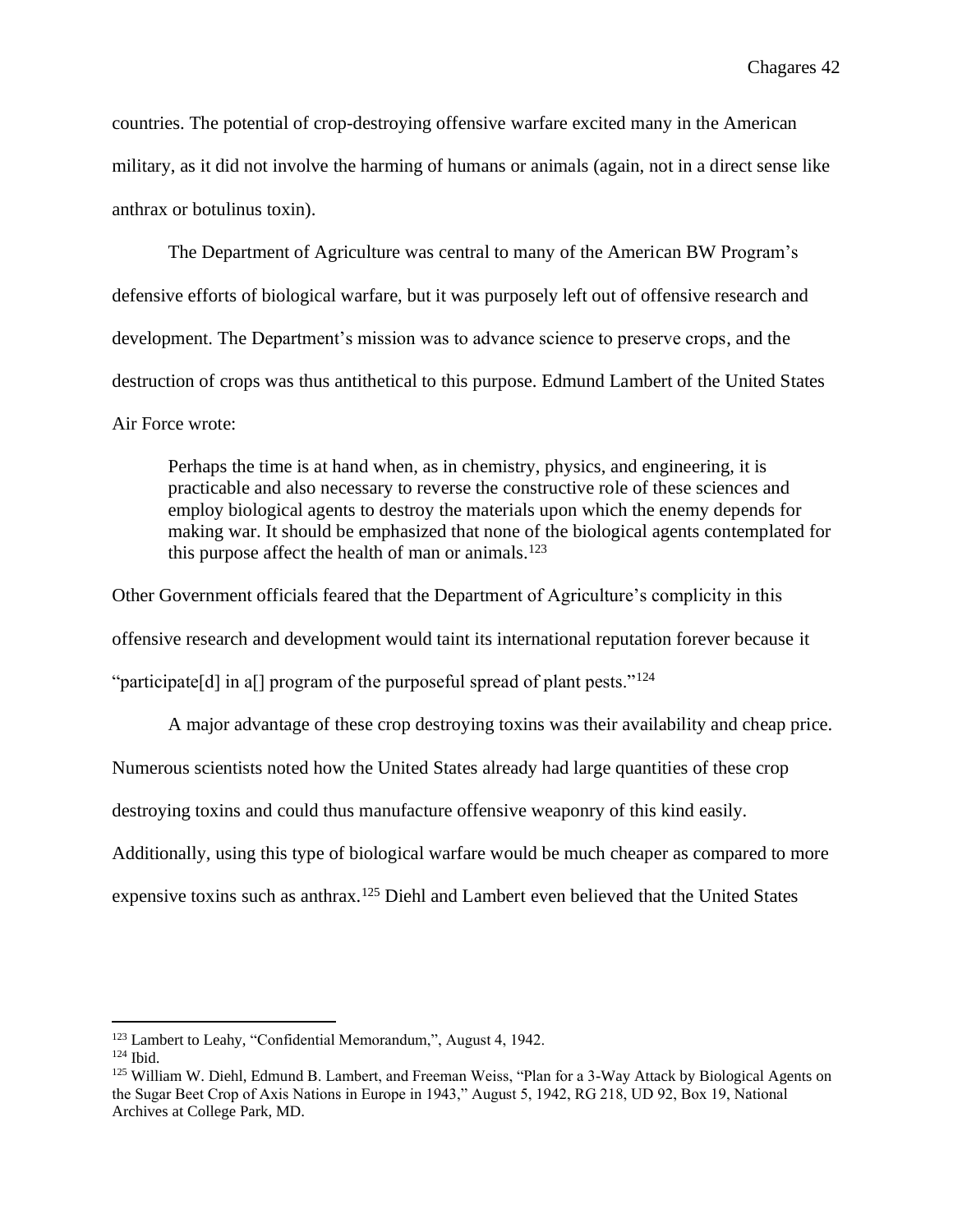countries. The potential of crop-destroying offensive warfare excited many in the American military, as it did not involve the harming of humans or animals (again, not in a direct sense like anthrax or botulinus toxin).

The Department of Agriculture was central to many of the American BW Program's defensive efforts of biological warfare, but it was purposely left out of offensive research and development. The Department's mission was to advance science to preserve crops, and the destruction of crops was thus antithetical to this purpose. Edmund Lambert of the United States Air Force wrote:

> Perhaps the time is at hand when, as in chemistry, physics, and engineering, it is practicable and also necessary to reverse the constructive role of these sciences and employ biological agents to destroy the materials upon which the enemy depends for making war. It should be emphasized that none of the biological agents contemplated for this purpose affect the health of man or animals.[123]

Other Government officials feared that the Department of Agriculture's complicity in this offensive research and development would taint its international reputation forever because it "participate[d] in a[] program of the purposeful spread of plant pests."[124]

A major advantage of these crop destroying toxins was their availability and cheap price. Numerous scientists noted how the United States already had large quantities of these crop destroying toxins and could thus manufacture offensive weaponry of this kind easily. Additionally, using this type of biological warfare would be much cheaper as compared to more expensive toxins such as anthrax.[125] Diehl and Lambert even believed that the United States

---

[123] Lambert to Leahy, "Confidential Memorandum,", August 4, 1942.

[124] Ibid.

[125] William W. Diehl, Edmund B. Lambert, and Freeman Weiss, "Plan for a 3-Way Attack by Biological Agents on the Sugar Beet Crop of Axis Nations in Europe in 1943," August 5, 1942, RG 218, UD 92, Box 19, National Archives at College Park, MD.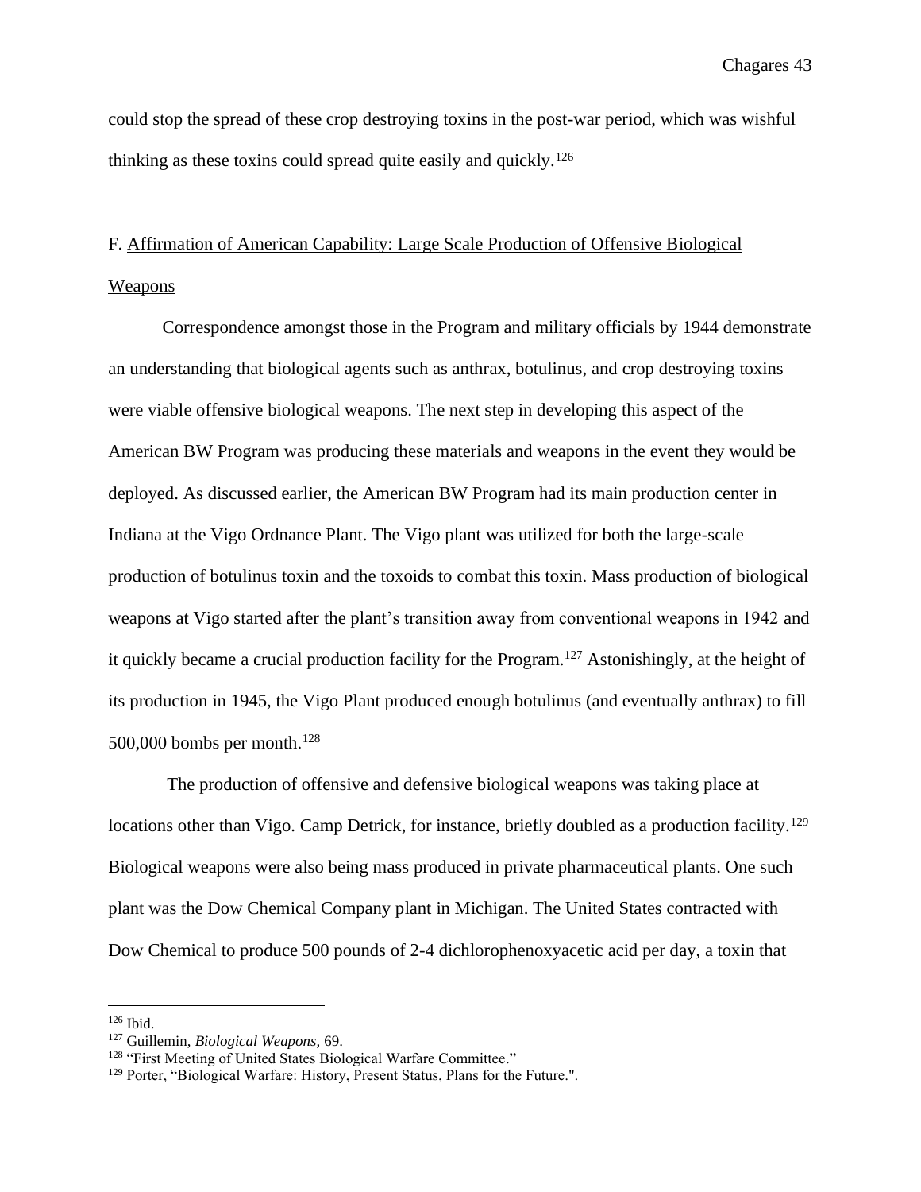could stop the spread of these crop destroying toxins in the post-war period, which was wishful thinking as these toxins could spread quite easily and quickly.[126]

### F. Affirmation of American Capability: Large Scale Production of Offensive Biological Weapons

Correspondence amongst those in the Program and military officials by 1944 demonstrate an understanding that biological agents such as anthrax, botulinus, and crop destroying toxins were viable offensive biological weapons. The next step in developing this aspect of the American BW Program was producing these materials and weapons in the event they would be deployed. As discussed earlier, the American BW Program had its main production center in Indiana at the Vigo Ordnance Plant. The Vigo plant was utilized for both the large-scale production of botulinus toxin and the toxoids to combat this toxin. Mass production of biological weapons at Vigo started after the plant's transition away from conventional weapons in 1942 and it quickly became a crucial production facility for the Program.[127] Astonishingly, at the height of its production in 1945, the Vigo Plant produced enough botulinus (and eventually anthrax) to fill 500,000 bombs per month.[128]

The production of offensive and defensive biological weapons was taking place at locations other than Vigo. Camp Detrick, for instance, briefly doubled as a production facility.[129] Biological weapons were also being mass produced in private pharmaceutical plants. One such plant was the Dow Chemical Company plant in Michigan. The United States contracted with Dow Chemical to produce 500 pounds of 2-4 dichlorophenoxyacetic acid per day, a toxin that

---

[126] Ibid.

[127] Guillemin, *Biological Weapons,* 69.

[128] "First Meeting of United States Biological Warfare Committee."

[129] Porter, "Biological Warfare: History, Present Status, Plans for the Future.".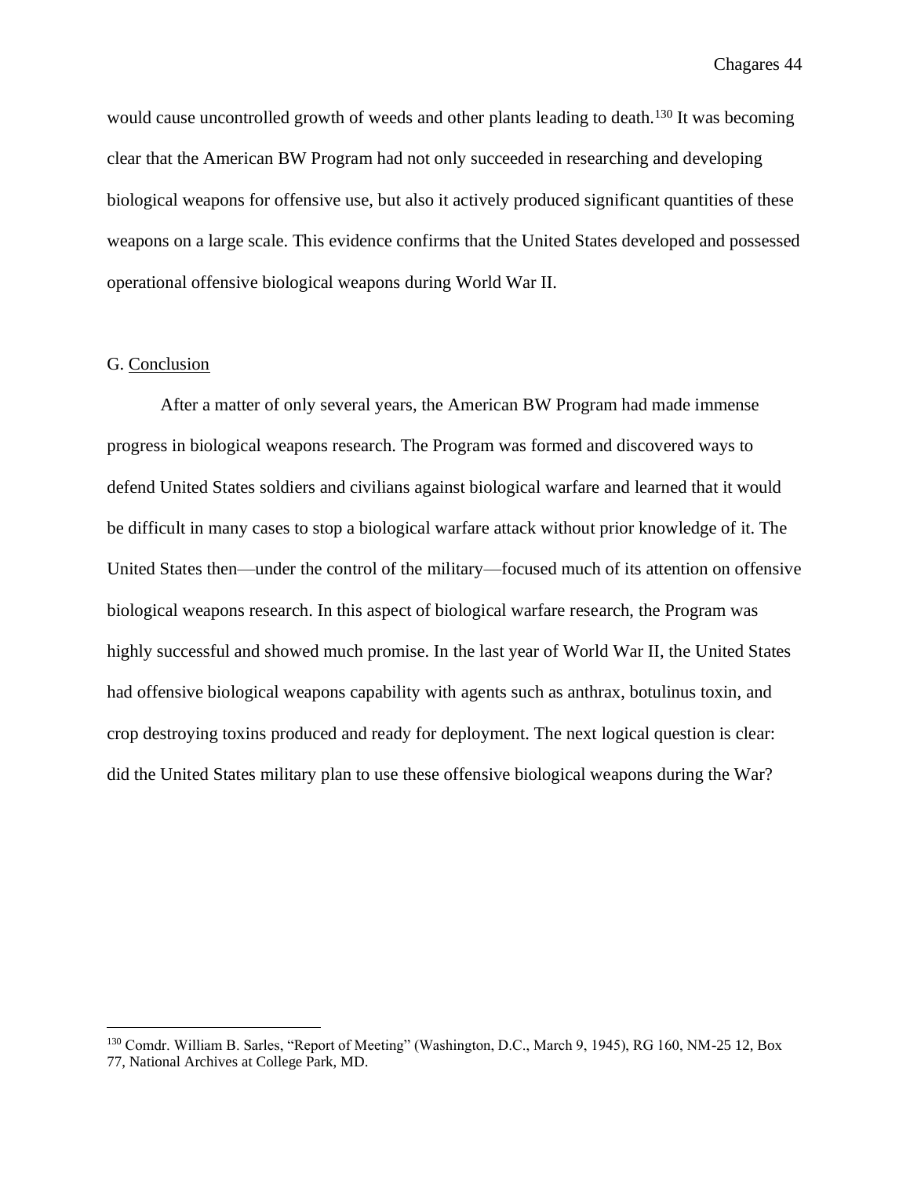would cause uncontrolled growth of weeds and other plants leading to death.[130] It was becoming clear that the American BW Program had not only succeeded in researching and developing biological weapons for offensive use, but also it actively produced significant quantities of these weapons on a large scale. This evidence confirms that the United States developed and possessed operational offensive biological weapons during World War II.

## G. Conclusion

After a matter of only several years, the American BW Program had made immense progress in biological weapons research. The Program was formed and discovered ways to defend United States soldiers and civilians against biological warfare and learned that it would be difficult in many cases to stop a biological warfare attack without prior knowledge of it. The United States then—under the control of the military—focused much of its attention on offensive biological weapons research. In this aspect of biological warfare research, the Program was highly successful and showed much promise. In the last year of World War II, the United States had offensive biological weapons capability with agents such as anthrax, botulinus toxin, and crop destroying toxins produced and ready for deployment. The next logical question is clear: did the United States military plan to use these offensive biological weapons during the War?

---

[130] Comdr. William B. Sarles, "Report of Meeting" (Washington, D.C., March 9, 1945), RG 160, NM-25 12, Box 77, National Archives at College Park, MD.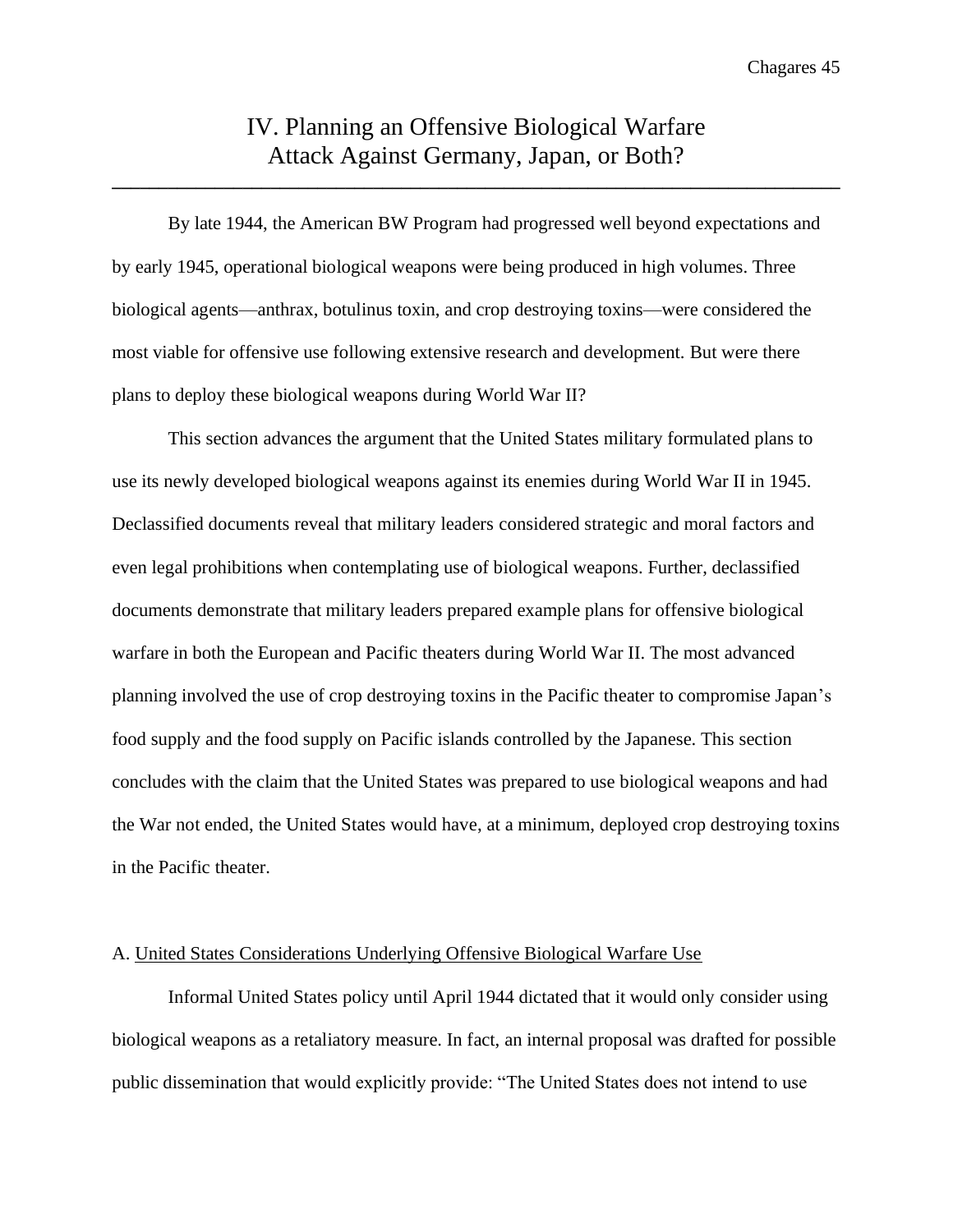# IV. Planning an Offensive Biological Warfare Attack Against Germany, Japan, or Both?

By late 1944, the American BW Program had progressed well beyond expectations and by early 1945, operational biological weapons were being produced in high volumes. Three biological agents—anthrax, botulinus toxin, and crop destroying toxins—were considered the most viable for offensive use following extensive research and development. But were there plans to deploy these biological weapons during World War II?

This section advances the argument that the United States military formulated plans to use its newly developed biological weapons against its enemies during World War II in 1945. Declassified documents reveal that military leaders considered strategic and moral factors and even legal prohibitions when contemplating use of biological weapons. Further, declassified documents demonstrate that military leaders prepared example plans for offensive biological warfare in both the European and Pacific theaters during World War II. The most advanced planning involved the use of crop destroying toxins in the Pacific theater to compromise Japan's food supply and the food supply on Pacific islands controlled by the Japanese. This section concludes with the claim that the United States was prepared to use biological weapons and had the War not ended, the United States would have, at a minimum, deployed crop destroying toxins in the Pacific theater.

## A. United States Considerations Underlying Offensive Biological Warfare Use

Informal United States policy until April 1944 dictated that it would only consider using biological weapons as a retaliatory measure. In fact, an internal proposal was drafted for possible public dissemination that would explicitly provide: "The United States does not intend to use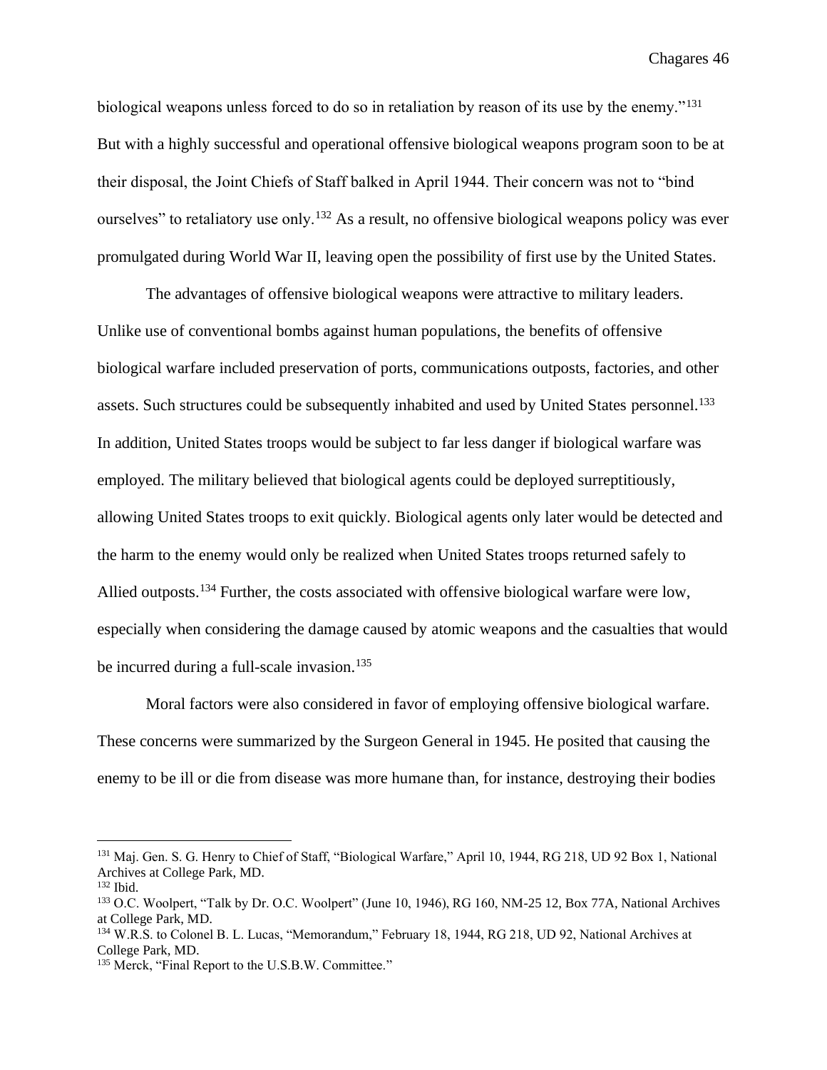biological weapons unless forced to do so in retaliation by reason of its use by the enemy."[131] But with a highly successful and operational offensive biological weapons program soon to be at their disposal, the Joint Chiefs of Staff balked in April 1944. Their concern was not to "bind ourselves" to retaliatory use only.[132] As a result, no offensive biological weapons policy was ever promulgated during World War II, leaving open the possibility of first use by the United States.

The advantages of offensive biological weapons were attractive to military leaders. Unlike use of conventional bombs against human populations, the benefits of offensive biological warfare included preservation of ports, communications outposts, factories, and other assets. Such structures could be subsequently inhabited and used by United States personnel.[133] In addition, United States troops would be subject to far less danger if biological warfare was employed. The military believed that biological agents could be deployed surreptitiously, allowing United States troops to exit quickly. Biological agents only later would be detected and the harm to the enemy would only be realized when United States troops returned safely to Allied outposts.[134] Further, the costs associated with offensive biological warfare were low, especially when considering the damage caused by atomic weapons and the casualties that would be incurred during a full-scale invasion.[135]

Moral factors were also considered in favor of employing offensive biological warfare. These concerns were summarized by the Surgeon General in 1945. He posited that causing the enemy to be ill or die from disease was more humane than, for instance, destroying their bodies

---

[131] Maj. Gen. S. G. Henry to Chief of Staff, "Biological Warfare," April 10, 1944, RG 218, UD 92 Box 1, National Archives at College Park, MD.

[132] Ibid.

[133] O.C. Woolpert, "Talk by Dr. O.C. Woolpert" (June 10, 1946), RG 160, NM-25 12, Box 77A, National Archives at College Park, MD.

[134] W.R.S. to Colonel B. L. Lucas, "Memorandum," February 18, 1944, RG 218, UD 92, National Archives at College Park, MD.

[135] Merck, "Final Report to the U.S.B.W. Committee."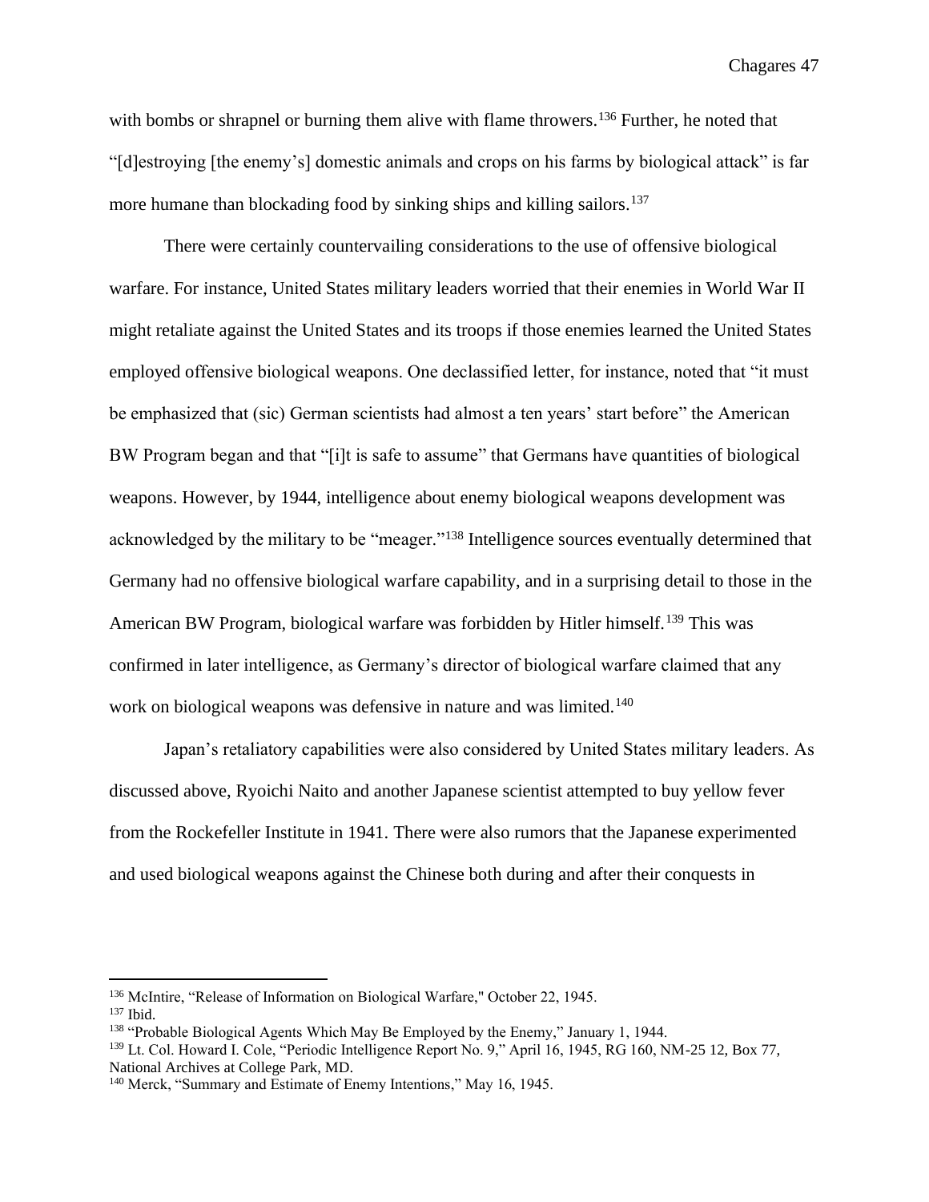with bombs or shrapnel or burning them alive with flame throwers.[136] Further, he noted that "[d]estroying [the enemy's] domestic animals and crops on his farms by biological attack" is far more humane than blockading food by sinking ships and killing sailors.[137]

There were certainly countervailing considerations to the use of offensive biological warfare. For instance, United States military leaders worried that their enemies in World War II might retaliate against the United States and its troops if those enemies learned the United States employed offensive biological weapons. One declassified letter, for instance, noted that "it must be emphasized that (sic) German scientists had almost a ten years' start before" the American BW Program began and that "[i]t is safe to assume" that Germans have quantities of biological weapons. However, by 1944, intelligence about enemy biological weapons development was acknowledged by the military to be "meager."[138] Intelligence sources eventually determined that Germany had no offensive biological warfare capability, and in a surprising detail to those in the American BW Program, biological warfare was forbidden by Hitler himself.[139] This was confirmed in later intelligence, as Germany's director of biological warfare claimed that any work on biological weapons was defensive in nature and was limited.[140]

Japan's retaliatory capabilities were also considered by United States military leaders. As discussed above, Ryoichi Naito and another Japanese scientist attempted to buy yellow fever from the Rockefeller Institute in 1941. There were also rumors that the Japanese experimented and used biological weapons against the Chinese both during and after their conquests in

---

[136] McIntire, "Release of Information on Biological Warfare," October 22, 1945.
[137] Ibid.
[138] "Probable Biological Agents Which May Be Employed by the Enemy," January 1, 1944.
[139] Lt. Col. Howard I. Cole, "Periodic Intelligence Report No. 9," April 16, 1945, RG 160, NM-25 12, Box 77, National Archives at College Park, MD.
[140] Merck, "Summary and Estimate of Enemy Intentions," May 16, 1945.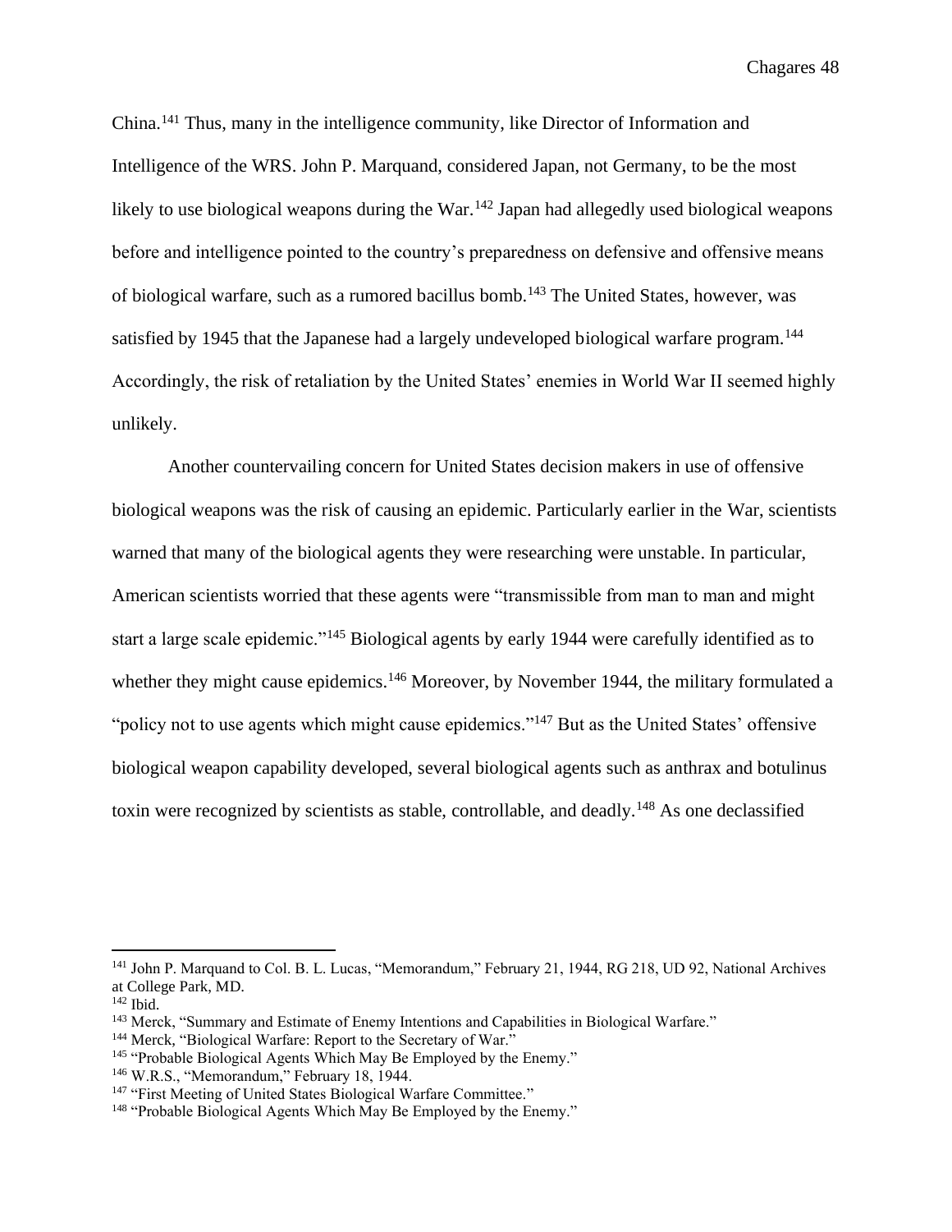China.[141] Thus, many in the intelligence community, like Director of Information and Intelligence of the WRS. John P. Marquand, considered Japan, not Germany, to be the most likely to use biological weapons during the War.[142] Japan had allegedly used biological weapons before and intelligence pointed to the country's preparedness on defensive and offensive means of biological warfare, such as a rumored bacillus bomb.[143] The United States, however, was satisfied by 1945 that the Japanese had a largely undeveloped biological warfare program.[144] Accordingly, the risk of retaliation by the United States' enemies in World War II seemed highly unlikely.

Another countervailing concern for United States decision makers in use of offensive biological weapons was the risk of causing an epidemic. Particularly earlier in the War, scientists warned that many of the biological agents they were researching were unstable. In particular, American scientists worried that these agents were "transmissible from man to man and might start a large scale epidemic."[145] Biological agents by early 1944 were carefully identified as to whether they might cause epidemics.[146] Moreover, by November 1944, the military formulated a "policy not to use agents which might cause epidemics."[147] But as the United States' offensive biological weapon capability developed, several biological agents such as anthrax and botulinus toxin were recognized by scientists as stable, controllable, and deadly.[148] As one declassified

---

[141] John P. Marquand to Col. B. L. Lucas, "Memorandum," February 21, 1944, RG 218, UD 92, National Archives at College Park, MD.

[142] Ibid.

[143] Merck, "Summary and Estimate of Enemy Intentions and Capabilities in Biological Warfare."

[144] Merck, "Biological Warfare: Report to the Secretary of War."

[145] "Probable Biological Agents Which May Be Employed by the Enemy."

[146] W.R.S., "Memorandum," February 18, 1944.

[147] "First Meeting of United States Biological Warfare Committee."

[148] "Probable Biological Agents Which May Be Employed by the Enemy."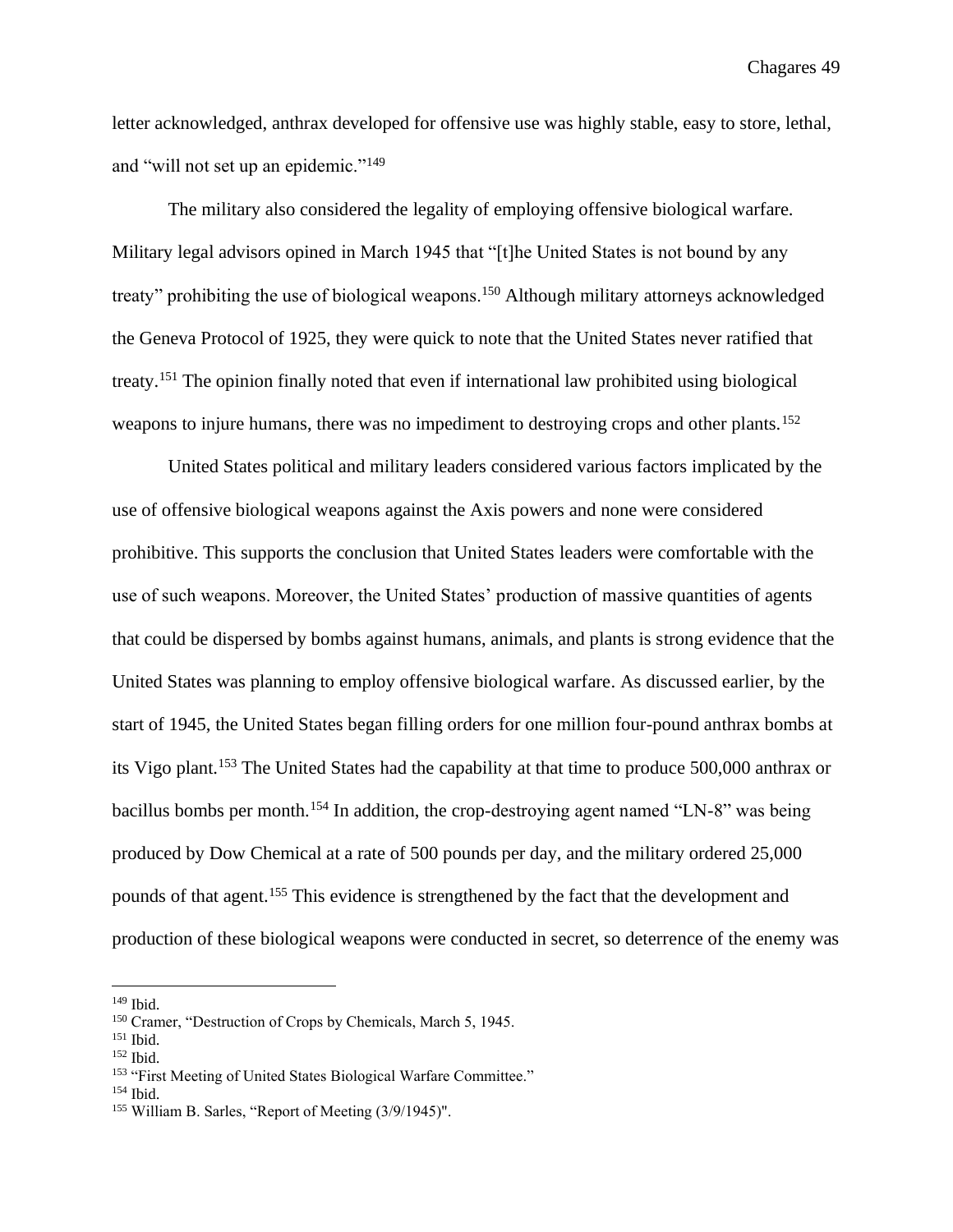letter acknowledged, anthrax developed for offensive use was highly stable, easy to store, lethal, and "will not set up an epidemic."[149]

The military also considered the legality of employing offensive biological warfare. Military legal advisors opined in March 1945 that "[t]he United States is not bound by any treaty" prohibiting the use of biological weapons.[150] Although military attorneys acknowledged the Geneva Protocol of 1925, they were quick to note that the United States never ratified that treaty.[151] The opinion finally noted that even if international law prohibited using biological weapons to injure humans, there was no impediment to destroying crops and other plants.[152]

United States political and military leaders considered various factors implicated by the use of offensive biological weapons against the Axis powers and none were considered prohibitive. This supports the conclusion that United States leaders were comfortable with the use of such weapons. Moreover, the United States' production of massive quantities of agents that could be dispersed by bombs against humans, animals, and plants is strong evidence that the United States was planning to employ offensive biological warfare. As discussed earlier, by the start of 1945, the United States began filling orders for one million four-pound anthrax bombs at its Vigo plant.[153] The United States had the capability at that time to produce 500,000 anthrax or bacillus bombs per month.[154] In addition, the crop-destroying agent named "LN-8" was being produced by Dow Chemical at a rate of 500 pounds per day, and the military ordered 25,000 pounds of that agent.[155] This evidence is strengthened by the fact that the development and production of these biological weapons were conducted in secret, so deterrence of the enemy was

---

[149] Ibid.

[150] Cramer, "Destruction of Crops by Chemicals, March 5, 1945.

[151] Ibid.

[152] Ibid.

[153] "First Meeting of United States Biological Warfare Committee."

[154] Ibid.

[155] William B. Sarles, "Report of Meeting (3/9/1945)".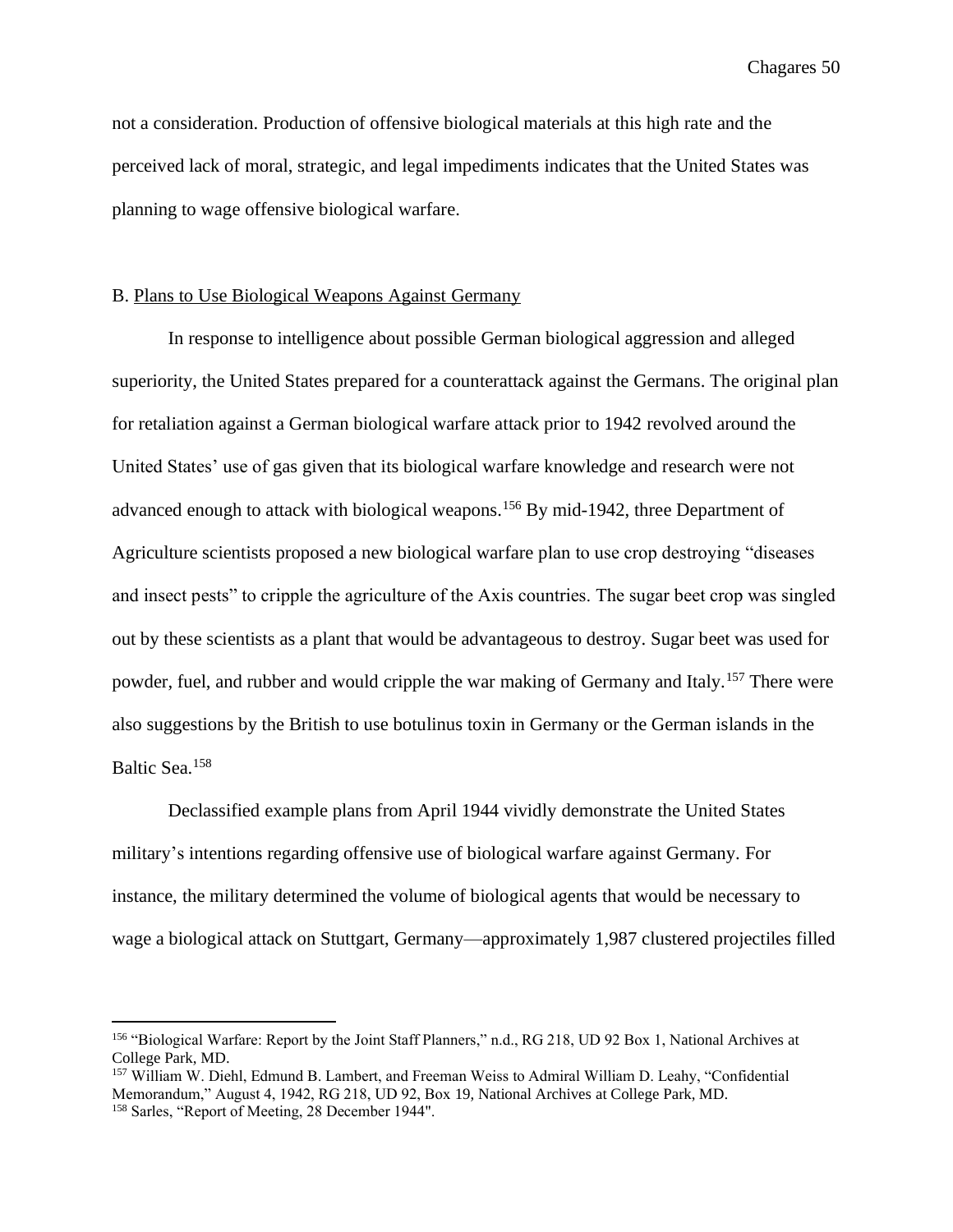not a consideration. Production of offensive biological materials at this high rate and the perceived lack of moral, strategic, and legal impediments indicates that the United States was planning to wage offensive biological warfare.

### B. Plans to Use Biological Weapons Against Germany

In response to intelligence about possible German biological aggression and alleged superiority, the United States prepared for a counterattack against the Germans. The original plan for retaliation against a German biological warfare attack prior to 1942 revolved around the United States' use of gas given that its biological warfare knowledge and research were not advanced enough to attack with biological weapons.[156] By mid-1942, three Department of Agriculture scientists proposed a new biological warfare plan to use crop destroying "diseases and insect pests" to cripple the agriculture of the Axis countries. The sugar beet crop was singled out by these scientists as a plant that would be advantageous to destroy. Sugar beet was used for powder, fuel, and rubber and would cripple the war making of Germany and Italy.[157] There were also suggestions by the British to use botulinus toxin in Germany or the German islands in the Baltic Sea.[158]

Declassified example plans from April 1944 vividly demonstrate the United States military's intentions regarding offensive use of biological warfare against Germany. For instance, the military determined the volume of biological agents that would be necessary to wage a biological attack on Stuttgart, Germany—approximately 1,987 clustered projectiles filled

---

[156] "Biological Warfare: Report by the Joint Staff Planners," n.d., RG 218, UD 92 Box 1, National Archives at College Park, MD.

[157] William W. Diehl, Edmund B. Lambert, and Freeman Weiss to Admiral William D. Leahy, "Confidential Memorandum," August 4, 1942, RG 218, UD 92, Box 19, National Archives at College Park, MD.

[158] Sarles, "Report of Meeting, 28 December 1944".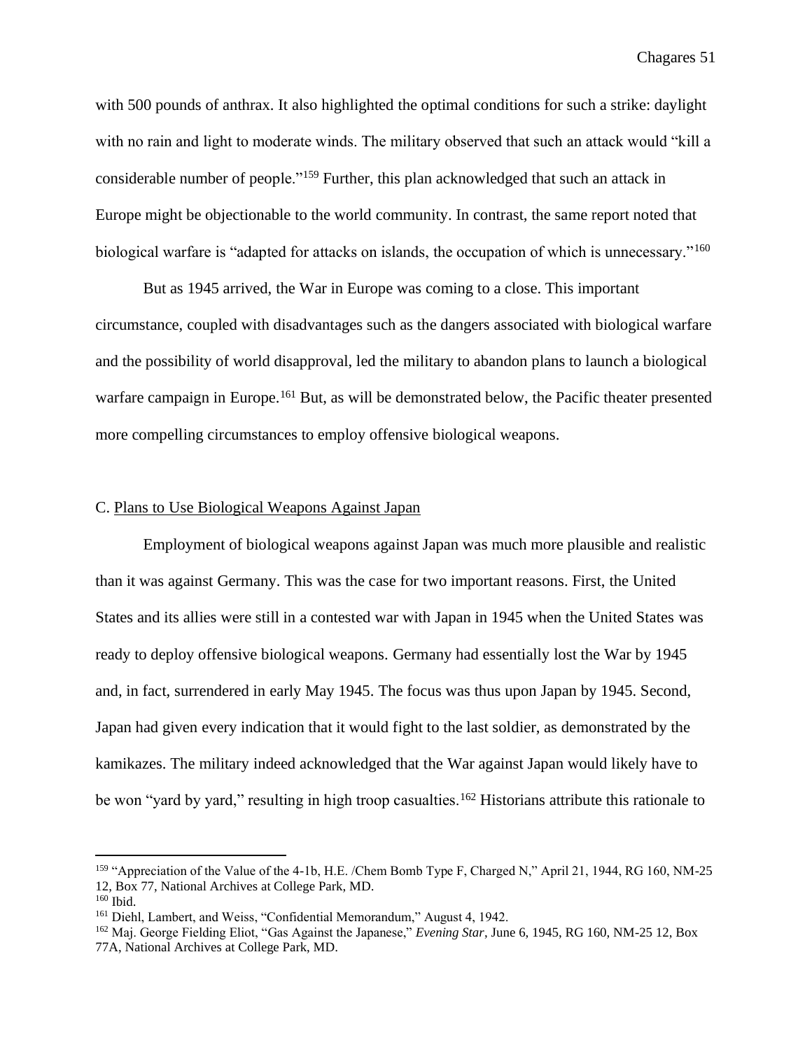with 500 pounds of anthrax. It also highlighted the optimal conditions for such a strike: daylight with no rain and light to moderate winds. The military observed that such an attack would "kill a considerable number of people."[159] Further, this plan acknowledged that such an attack in Europe might be objectionable to the world community. In contrast, the same report noted that biological warfare is "adapted for attacks on islands, the occupation of which is unnecessary."[160]

But as 1945 arrived, the War in Europe was coming to a close. This important circumstance, coupled with disadvantages such as the dangers associated with biological warfare and the possibility of world disapproval, led the military to abandon plans to launch a biological warfare campaign in Europe.[161] But, as will be demonstrated below, the Pacific theater presented more compelling circumstances to employ offensive biological weapons.

### C. Plans to Use Biological Weapons Against Japan

Employment of biological weapons against Japan was much more plausible and realistic than it was against Germany. This was the case for two important reasons. First, the United States and its allies were still in a contested war with Japan in 1945 when the United States was ready to deploy offensive biological weapons. Germany had essentially lost the War by 1945 and, in fact, surrendered in early May 1945. The focus was thus upon Japan by 1945. Second, Japan had given every indication that it would fight to the last soldier, as demonstrated by the kamikazes. The military indeed acknowledged that the War against Japan would likely have to be won "yard by yard," resulting in high troop casualties.[162] Historians attribute this rationale to

---

[159] "Appreciation of the Value of the 4-1b, H.E. /Chem Bomb Type F, Charged N," April 21, 1944, RG 160, NM-25 12, Box 77, National Archives at College Park, MD.

[160] Ibid.

[161] Diehl, Lambert, and Weiss, "Confidential Memorandum," August 4, 1942.

[162] Maj. George Fielding Eliot, "Gas Against the Japanese," *Evening Star*, June 6, 1945, RG 160, NM-25 12, Box 77A, National Archives at College Park, MD.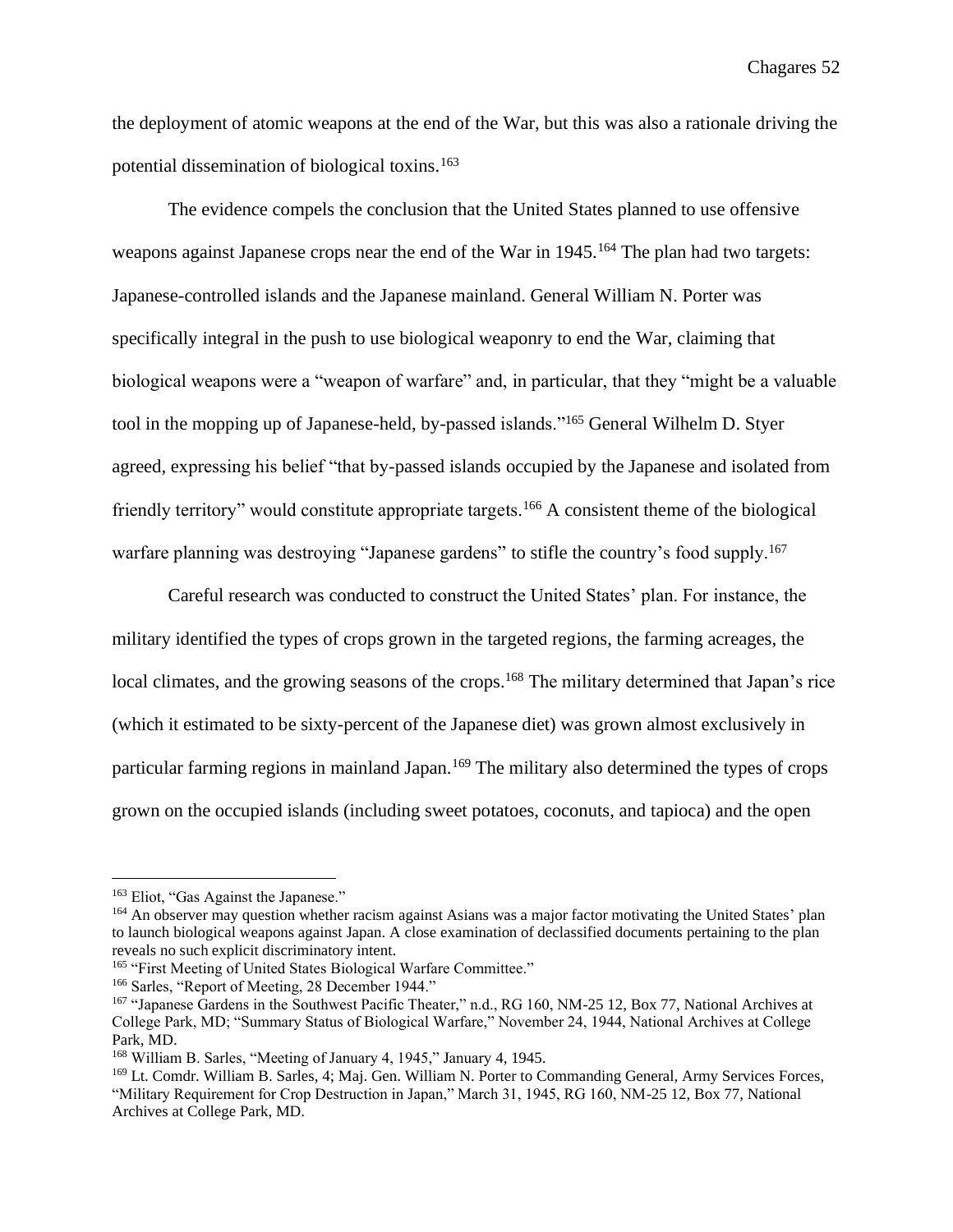the deployment of atomic weapons at the end of the War, but this was also a rationale driving the potential dissemination of biological toxins.[163]

The evidence compels the conclusion that the United States planned to use offensive weapons against Japanese crops near the end of the War in 1945.[164] The plan had two targets: Japanese-controlled islands and the Japanese mainland. General William N. Porter was specifically integral in the push to use biological weaponry to end the War, claiming that biological weapons were a "weapon of warfare" and, in particular, that they "might be a valuable tool in the mopping up of Japanese-held, by-passed islands."[165] General Wilhelm D. Styer agreed, expressing his belief "that by-passed islands occupied by the Japanese and isolated from friendly territory" would constitute appropriate targets.[166] A consistent theme of the biological warfare planning was destroying "Japanese gardens" to stifle the country's food supply.[167]

Careful research was conducted to construct the United States' plan. For instance, the military identified the types of crops grown in the targeted regions, the farming acreages, the local climates, and the growing seasons of the crops.[168] The military determined that Japan's rice (which it estimated to be sixty-percent of the Japanese diet) was grown almost exclusively in particular farming regions in mainland Japan.[169] The military also determined the types of crops grown on the occupied islands (including sweet potatoes, coconuts, and tapioca) and the open

---

[163] Eliot, "Gas Against the Japanese."

[164] An observer may question whether racism against Asians was a major factor motivating the United States' plan to launch biological weapons against Japan. A close examination of declassified documents pertaining to the plan reveals no such explicit discriminatory intent.

[165] "First Meeting of United States Biological Warfare Committee."

[166] Sarles, "Report of Meeting, 28 December 1944."

[167] "Japanese Gardens in the Southwest Pacific Theater," n.d., RG 160, NM-25 12, Box 77, National Archives at College Park, MD; "Summary Status of Biological Warfare," November 24, 1944, National Archives at College Park, MD.

[168] William B. Sarles, "Meeting of January 4, 1945," January 4, 1945.

[169] Lt. Comdr. William B. Sarles, 4; Maj. Gen. William N. Porter to Commanding General, Army Services Forces, "Military Requirement for Crop Destruction in Japan," March 31, 1945, RG 160, NM-25 12, Box 77, National Archives at College Park, MD.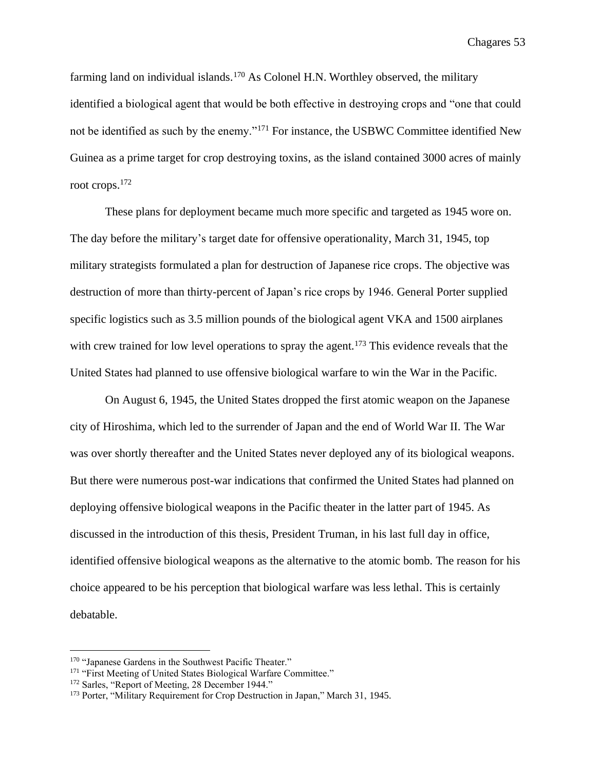farming land on individual islands.[170] As Colonel H.N. Worthley observed, the military identified a biological agent that would be both effective in destroying crops and "one that could not be identified as such by the enemy."[171] For instance, the USBWC Committee identified New Guinea as a prime target for crop destroying toxins, as the island contained 3000 acres of mainly root crops.[172]

These plans for deployment became much more specific and targeted as 1945 wore on. The day before the military's target date for offensive operationality, March 31, 1945, top military strategists formulated a plan for destruction of Japanese rice crops. The objective was destruction of more than thirty-percent of Japan's rice crops by 1946. General Porter supplied specific logistics such as 3.5 million pounds of the biological agent VKA and 1500 airplanes with crew trained for low level operations to spray the agent.[173] This evidence reveals that the United States had planned to use offensive biological warfare to win the War in the Pacific.

On August 6, 1945, the United States dropped the first atomic weapon on the Japanese city of Hiroshima, which led to the surrender of Japan and the end of World War II. The War was over shortly thereafter and the United States never deployed any of its biological weapons. But there were numerous post-war indications that confirmed the United States had planned on deploying offensive biological weapons in the Pacific theater in the latter part of 1945. As discussed in the introduction of this thesis, President Truman, in his last full day in office, identified offensive biological weapons as the alternative to the atomic bomb. The reason for his choice appeared to be his perception that biological warfare was less lethal. This is certainly debatable.

---

[170] "Japanese Gardens in the Southwest Pacific Theater."

[171] "First Meeting of United States Biological Warfare Committee."

[172] Sarles, "Report of Meeting, 28 December 1944."

[173] Porter, "Military Requirement for Crop Destruction in Japan," March 31, 1945.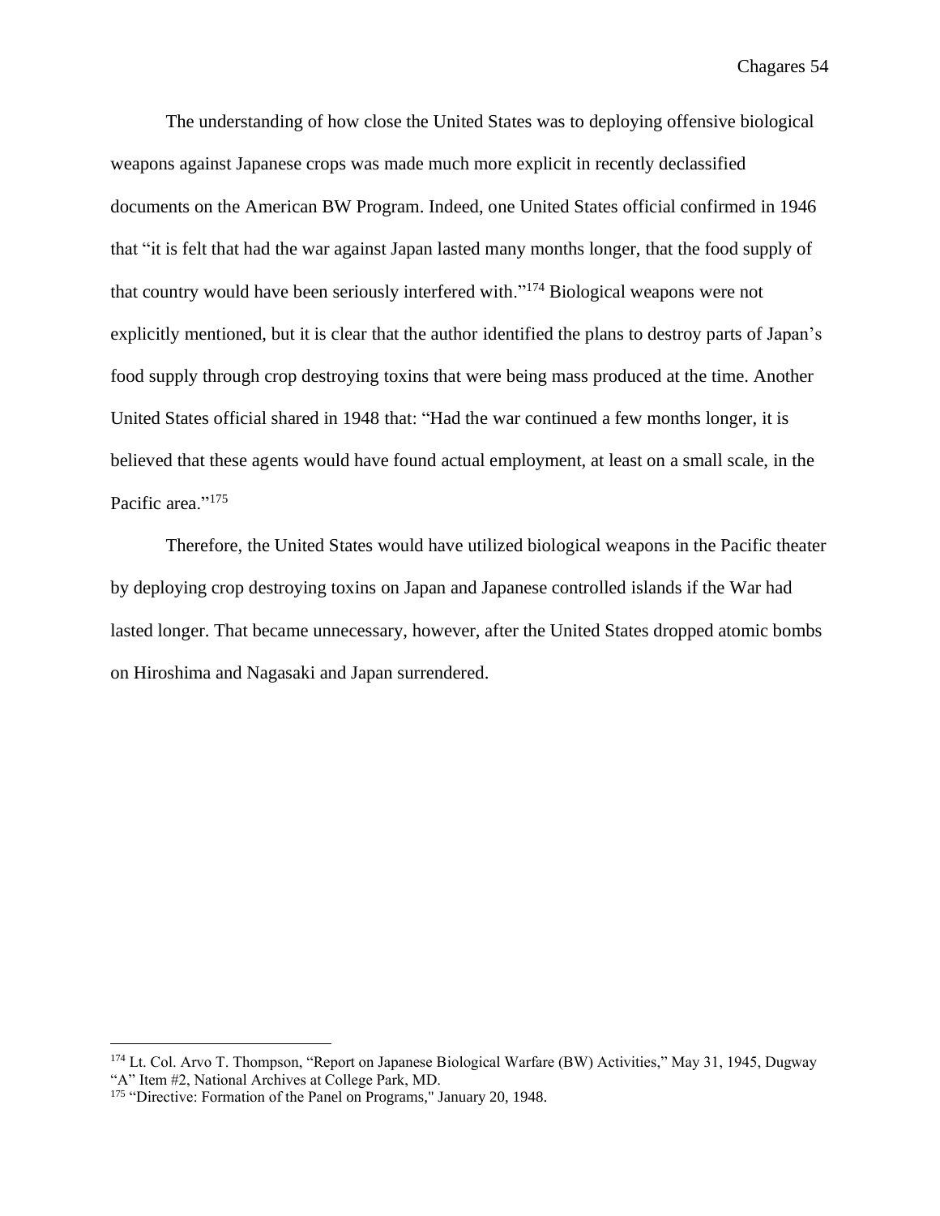The understanding of how close the United States was to deploying offensive biological weapons against Japanese crops was made much more explicit in recently declassified documents on the American BW Program. Indeed, one United States official confirmed in 1946 that "it is felt that had the war against Japan lasted many months longer, that the food supply of that country would have been seriously interfered with."[174] Biological weapons were not explicitly mentioned, but it is clear that the author identified the plans to destroy parts of Japan's food supply through crop destroying toxins that were being mass produced at the time. Another United States official shared in 1948 that: "Had the war continued a few months longer, it is believed that these agents would have found actual employment, at least on a small scale, in the Pacific area."[175]

Therefore, the United States would have utilized biological weapons in the Pacific theater by deploying crop destroying toxins on Japan and Japanese controlled islands if the War had lasted longer. That became unnecessary, however, after the United States dropped atomic bombs on Hiroshima and Nagasaki and Japan surrendered.

---

[174] Lt. Col. Arvo T. Thompson, "Report on Japanese Biological Warfare (BW) Activities," May 31, 1945, Dugway "A" Item #2, National Archives at College Park, MD.

[175] "Directive: Formation of the Panel on Programs," January 20, 1948.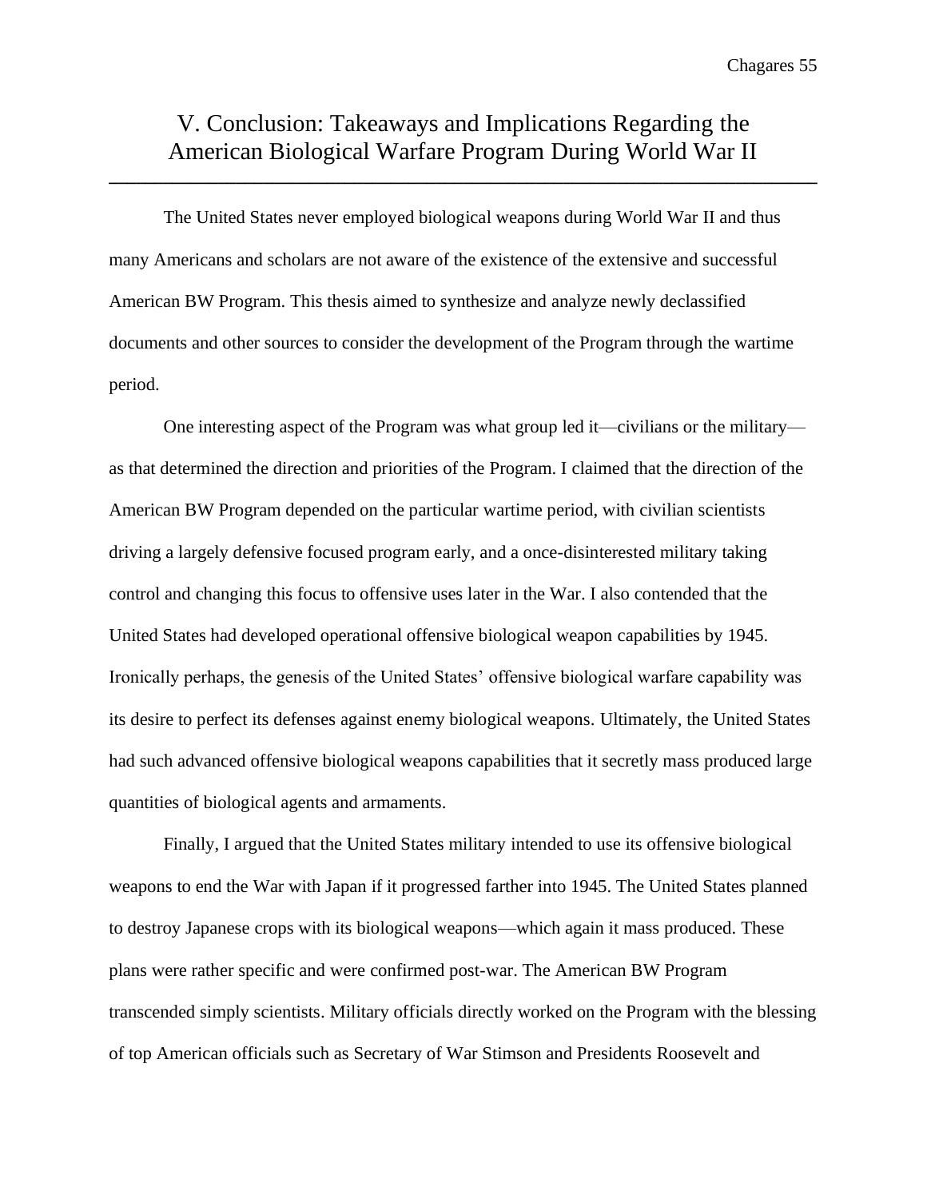# V. Conclusion: Takeaways and Implications Regarding the American Biological Warfare Program During World War II

The United States never employed biological weapons during World War II and thus many Americans and scholars are not aware of the existence of the extensive and successful American BW Program. This thesis aimed to synthesize and analyze newly declassified documents and other sources to consider the development of the Program through the wartime period.

One interesting aspect of the Program was what group led it—civilians or the military—as that determined the direction and priorities of the Program. I claimed that the direction of the American BW Program depended on the particular wartime period, with civilian scientists driving a largely defensive focused program early, and a once-disinterested military taking control and changing this focus to offensive uses later in the War. I also contended that the United States had developed operational offensive biological weapon capabilities by 1945. Ironically perhaps, the genesis of the United States' offensive biological warfare capability was its desire to perfect its defenses against enemy biological weapons. Ultimately, the United States had such advanced offensive biological weapons capabilities that it secretly mass produced large quantities of biological agents and armaments.

Finally, I argued that the United States military intended to use its offensive biological weapons to end the War with Japan if it progressed farther into 1945. The United States planned to destroy Japanese crops with its biological weapons—which again it mass produced. These plans were rather specific and were confirmed post-war. The American BW Program transcended simply scientists. Military officials directly worked on the Program with the blessing of top American officials such as Secretary of War Stimson and Presidents Roosevelt and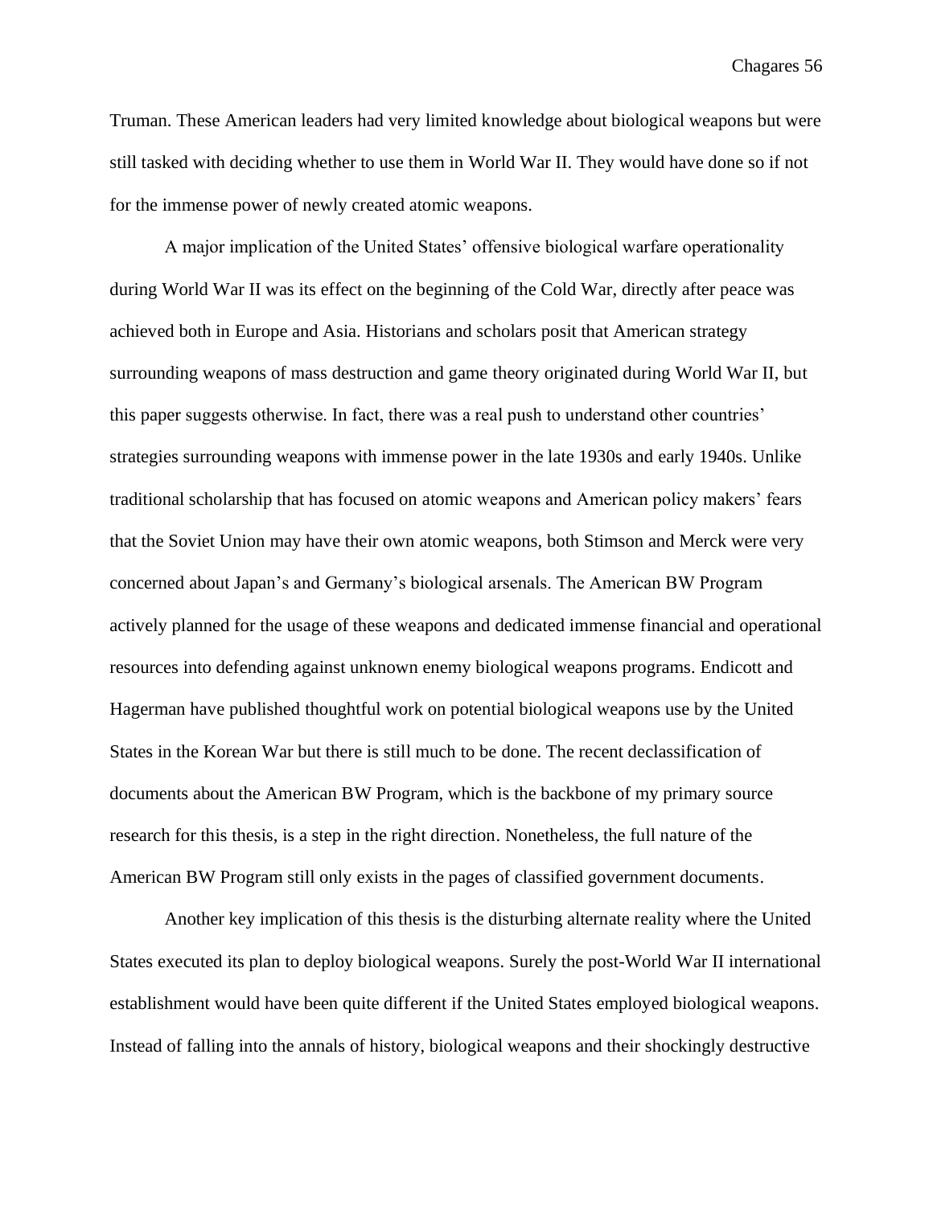Truman. These American leaders had very limited knowledge about biological weapons but were still tasked with deciding whether to use them in World War II. They would have done so if not for the immense power of newly created atomic weapons.

A major implication of the United States' offensive biological warfare operationality during World War II was its effect on the beginning of the Cold War, directly after peace was achieved both in Europe and Asia. Historians and scholars posit that American strategy surrounding weapons of mass destruction and game theory originated during World War II, but this paper suggests otherwise. In fact, there was a real push to understand other countries' strategies surrounding weapons with immense power in the late 1930s and early 1940s. Unlike traditional scholarship that has focused on atomic weapons and American policy makers' fears that the Soviet Union may have their own atomic weapons, both Stimson and Merck were very concerned about Japan's and Germany's biological arsenals. The American BW Program actively planned for the usage of these weapons and dedicated immense financial and operational resources into defending against unknown enemy biological weapons programs. Endicott and Hagerman have published thoughtful work on potential biological weapons use by the United States in the Korean War but there is still much to be done. The recent declassification of documents about the American BW Program, which is the backbone of my primary source research for this thesis, is a step in the right direction. Nonetheless, the full nature of the American BW Program still only exists in the pages of classified government documents.

Another key implication of this thesis is the disturbing alternate reality where the United States executed its plan to deploy biological weapons. Surely the post-World War II international establishment would have been quite different if the United States employed biological weapons. Instead of falling into the annals of history, biological weapons and their shockingly destructive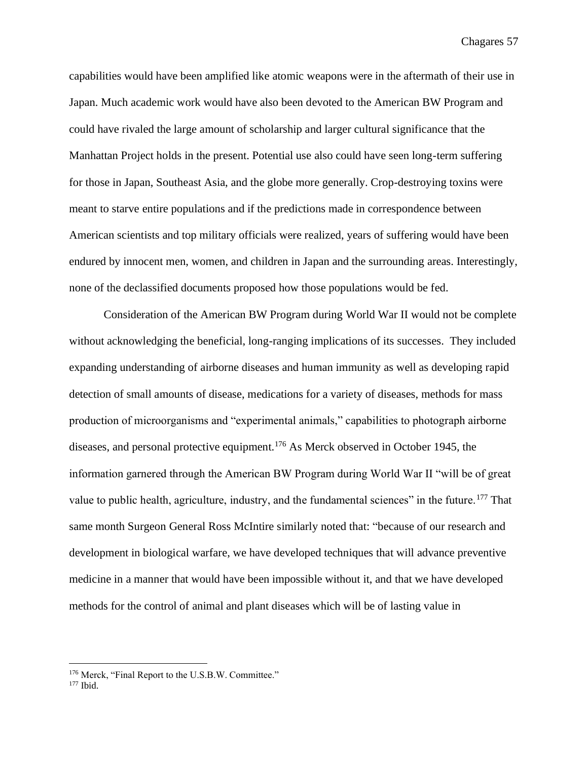capabilities would have been amplified like atomic weapons were in the aftermath of their use in Japan. Much academic work would have also been devoted to the American BW Program and could have rivaled the large amount of scholarship and larger cultural significance that the Manhattan Project holds in the present. Potential use also could have seen long-term suffering for those in Japan, Southeast Asia, and the globe more generally. Crop-destroying toxins were meant to starve entire populations and if the predictions made in correspondence between American scientists and top military officials were realized, years of suffering would have been endured by innocent men, women, and children in Japan and the surrounding areas. Interestingly, none of the declassified documents proposed how those populations would be fed.

Consideration of the American BW Program during World War II would not be complete without acknowledging the beneficial, long-ranging implications of its successes. They included expanding understanding of airborne diseases and human immunity as well as developing rapid detection of small amounts of disease, medications for a variety of diseases, methods for mass production of microorganisms and "experimental animals," capabilities to photograph airborne diseases, and personal protective equipment.[176] As Merck observed in October 1945, the information garnered through the American BW Program during World War II "will be of great value to public health, agriculture, industry, and the fundamental sciences" in the future.[177] That same month Surgeon General Ross McIntire similarly noted that: "because of our research and development in biological warfare, we have developed techniques that will advance preventive medicine in a manner that would have been impossible without it, and that we have developed methods for the control of animal and plant diseases which will be of lasting value in

---

[176] Merck, "Final Report to the U.S.B.W. Committee."
[177] Ibid.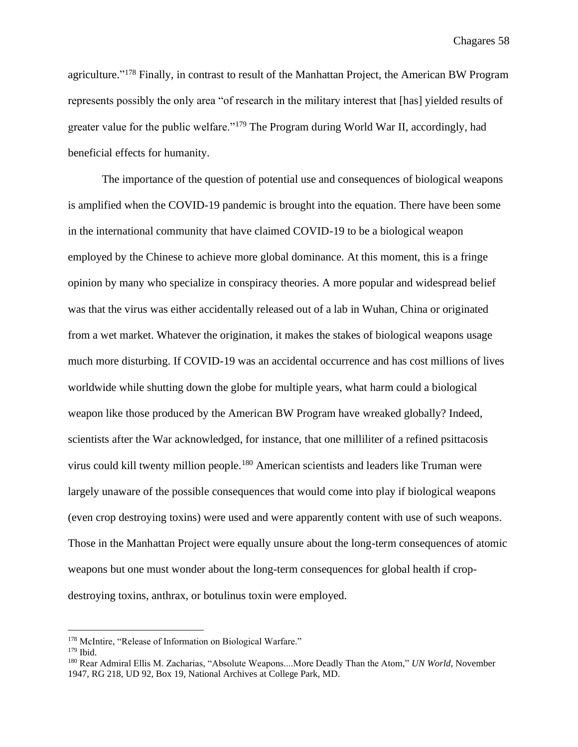agriculture."[178] Finally, in contrast to result of the Manhattan Project, the American BW Program represents possibly the only area "of research in the military interest that [has] yielded results of greater value for the public welfare."[179] The Program during World War II, accordingly, had beneficial effects for humanity.

The importance of the question of potential use and consequences of biological weapons is amplified when the COVID-19 pandemic is brought into the equation. There have been some in the international community that have claimed COVID-19 to be a biological weapon employed by the Chinese to achieve more global dominance. At this moment, this is a fringe opinion by many who specialize in conspiracy theories. A more popular and widespread belief was that the virus was either accidentally released out of a lab in Wuhan, China or originated from a wet market. Whatever the origination, it makes the stakes of biological weapons usage much more disturbing. If COVID-19 was an accidental occurrence and has cost millions of lives worldwide while shutting down the globe for multiple years, what harm could a biological weapon like those produced by the American BW Program have wreaked globally? Indeed, scientists after the War acknowledged, for instance, that one milliliter of a refined psittacosis virus could kill twenty million people.[180] American scientists and leaders like Truman were largely unaware of the possible consequences that would come into play if biological weapons (even crop destroying toxins) were used and were apparently content with use of such weapons. Those in the Manhattan Project were equally unsure about the long-term consequences of atomic weapons but one must wonder about the long-term consequences for global health if crop-destroying toxins, anthrax, or botulinus toxin were employed.

---

[178] McIntire, "Release of Information on Biological Warfare."

[179] Ibid.

[180] Rear Admiral Ellis M. Zacharias, "Absolute Weapons....More Deadly Than the Atom," *UN World*, November 1947, RG 218, UD 92, Box 19, National Archives at College Park, MD.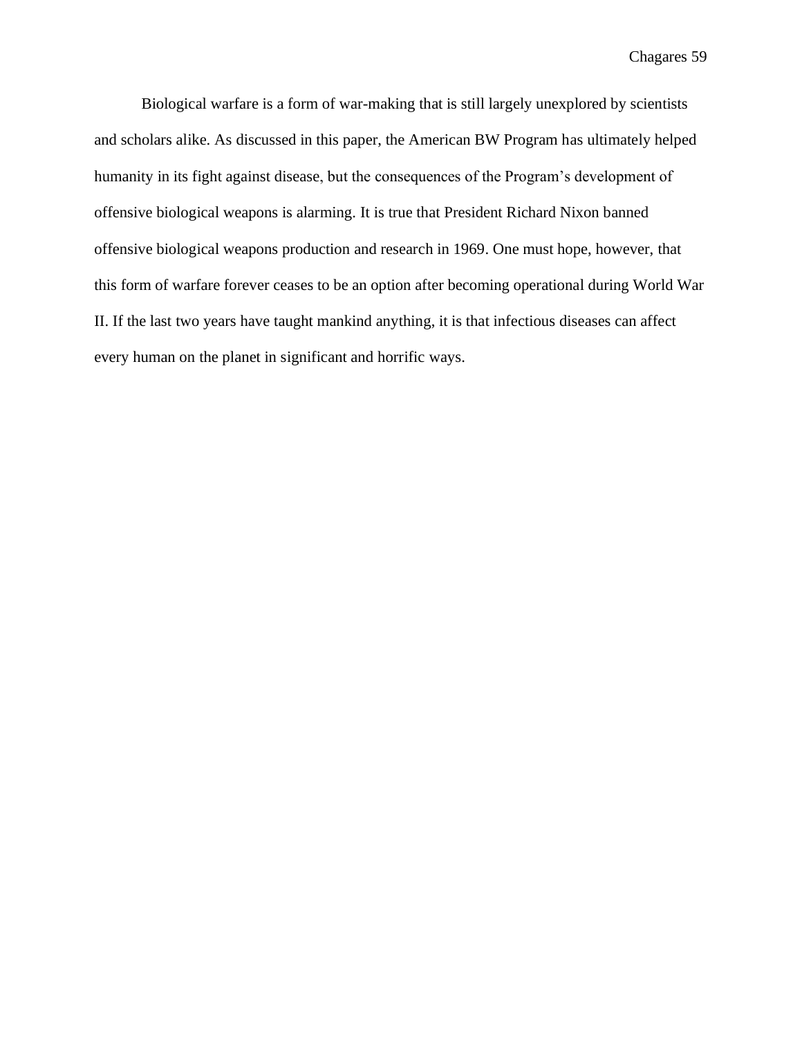Biological warfare is a form of war-making that is still largely unexplored by scientists and scholars alike. As discussed in this paper, the American BW Program has ultimately helped humanity in its fight against disease, but the consequences of the Program's development of offensive biological weapons is alarming. It is true that President Richard Nixon banned offensive biological weapons production and research in 1969. One must hope, however, that this form of warfare forever ceases to be an option after becoming operational during World War II. If the last two years have taught mankind anything, it is that infectious diseases can affect every human on the planet in significant and horrific ways.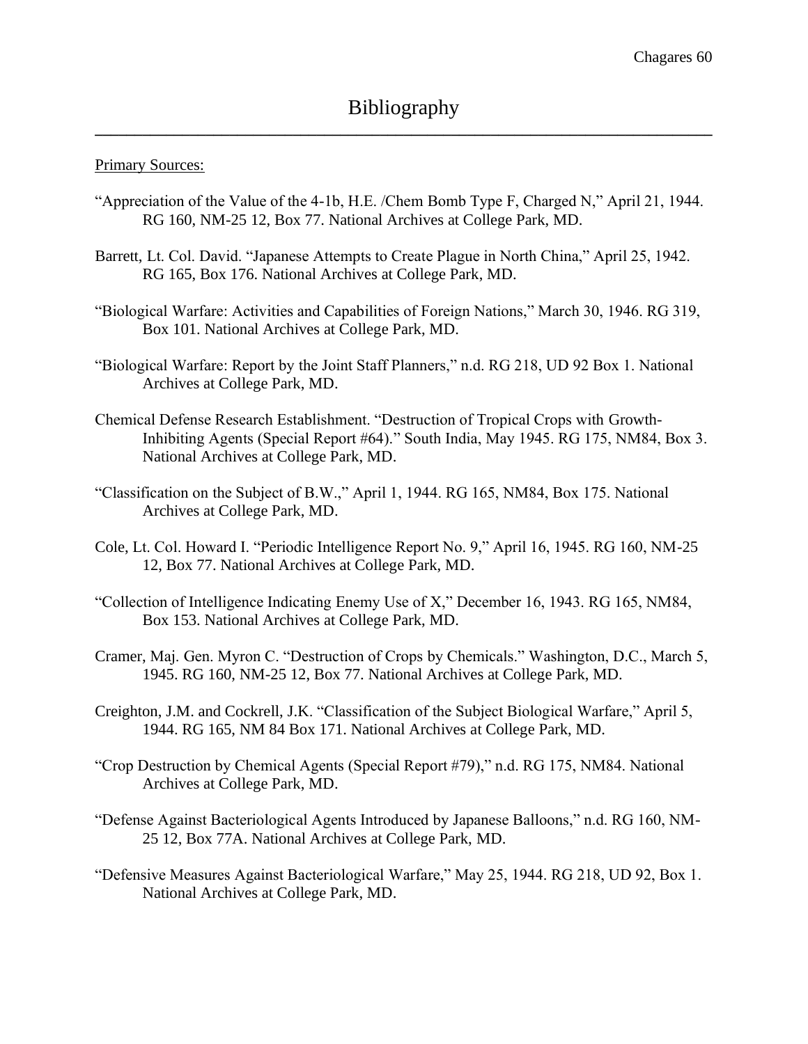# Bibliography

Primary Sources:

"Appreciation of the Value of the 4-1b, H.E. /Chem Bomb Type F, Charged N," April 21, 1944. RG 160, NM-25 12, Box 77. National Archives at College Park, MD.

Barrett, Lt. Col. David. "Japanese Attempts to Create Plague in North China," April 25, 1942. RG 165, Box 176. National Archives at College Park, MD.

"Biological Warfare: Activities and Capabilities of Foreign Nations," March 30, 1946. RG 319, Box 101. National Archives at College Park, MD.

"Biological Warfare: Report by the Joint Staff Planners," n.d. RG 218, UD 92 Box 1. National Archives at College Park, MD.

Chemical Defense Research Establishment. "Destruction of Tropical Crops with Growth-Inhibiting Agents (Special Report #64)." South India, May 1945. RG 175, NM84, Box 3. National Archives at College Park, MD.

"Classification on the Subject of B.W.," April 1, 1944. RG 165, NM84, Box 175. National Archives at College Park, MD.

Cole, Lt. Col. Howard I. "Periodic Intelligence Report No. 9," April 16, 1945. RG 160, NM-25 12, Box 77. National Archives at College Park, MD.

"Collection of Intelligence Indicating Enemy Use of X," December 16, 1943. RG 165, NM84, Box 153. National Archives at College Park, MD.

Cramer, Maj. Gen. Myron C. "Destruction of Crops by Chemicals." Washington, D.C., March 5, 1945. RG 160, NM-25 12, Box 77. National Archives at College Park, MD.

Creighton, J.M. and Cockrell, J.K. "Classification of the Subject Biological Warfare," April 5, 1944. RG 165, NM 84 Box 171. National Archives at College Park, MD.

"Crop Destruction by Chemical Agents (Special Report #79)," n.d. RG 175, NM84. National Archives at College Park, MD.

"Defense Against Bacteriological Agents Introduced by Japanese Balloons," n.d. RG 160, NM-25 12, Box 77A. National Archives at College Park, MD.

"Defensive Measures Against Bacteriological Warfare," May 25, 1944. RG 218, UD 92, Box 1. National Archives at College Park, MD.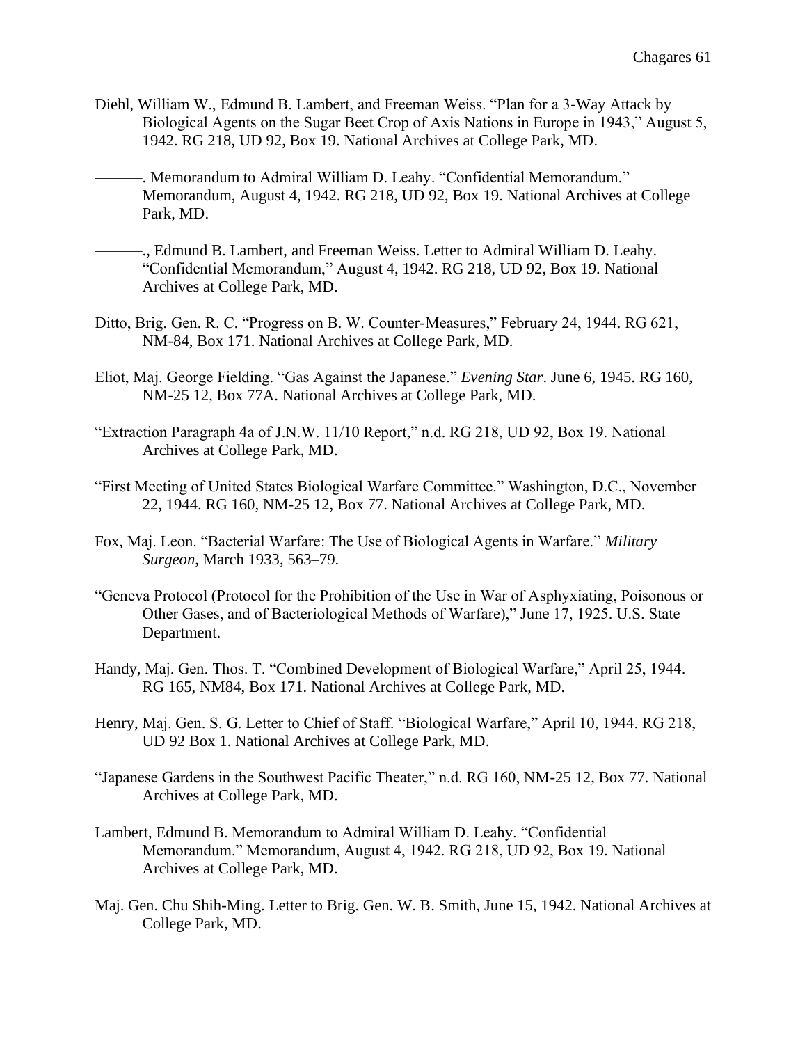Diehl, William W., Edmund B. Lambert, and Freeman Weiss. "Plan for a 3-Way Attack by Biological Agents on the Sugar Beet Crop of Axis Nations in Europe in 1943," August 5, 1942. RG 218, UD 92, Box 19. National Archives at College Park, MD.

———. Memorandum to Admiral William D. Leahy. "Confidential Memorandum." Memorandum, August 4, 1942. RG 218, UD 92, Box 19. National Archives at College Park, MD.

———., Edmund B. Lambert, and Freeman Weiss. Letter to Admiral William D. Leahy. "Confidential Memorandum," August 4, 1942. RG 218, UD 92, Box 19. National Archives at College Park, MD.

Ditto, Brig. Gen. R. C. "Progress on B. W. Counter-Measures," February 24, 1944. RG 621, NM-84, Box 171. National Archives at College Park, MD.

Eliot, Maj. George Fielding. "Gas Against the Japanese." *Evening Star*. June 6, 1945. RG 160, NM-25 12, Box 77A. National Archives at College Park, MD.

"Extraction Paragraph 4a of J.N.W. 11/10 Report," n.d. RG 218, UD 92, Box 19. National Archives at College Park, MD.

"First Meeting of United States Biological Warfare Committee." Washington, D.C., November 22, 1944. RG 160, NM-25 12, Box 77. National Archives at College Park, MD.

Fox, Maj. Leon. "Bacterial Warfare: The Use of Biological Agents in Warfare." *Military Surgeon*, March 1933, 563–79.

"Geneva Protocol (Protocol for the Prohibition of the Use in War of Asphyxiating, Poisonous or Other Gases, and of Bacteriological Methods of Warfare)," June 17, 1925. U.S. State Department.

Handy, Maj. Gen. Thos. T. "Combined Development of Biological Warfare," April 25, 1944. RG 165, NM84, Box 171. National Archives at College Park, MD.

Henry, Maj. Gen. S. G. Letter to Chief of Staff. "Biological Warfare," April 10, 1944. RG 218, UD 92 Box 1. National Archives at College Park, MD.

"Japanese Gardens in the Southwest Pacific Theater," n.d. RG 160, NM-25 12, Box 77. National Archives at College Park, MD.

Lambert, Edmund B. Memorandum to Admiral William D. Leahy. "Confidential Memorandum." Memorandum, August 4, 1942. RG 218, UD 92, Box 19. National Archives at College Park, MD.

Maj. Gen. Chu Shih-Ming. Letter to Brig. Gen. W. B. Smith, June 15, 1942. National Archives at College Park, MD.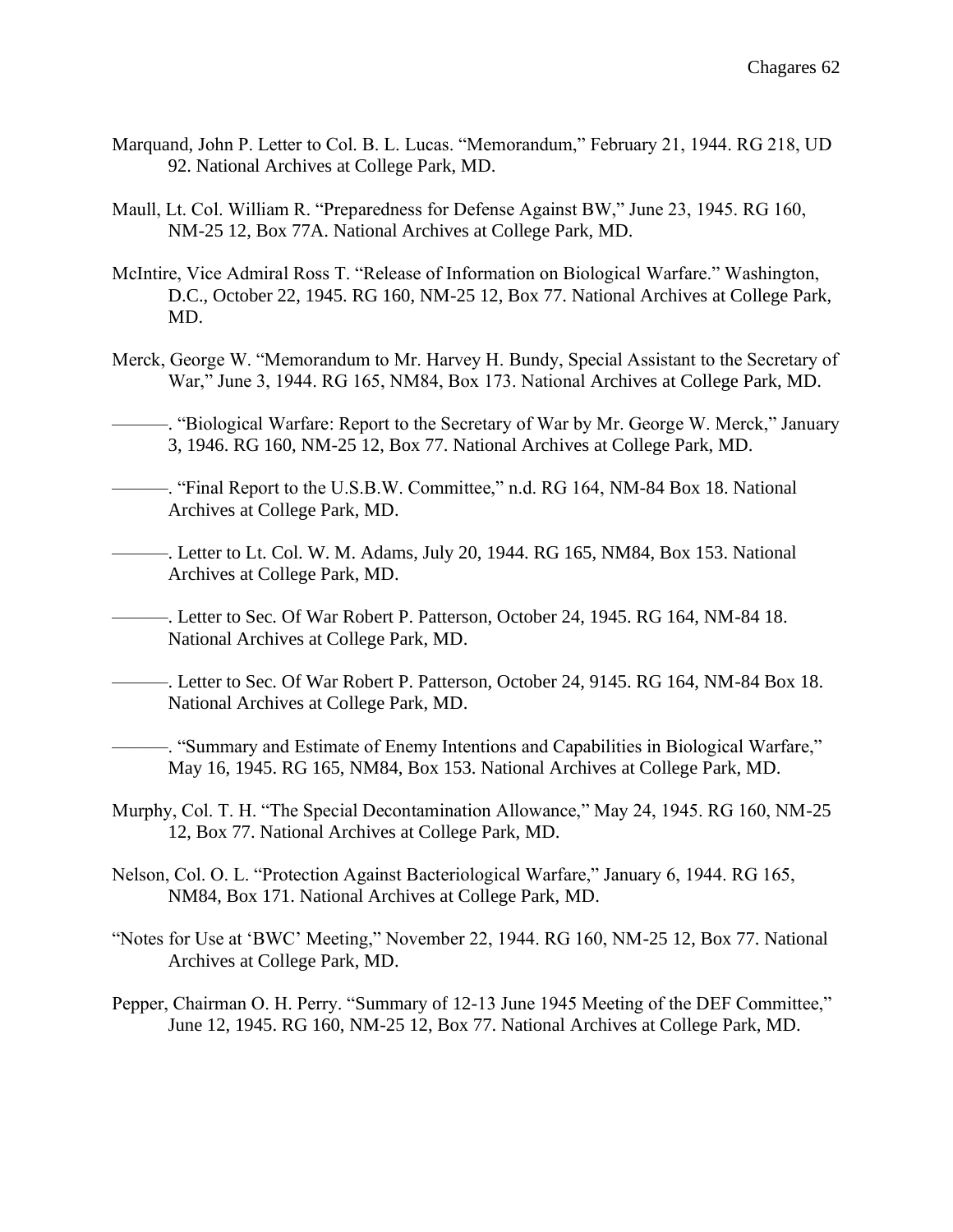Marquand, John P. Letter to Col. B. L. Lucas. "Memorandum," February 21, 1944. RG 218, UD 92. National Archives at College Park, MD.

Maull, Lt. Col. William R. "Preparedness for Defense Against BW," June 23, 1945. RG 160, NM-25 12, Box 77A. National Archives at College Park, MD.

McIntire, Vice Admiral Ross T. "Release of Information on Biological Warfare." Washington, D.C., October 22, 1945. RG 160, NM-25 12, Box 77. National Archives at College Park, MD.

Merck, George W. "Memorandum to Mr. Harvey H. Bundy, Special Assistant to the Secretary of War," June 3, 1944. RG 165, NM84, Box 173. National Archives at College Park, MD.

———. "Biological Warfare: Report to the Secretary of War by Mr. George W. Merck," January 3, 1946. RG 160, NM-25 12, Box 77. National Archives at College Park, MD.

———. "Final Report to the U.S.B.W. Committee," n.d. RG 164, NM-84 Box 18. National Archives at College Park, MD.

———. Letter to Lt. Col. W. M. Adams, July 20, 1944. RG 165, NM84, Box 153. National Archives at College Park, MD.

———. Letter to Sec. Of War Robert P. Patterson, October 24, 1945. RG 164, NM-84 18. National Archives at College Park, MD.

———. Letter to Sec. Of War Robert P. Patterson, October 24, 9145. RG 164, NM-84 Box 18. National Archives at College Park, MD.

———. "Summary and Estimate of Enemy Intentions and Capabilities in Biological Warfare," May 16, 1945. RG 165, NM84, Box 153. National Archives at College Park, MD.

Murphy, Col. T. H. "The Special Decontamination Allowance," May 24, 1945. RG 160, NM-25 12, Box 77. National Archives at College Park, MD.

Nelson, Col. O. L. "Protection Against Bacteriological Warfare," January 6, 1944. RG 165, NM84, Box 171. National Archives at College Park, MD.

"Notes for Use at 'BWC' Meeting," November 22, 1944. RG 160, NM-25 12, Box 77. National Archives at College Park, MD.

Pepper, Chairman O. H. Perry. "Summary of 12-13 June 1945 Meeting of the DEF Committee," June 12, 1945. RG 160, NM-25 12, Box 77. National Archives at College Park, MD.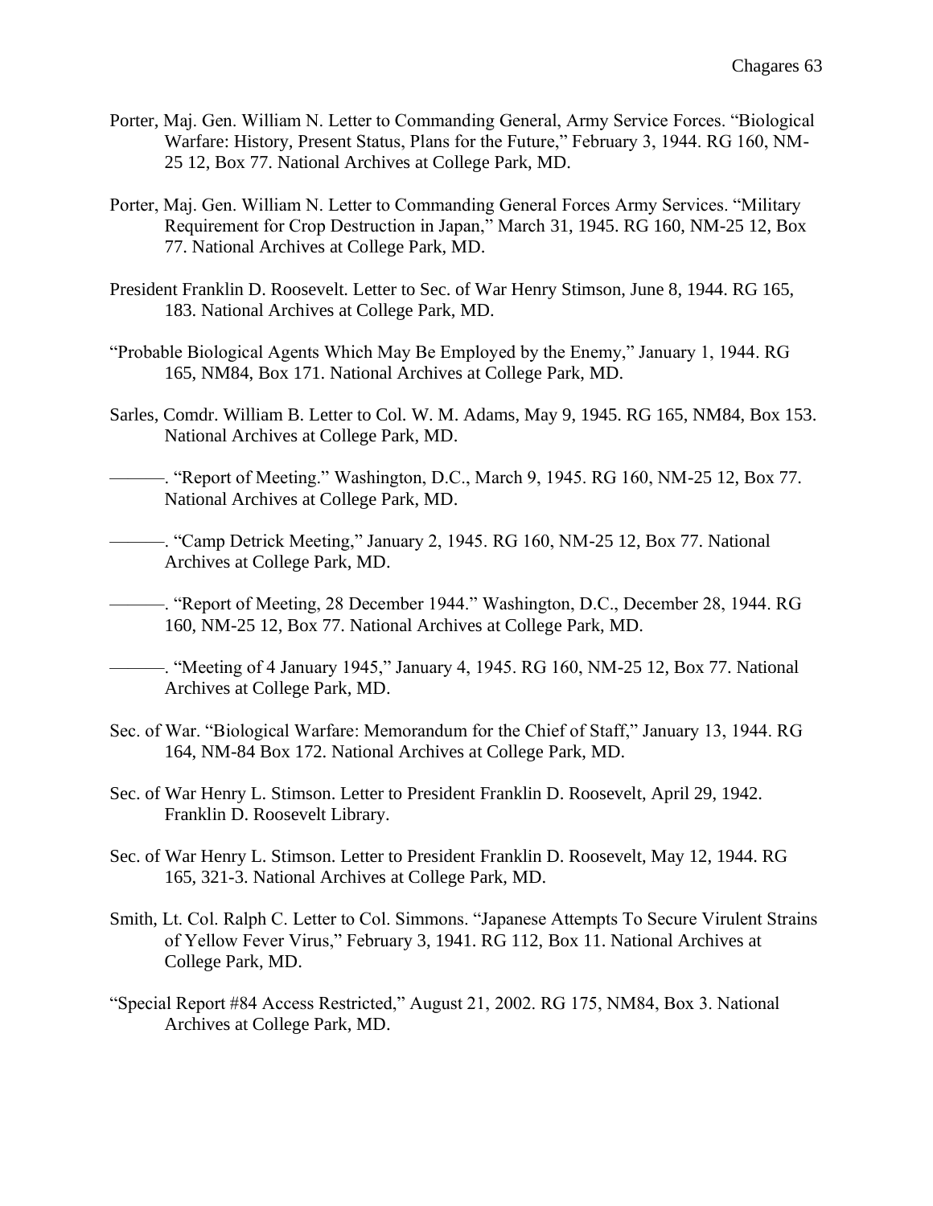Porter, Maj. Gen. William N. Letter to Commanding General, Army Service Forces. "Biological Warfare: History, Present Status, Plans for the Future," February 3, 1944. RG 160, NM-25 12, Box 77. National Archives at College Park, MD.

Porter, Maj. Gen. William N. Letter to Commanding General Forces Army Services. "Military Requirement for Crop Destruction in Japan," March 31, 1945. RG 160, NM-25 12, Box 77. National Archives at College Park, MD.

President Franklin D. Roosevelt. Letter to Sec. of War Henry Stimson, June 8, 1944. RG 165, 183. National Archives at College Park, MD.

"Probable Biological Agents Which May Be Employed by the Enemy," January 1, 1944. RG 165, NM84, Box 171. National Archives at College Park, MD.

Sarles, Comdr. William B. Letter to Col. W. M. Adams, May 9, 1945. RG 165, NM84, Box 153. National Archives at College Park, MD.

———. "Report of Meeting." Washington, D.C., March 9, 1945. RG 160, NM-25 12, Box 77. National Archives at College Park, MD.

———. "Camp Detrick Meeting," January 2, 1945. RG 160, NM-25 12, Box 77. National Archives at College Park, MD.

———. "Report of Meeting, 28 December 1944." Washington, D.C., December 28, 1944. RG 160, NM-25 12, Box 77. National Archives at College Park, MD.

———. "Meeting of 4 January 1945," January 4, 1945. RG 160, NM-25 12, Box 77. National Archives at College Park, MD.

Sec. of War. "Biological Warfare: Memorandum for the Chief of Staff," January 13, 1944. RG 164, NM-84 Box 172. National Archives at College Park, MD.

Sec. of War Henry L. Stimson. Letter to President Franklin D. Roosevelt, April 29, 1942. Franklin D. Roosevelt Library.

Sec. of War Henry L. Stimson. Letter to President Franklin D. Roosevelt, May 12, 1944. RG 165, 321-3. National Archives at College Park, MD.

Smith, Lt. Col. Ralph C. Letter to Col. Simmons. "Japanese Attempts To Secure Virulent Strains of Yellow Fever Virus," February 3, 1941. RG 112, Box 11. National Archives at College Park, MD.

"Special Report #84 Access Restricted," August 21, 2002. RG 175, NM84, Box 3. National Archives at College Park, MD.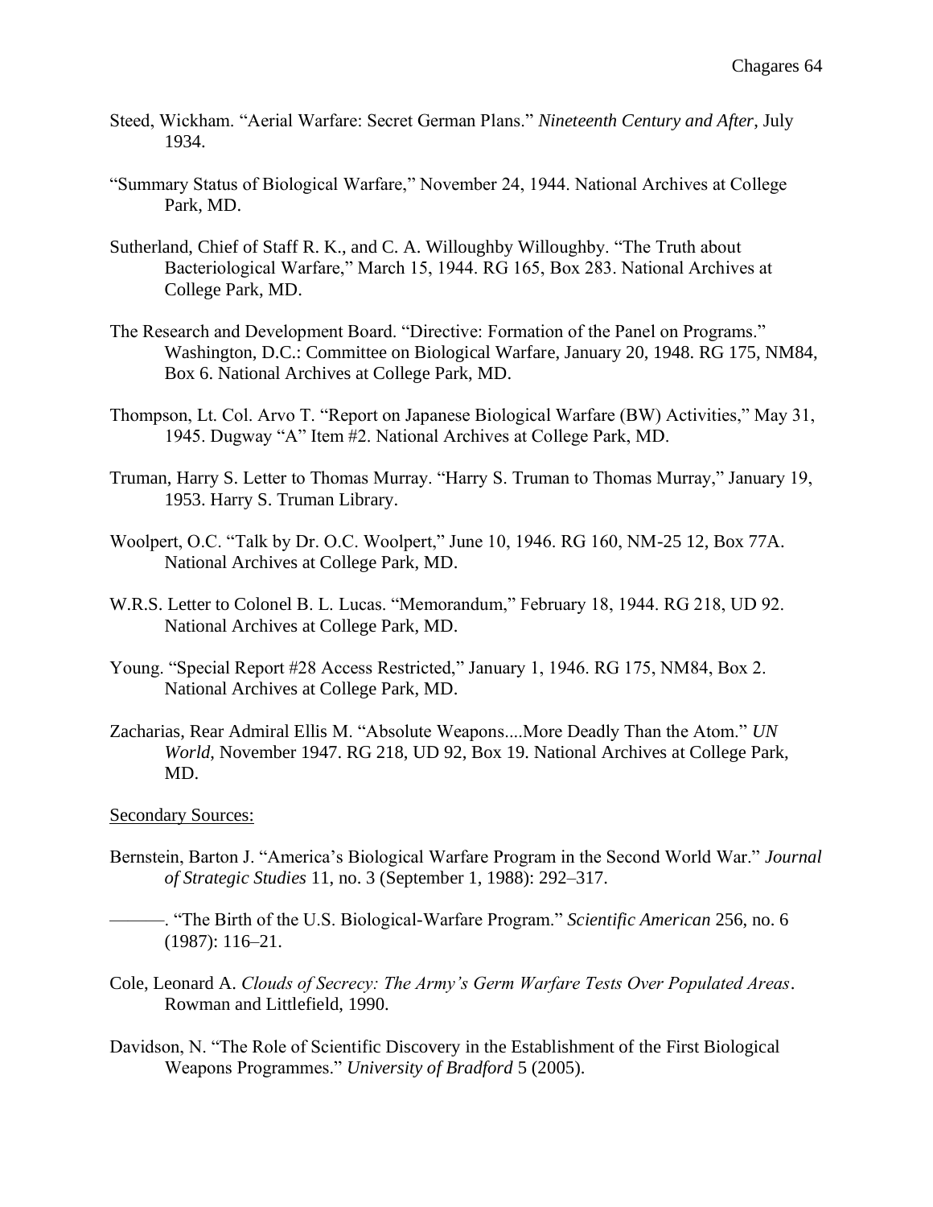Steed, Wickham. "Aerial Warfare: Secret German Plans." *Nineteenth Century and After*, July 1934.

"Summary Status of Biological Warfare," November 24, 1944. National Archives at College Park, MD.

Sutherland, Chief of Staff R. K., and C. A. Willoughby Willoughby. "The Truth about Bacteriological Warfare," March 15, 1944. RG 165, Box 283. National Archives at College Park, MD.

The Research and Development Board. "Directive: Formation of the Panel on Programs." Washington, D.C.: Committee on Biological Warfare, January 20, 1948. RG 175, NM84, Box 6. National Archives at College Park, MD.

Thompson, Lt. Col. Arvo T. "Report on Japanese Biological Warfare (BW) Activities," May 31, 1945. Dugway "A" Item #2. National Archives at College Park, MD.

Truman, Harry S. Letter to Thomas Murray. "Harry S. Truman to Thomas Murray," January 19, 1953. Harry S. Truman Library.

Woolpert, O.C. "Talk by Dr. O.C. Woolpert," June 10, 1946. RG 160, NM-25 12, Box 77A. National Archives at College Park, MD.

W.R.S. Letter to Colonel B. L. Lucas. "Memorandum," February 18, 1944. RG 218, UD 92. National Archives at College Park, MD.

Young. "Special Report #28 Access Restricted," January 1, 1946. RG 175, NM84, Box 2. National Archives at College Park, MD.

Zacharias, Rear Admiral Ellis M. "Absolute Weapons....More Deadly Than the Atom." *UN World*, November 1947. RG 218, UD 92, Box 19. National Archives at College Park, MD.

<u>Secondary Sources:</u>

Bernstein, Barton J. "America's Biological Warfare Program in the Second World War." *Journal of Strategic Studies* 11, no. 3 (September 1, 1988): 292–317.

———. "The Birth of the U.S. Biological-Warfare Program." *Scientific American* 256, no. 6 (1987): 116–21.

Cole, Leonard A. *Clouds of Secrecy: The Army's Germ Warfare Tests Over Populated Areas*. Rowman and Littlefield, 1990.

Davidson, N. "The Role of Scientific Discovery in the Establishment of the First Biological Weapons Programmes." *University of Bradford* 5 (2005).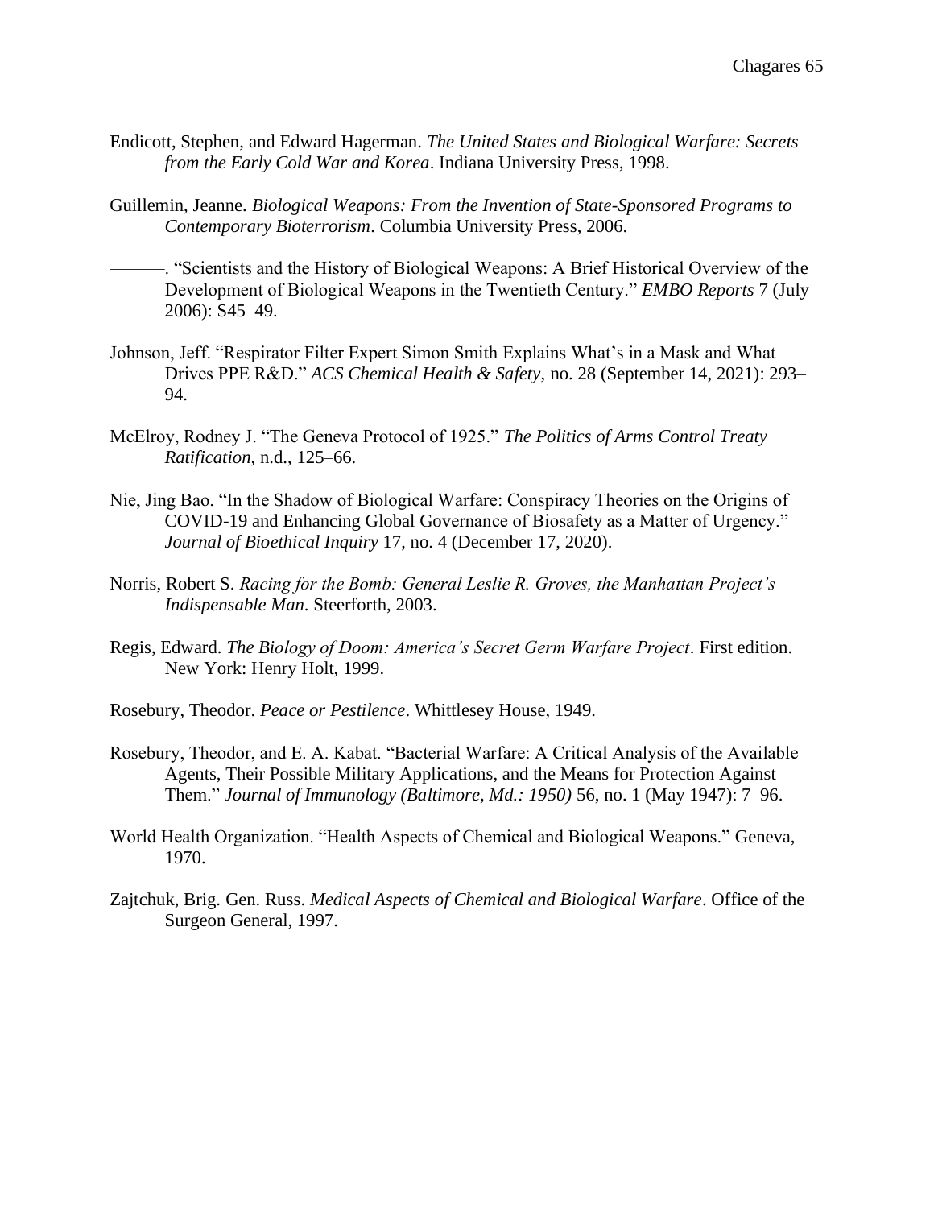Endicott, Stephen, and Edward Hagerman. *The United States and Biological Warfare: Secrets from the Early Cold War and Korea*. Indiana University Press, 1998.

Guillemin, Jeanne. *Biological Weapons: From the Invention of State-Sponsored Programs to Contemporary Bioterrorism*. Columbia University Press, 2006.

———. "Scientists and the History of Biological Weapons: A Brief Historical Overview of the Development of Biological Weapons in the Twentieth Century." *EMBO Reports* 7 (July 2006): S45–49.

Johnson, Jeff. "Respirator Filter Expert Simon Smith Explains What's in a Mask and What Drives PPE R&D." *ACS Chemical Health & Safety*, no. 28 (September 14, 2021): 293–94.

McElroy, Rodney J. "The Geneva Protocol of 1925." *The Politics of Arms Control Treaty Ratification*, n.d., 125–66.

Nie, Jing Bao. "In the Shadow of Biological Warfare: Conspiracy Theories on the Origins of COVID-19 and Enhancing Global Governance of Biosafety as a Matter of Urgency." *Journal of Bioethical Inquiry* 17, no. 4 (December 17, 2020).

Norris, Robert S. *Racing for the Bomb: General Leslie R. Groves, the Manhattan Project's Indispensable Man.* Steerforth, 2003.

Regis, Edward. *The Biology of Doom: America's Secret Germ Warfare Project*. First edition. New York: Henry Holt, 1999.

Rosebury, Theodor. *Peace or Pestilence*. Whittlesey House, 1949.

Rosebury, Theodor, and E. A. Kabat. "Bacterial Warfare: A Critical Analysis of the Available Agents, Their Possible Military Applications, and the Means for Protection Against Them." *Journal of Immunology (Baltimore, Md.: 1950)* 56, no. 1 (May 1947): 7–96.

World Health Organization. "Health Aspects of Chemical and Biological Weapons." Geneva, 1970.

Zajtchuk, Brig. Gen. Russ. *Medical Aspects of Chemical and Biological Warfare*. Office of the Surgeon General, 1997.